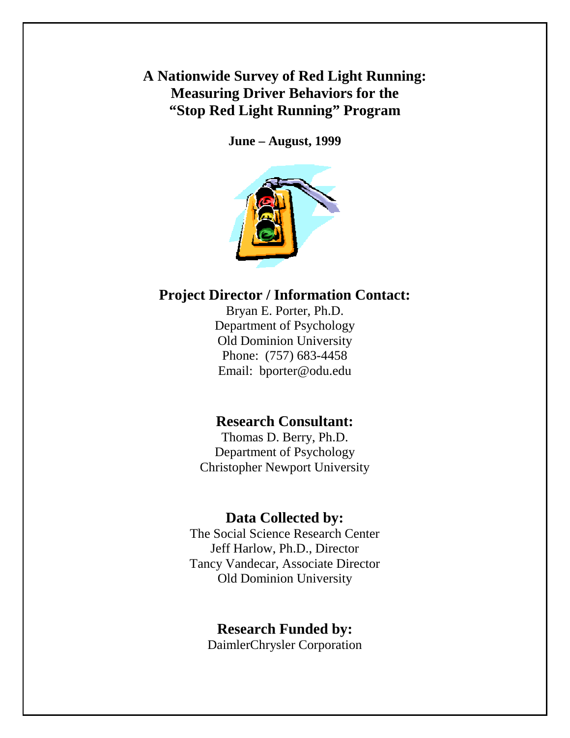# A Nationwide Survey of Red Light Running: Measuring Driver Behaviors for the "Stop Red Light Running" Program

**June – August, 1999**

## Project Director / Information Contact:

Bryan E. Porter, Ph.D.
Department of Psychology
Old Dominion University
Phone: (757) 683-4458
Email: bporter@odu.edu

## Research Consultant:

Thomas D. Berry, Ph.D.
Department of Psychology
Christopher Newport University

## Data Collected by:

The Social Science Research Center
Jeff Harlow, Ph.D., Director
Tancy Vandecar, Associate Director
Old Dominion University

## Research Funded by:

DaimlerChrysler Corporation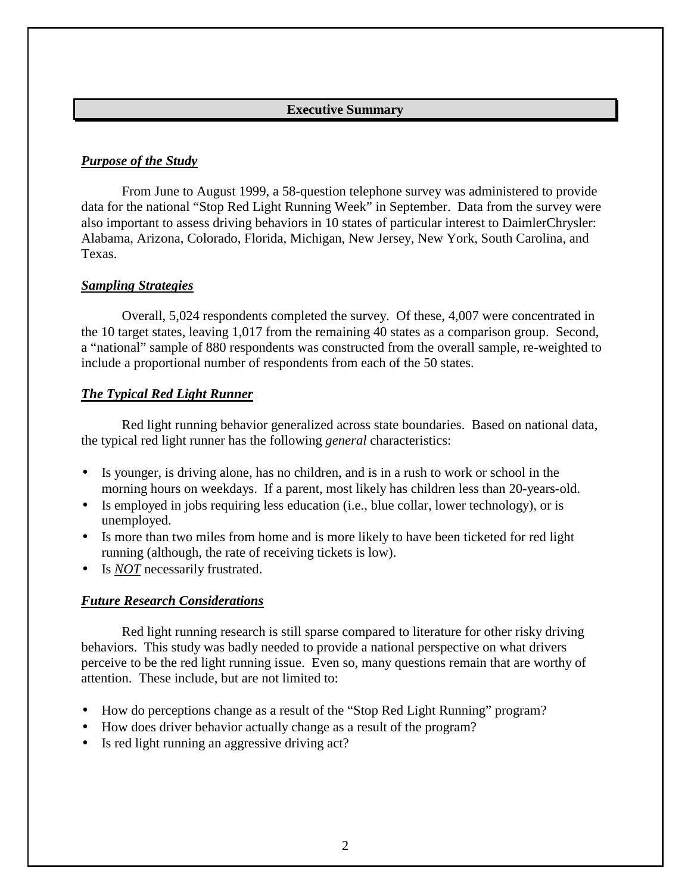## Executive Summary

### *Purpose of the Study*

From June to August 1999, a 58-question telephone survey was administered to provide data for the national "Stop Red Light Running Week" in September. Data from the survey were also important to assess driving behaviors in 10 states of particular interest to DaimlerChrysler: Alabama, Arizona, Colorado, Florida, Michigan, New Jersey, New York, South Carolina, and Texas.

### *Sampling Strategies*

Overall, 5,024 respondents completed the survey. Of these, 4,007 were concentrated in the 10 target states, leaving 1,017 from the remaining 40 states as a comparison group. Second, a "national" sample of 880 respondents was constructed from the overall sample, re-weighted to include a proportional number of respondents from each of the 50 states.

### *The Typical Red Light Runner*

Red light running behavior generalized across state boundaries. Based on national data, the typical red light runner has the following *general* characteristics:

- Is younger, is driving alone, has no children, and is in a rush to work or school in the morning hours on weekdays. If a parent, most likely has children less than 20-years-old.
- Is employed in jobs requiring less education (i.e., blue collar, lower technology), or is unemployed.
- Is more than two miles from home and is more likely to have been ticketed for red light running (although, the rate of receiving tickets is low).
- Is ***NOT*** necessarily frustrated.

### *Future Research Considerations*

Red light running research is still sparse compared to literature for other risky driving behaviors. This study was badly needed to provide a national perspective on what drivers perceive to be the red light running issue. Even so, many questions remain that are worthy of attention. These include, but are not limited to:

- How do perceptions change as a result of the "Stop Red Light Running" program?
- How does driver behavior actually change as a result of the program?
- Is red light running an aggressive driving act?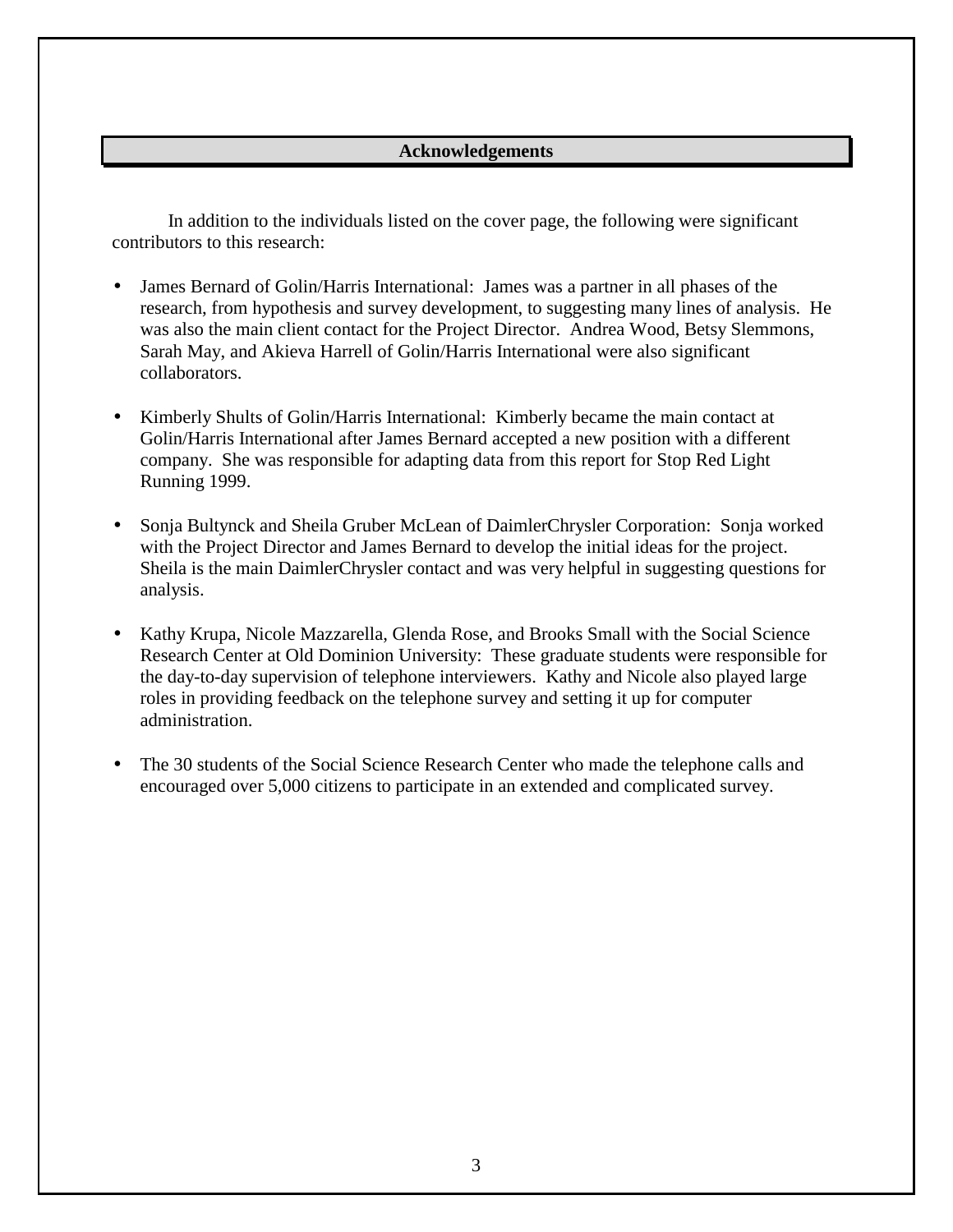## Acknowledgements

In addition to the individuals listed on the cover page, the following were significant contributors to this research:

- James Bernard of Golin/Harris International: James was a partner in all phases of the research, from hypothesis and survey development, to suggesting many lines of analysis. He was also the main client contact for the Project Director. Andrea Wood, Betsy Slemmons, Sarah May, and Akieva Harrell of Golin/Harris International were also significant collaborators.

- Kimberly Shults of Golin/Harris International: Kimberly became the main contact at Golin/Harris International after James Bernard accepted a new position with a different company. She was responsible for adapting data from this report for Stop Red Light Running 1999.

- Sonja Bultynck and Sheila Gruber McLean of DaimlerChrysler Corporation: Sonja worked with the Project Director and James Bernard to develop the initial ideas for the project. Sheila is the main DaimlerChrysler contact and was very helpful in suggesting questions for analysis.

- Kathy Krupa, Nicole Mazzarella, Glenda Rose, and Brooks Small with the Social Science Research Center at Old Dominion University: These graduate students were responsible for the day-to-day supervision of telephone interviewers. Kathy and Nicole also played large roles in providing feedback on the telephone survey and setting it up for computer administration.

- The 30 students of the Social Science Research Center who made the telephone calls and encouraged over 5,000 citizens to participate in an extended and complicated survey.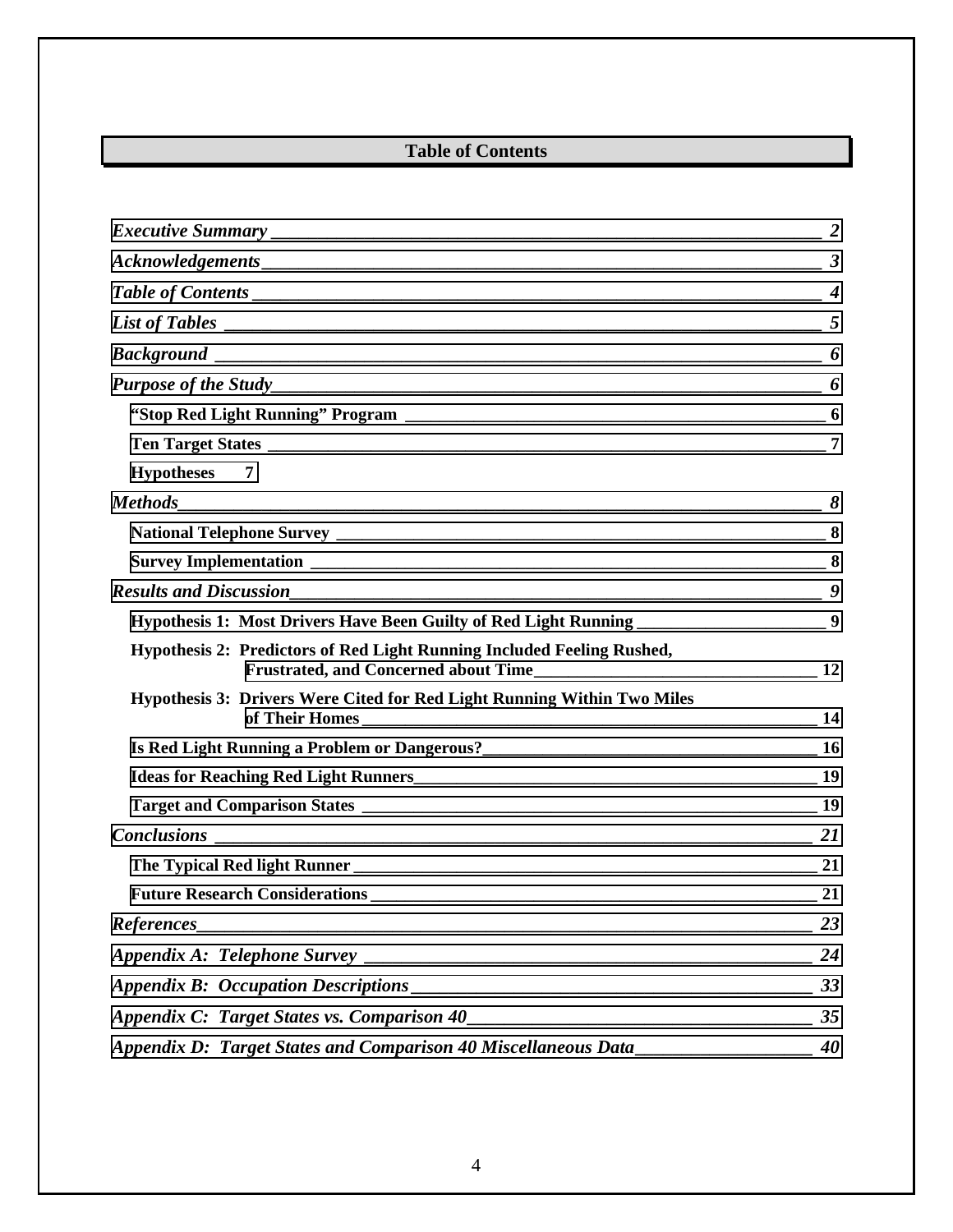# Table of Contents

*Executive Summary* — *2*

*Acknowledgements* — *3*

*Table of Contents* — *4*

*List of Tables* — *5*

*Background* — *6*

*Purpose of the Study* — *6*

- **"Stop Red Light Running" Program** — **6**
- **Ten Target States** — **7**
- **Hypotheses** — **7**

*Methods* — *8*

- **National Telephone Survey** — **8**
- **Survey Implementation** — **8**

*Results and Discussion* — *9*

- **Hypothesis 1: Most Drivers Have Been Guilty of Red Light Running** — **9**
- **Hypothesis 2: Predictors of Red Light Running Included Feeling Rushed, Frustrated, and Concerned about Time** — **12**
- **Hypothesis 3: Drivers Were Cited for Red Light Running Within Two Miles of Their Homes** — **14**
- **Is Red Light Running a Problem or Dangerous?** — **16**
- **Ideas for Reaching Red Light Runners** — **19**
- **Target and Comparison States** — **19**

*Conclusions* — *21*

- **The Typical Red light Runner** — **21**
- **Future Research Considerations** — **21**

*References* — *23*

*Appendix A: Telephone Survey* — *24*

*Appendix B: Occupation Descriptions* — *33*

*Appendix C: Target States vs. Comparison 40* — *35*

*Appendix D: Target States and Comparison 40 Miscellaneous Data* — *40*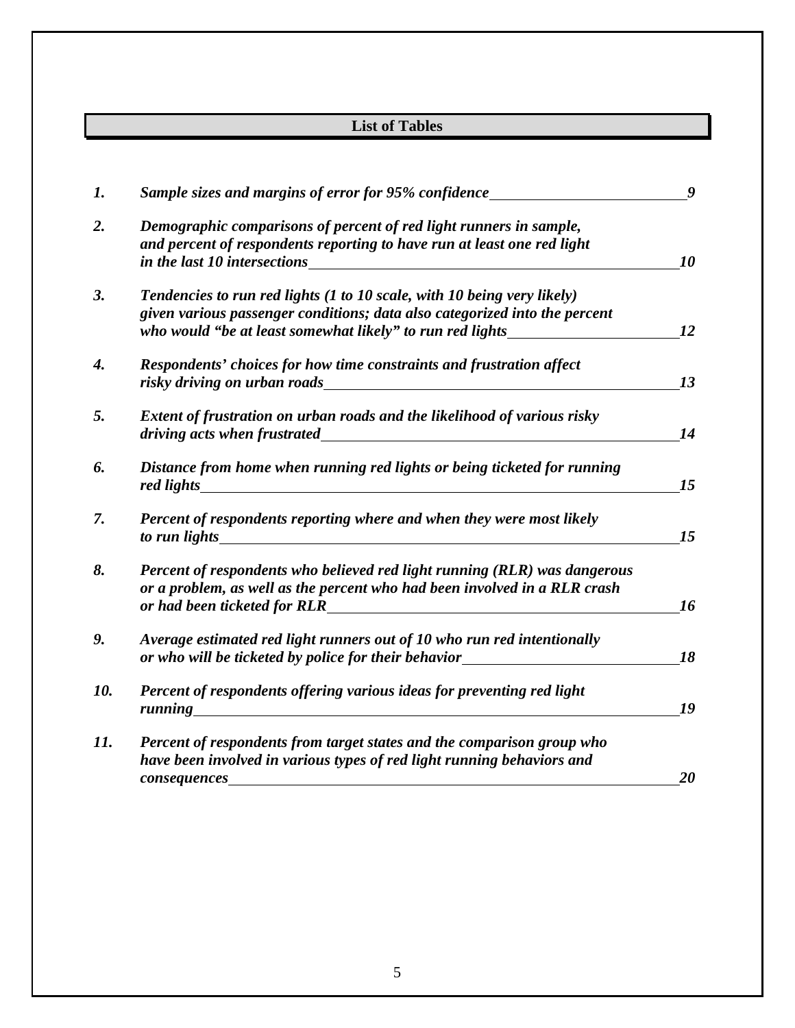## List of Tables

| | | |
|---|---|---|
| ***1.*** | ***Sample sizes and margins of error for 95% confidence*** | ***9*** |
| ***2.*** | ***Demographic comparisons of percent of red light runners in sample, and percent of respondents reporting to have run at least one red light in the last 10 intersections*** | ***10*** |
| ***3.*** | ***Tendencies to run red lights (1 to 10 scale, with 10 being very likely) given various passenger conditions; data also categorized into the percent who would "be at least somewhat likely" to run red lights*** | ***12*** |
| ***4.*** | ***Respondents' choices for how time constraints and frustration affect risky driving on urban roads*** | ***13*** |
| ***5.*** | ***Extent of frustration on urban roads and the likelihood of various risky driving acts when frustrated*** | ***14*** |
| ***6.*** | ***Distance from home when running red lights or being ticketed for running red lights*** | ***15*** |
| ***7.*** | ***Percent of respondents reporting where and when they were most likely to run lights*** | ***15*** |
| ***8.*** | ***Percent of respondents who believed red light running (RLR) was dangerous or a problem, as well as the percent who had been involved in a RLR crash or had been ticketed for RLR*** | ***16*** |
| ***9.*** | ***Average estimated red light runners out of 10 who run red intentionally or who will be ticketed by police for their behavior*** | ***18*** |
| ***10.*** | ***Percent of respondents offering various ideas for preventing red light running*** | ***19*** |
| ***11.*** | ***Percent of respondents from target states and the comparison group who have been involved in various types of red light running behaviors and consequences*** | ***20*** |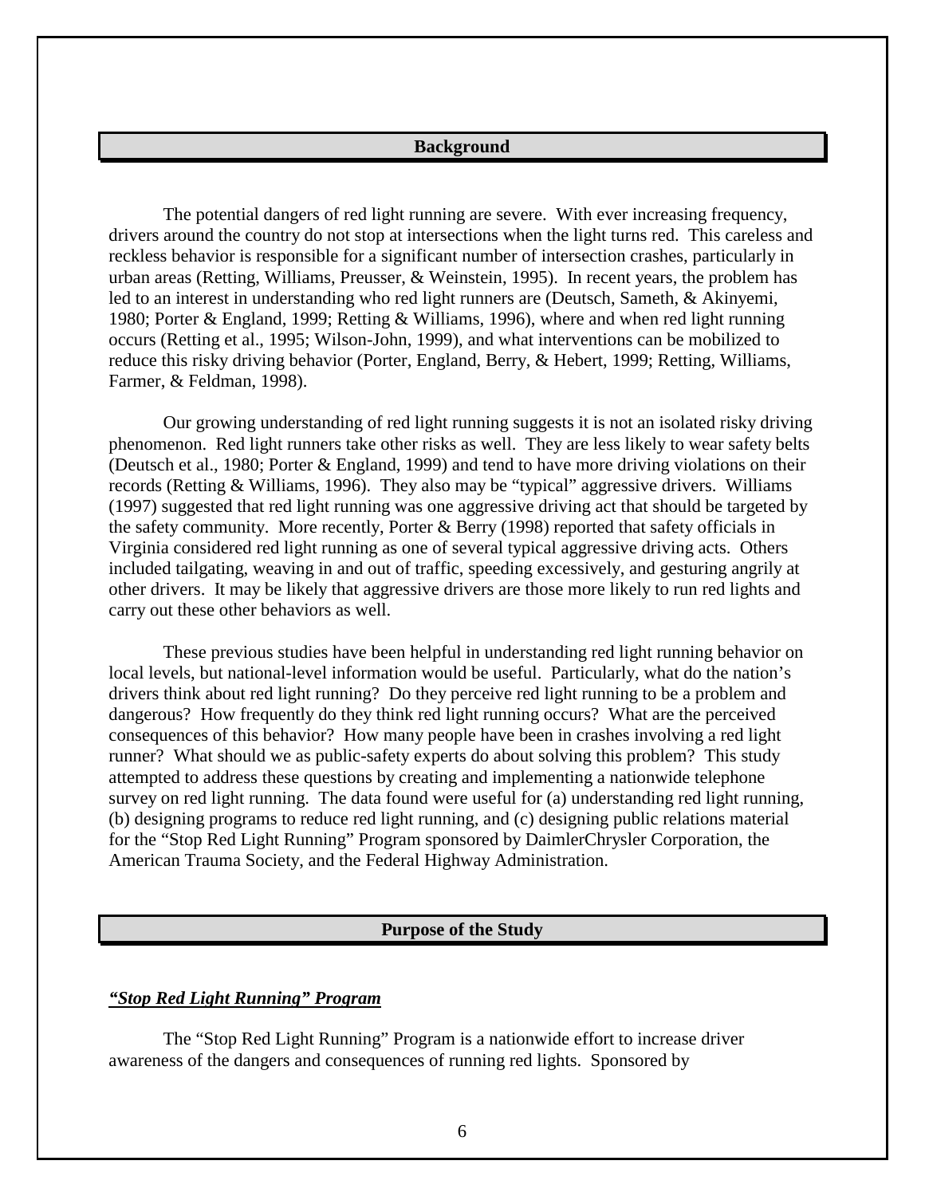## Background

The potential dangers of red light running are severe. With ever increasing frequency, drivers around the country do not stop at intersections when the light turns red. This careless and reckless behavior is responsible for a significant number of intersection crashes, particularly in urban areas (Retting, Williams, Preusser, & Weinstein, 1995). In recent years, the problem has led to an interest in understanding who red light runners are (Deutsch, Sameth, & Akinyemi, 1980; Porter & England, 1999; Retting & Williams, 1996), where and when red light running occurs (Retting et al., 1995; Wilson-John, 1999), and what interventions can be mobilized to reduce this risky driving behavior (Porter, England, Berry, & Hebert, 1999; Retting, Williams, Farmer, & Feldman, 1998).

Our growing understanding of red light running suggests it is not an isolated risky driving phenomenon. Red light runners take other risks as well. They are less likely to wear safety belts (Deutsch et al., 1980; Porter & England, 1999) and tend to have more driving violations on their records (Retting & Williams, 1996). They also may be "typical" aggressive drivers. Williams (1997) suggested that red light running was one aggressive driving act that should be targeted by the safety community. More recently, Porter & Berry (1998) reported that safety officials in Virginia considered red light running as one of several typical aggressive driving acts. Others included tailgating, weaving in and out of traffic, speeding excessively, and gesturing angrily at other drivers. It may be likely that aggressive drivers are those more likely to run red lights and carry out these other behaviors as well.

These previous studies have been helpful in understanding red light running behavior on local levels, but national-level information would be useful. Particularly, what do the nation's drivers think about red light running? Do they perceive red light running to be a problem and dangerous? How frequently do they think red light running occurs? What are the perceived consequences of this behavior? How many people have been in crashes involving a red light runner? What should we as public-safety experts do about solving this problem? This study attempted to address these questions by creating and implementing a nationwide telephone survey on red light running. The data found were useful for (a) understanding red light running, (b) designing programs to reduce red light running, and (c) designing public relations material for the "Stop Red Light Running" Program sponsored by DaimlerChrysler Corporation, the American Trauma Society, and the Federal Highway Administration.

## Purpose of the Study

### *"Stop Red Light Running" Program*

The "Stop Red Light Running" Program is a nationwide effort to increase driver awareness of the dangers and consequences of running red lights. Sponsored by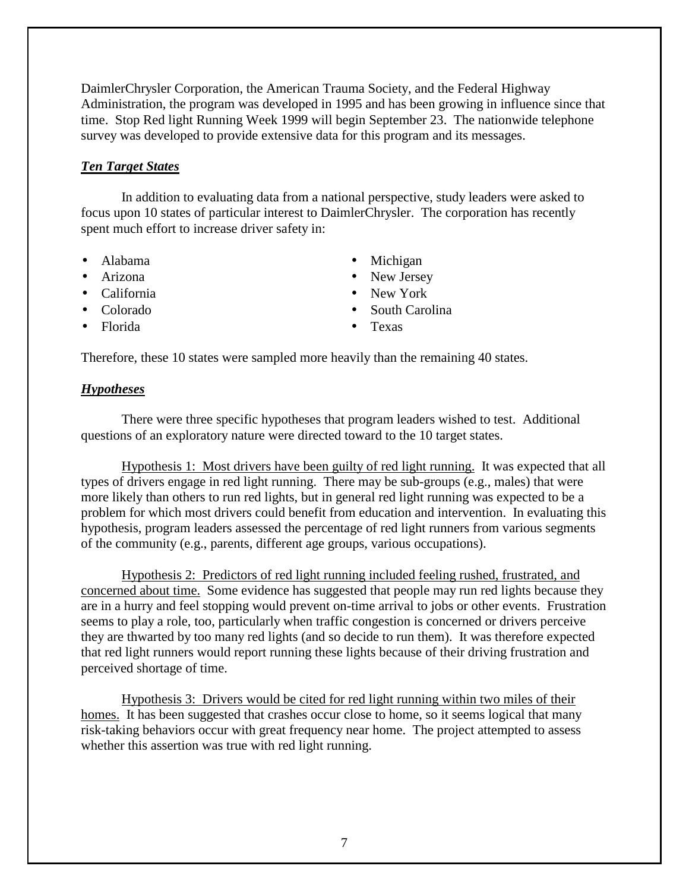DaimlerChrysler Corporation, the American Trauma Society, and the Federal Highway Administration, the program was developed in 1995 and has been growing in influence since that time. Stop Red light Running Week 1999 will begin September 23. The nationwide telephone survey was developed to provide extensive data for this program and its messages.

***Ten Target States***

In addition to evaluating data from a national perspective, study leaders were asked to focus upon 10 states of particular interest to DaimlerChrysler. The corporation has recently spent much effort to increase driver safety in:

- Alabama
- Arizona
- California
- Colorado
- Florida
- Michigan
- New Jersey
- New York
- South Carolina
- Texas

Therefore, these 10 states were sampled more heavily than the remaining 40 states.

***Hypotheses***

There were three specific hypotheses that program leaders wished to test. Additional questions of an exploratory nature were directed toward to the 10 target states.

Hypothesis 1: Most drivers have been guilty of red light running. It was expected that all types of drivers engage in red light running. There may be sub-groups (e.g., males) that were more likely than others to run red lights, but in general red light running was expected to be a problem for which most drivers could benefit from education and intervention. In evaluating this hypothesis, program leaders assessed the percentage of red light runners from various segments of the community (e.g., parents, different age groups, various occupations).

Hypothesis 2: Predictors of red light running included feeling rushed, frustrated, and concerned about time. Some evidence has suggested that people may run red lights because they are in a hurry and feel stopping would prevent on-time arrival to jobs or other events. Frustration seems to play a role, too, particularly when traffic congestion is concerned or drivers perceive they are thwarted by too many red lights (and so decide to run them). It was therefore expected that red light runners would report running these lights because of their driving frustration and perceived shortage of time.

Hypothesis 3: Drivers would be cited for red light running within two miles of their homes. It has been suggested that crashes occur close to home, so it seems logical that many risk-taking behaviors occur with great frequency near home. The project attempted to assess whether this assertion was true with red light running.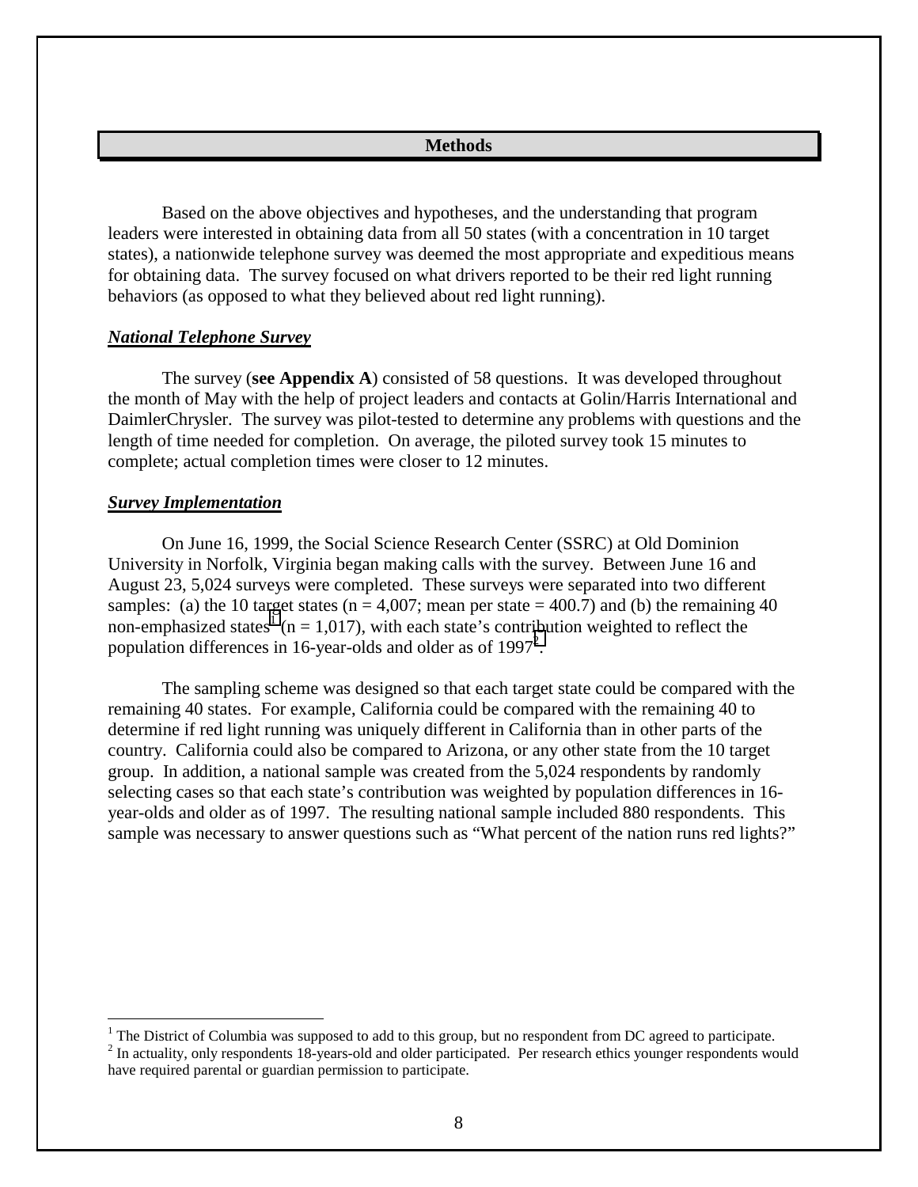## Methods

Based on the above objectives and hypotheses, and the understanding that program leaders were interested in obtaining data from all 50 states (with a concentration in 10 target states), a nationwide telephone survey was deemed the most appropriate and expeditious means for obtaining data. The survey focused on what drivers reported to be their red light running behaviors (as opposed to what they believed about red light running).

### ***National Telephone Survey***

The survey (**see Appendix A**) consisted of 58 questions. It was developed throughout the month of May with the help of project leaders and contacts at Golin/Harris International and DaimlerChrysler. The survey was pilot-tested to determine any problems with questions and the length of time needed for completion. On average, the piloted survey took 15 minutes to complete; actual completion times were closer to 12 minutes.

### ***Survey Implementation***

On June 16, 1999, the Social Science Research Center (SSRC) at Old Dominion University in Norfolk, Virginia began making calls with the survey. Between June 16 and August 23, 5,024 surveys were completed. These surveys were separated into two different samples: (a) the 10 target states (n = 4,007; mean per state = 400.7) and (b) the remaining 40 non-emphasized states[1] (n = 1,017), with each state's contribution weighted to reflect the population differences in 16-year-olds and older as of 1997[2].

The sampling scheme was designed so that each target state could be compared with the remaining 40 states. For example, California could be compared with the remaining 40 to determine if red light running was uniquely different in California than in other parts of the country. California could also be compared to Arizona, or any other state from the 10 target group. In addition, a national sample was created from the 5,024 respondents by randomly selecting cases so that each state's contribution was weighted by population differences in 16-year-olds and older as of 1997. The resulting national sample included 880 respondents. This sample was necessary to answer questions such as "What percent of the nation runs red lights?"

---

[1] The District of Columbia was supposed to add to this group, but no respondent from DC agreed to participate.

[2] In actuality, only respondents 18-years-old and older participated. Per research ethics younger respondents would have required parental or guardian permission to participate.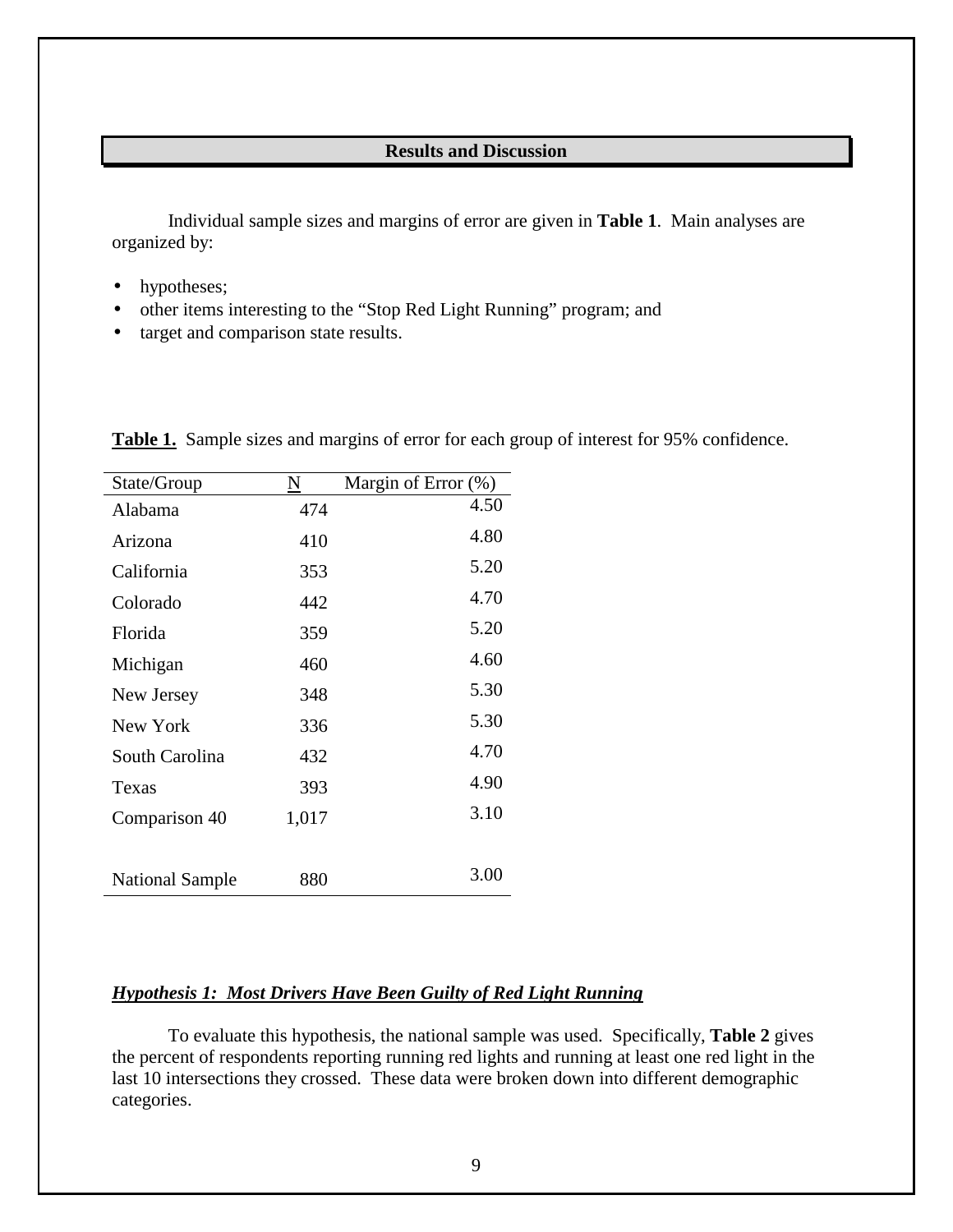## Results and Discussion

Individual sample sizes and margins of error are given in **Table 1**. Main analyses are organized by:

- hypotheses;
- other items interesting to the "Stop Red Light Running" program; and
- target and comparison state results.

**Table 1.** Sample sizes and margins of error for each group of interest for 95% confidence.

| State/Group | N | Margin of Error (%) |
|---|---|---|
| Alabama | 474 | 4.50 |
| Arizona | 410 | 4.80 |
| California | 353 | 5.20 |
| Colorado | 442 | 4.70 |
| Florida | 359 | 5.20 |
| Michigan | 460 | 4.60 |
| New Jersey | 348 | 5.30 |
| New York | 336 | 5.30 |
| South Carolina | 432 | 4.70 |
| Texas | 393 | 4.90 |
| Comparison 40 | 1,017 | 3.10 |
| National Sample | 880 | 3.00 |

### ***Hypothesis 1: Most Drivers Have Been Guilty of Red Light Running***

To evaluate this hypothesis, the national sample was used. Specifically, **Table 2** gives the percent of respondents reporting running red lights and running at least one red light in the last 10 intersections they crossed. These data were broken down into different demographic categories.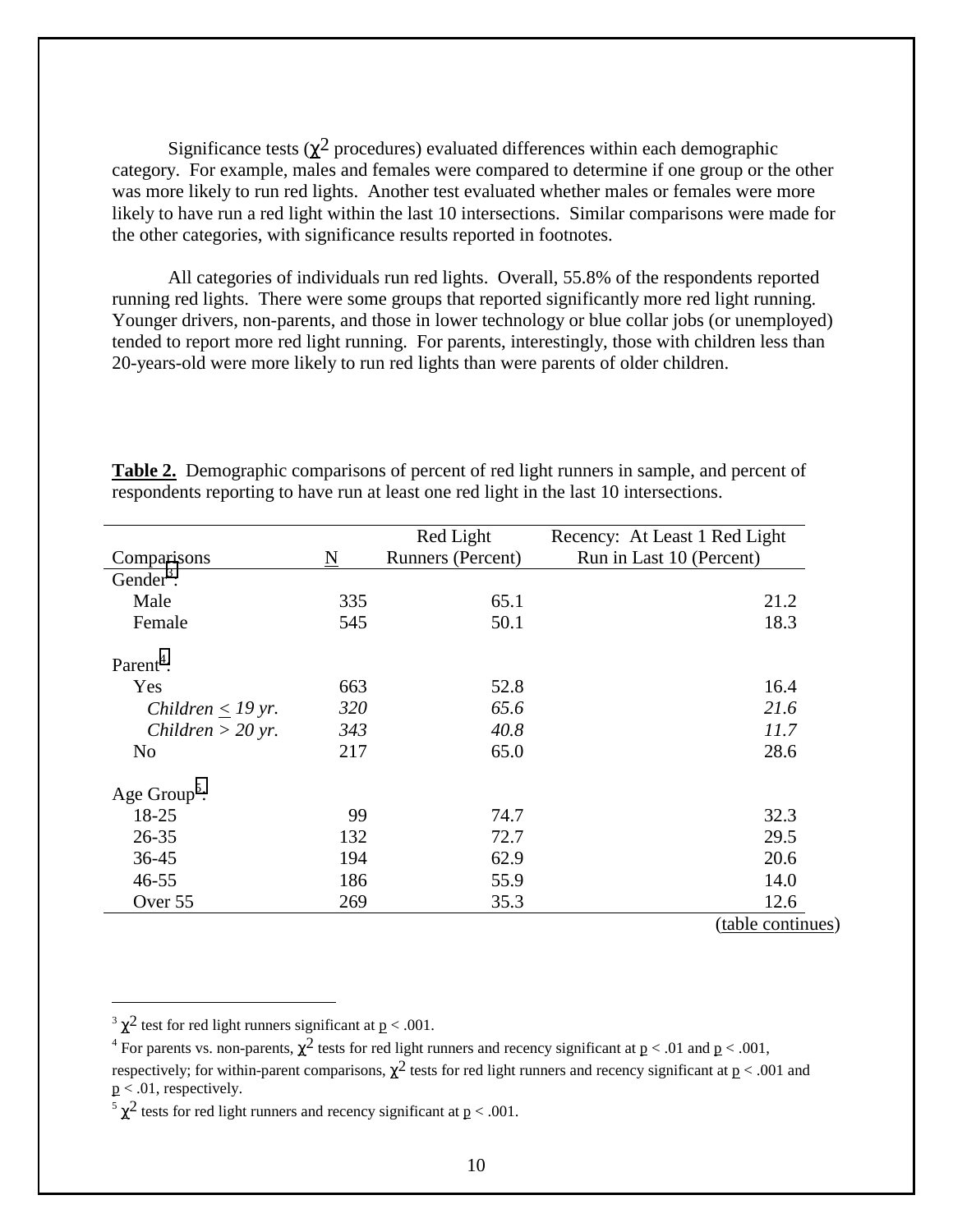Significance tests ($\chi^2$ procedures) evaluated differences within each demographic category. For example, males and females were compared to determine if one group or the other was more likely to run red lights. Another test evaluated whether males or females were more likely to have run a red light within the last 10 intersections. Similar comparisons were made for the other categories, with significance results reported in footnotes.

All categories of individuals run red lights. Overall, 55.8% of the respondents reported running red lights. There were some groups that reported significantly more red light running. Younger drivers, non-parents, and those in lower technology or blue collar jobs (or unemployed) tended to report more red light running. For parents, interestingly, those with children less than 20-years-old were more likely to run red lights than were parents of older children.

**Table 2.** Demographic comparisons of percent of red light runners in sample, and percent of respondents reporting to have run at least one red light in the last 10 intersections.

| Comparisons | N | Red Light Runners (Percent) | Recency: At Least 1 Red Light Run in Last 10 (Percent) |
|---|---|---|---|
| Gender[3]: | | | |
| Male | 335 | 65.1 | 21.2 |
| Female | 545 | 50.1 | 18.3 |
| Parent[4]: | | | |
| Yes | 663 | 52.8 | 16.4 |
| *Children ≤ 19 yr.* | *320* | *65.6* | *21.6* |
| *Children > 20 yr.* | *343* | *40.8* | *11.7* |
| No | 217 | 65.0 | 28.6 |
| Age Group[5]: | | | |
| 18-25 | 99 | 74.7 | 32.3 |
| 26-35 | 132 | 72.7 | 29.5 |
| 36-45 | 194 | 62.9 | 20.6 |
| 46-55 | 186 | 55.9 | 14.0 |
| Over 55 | 269 | 35.3 | 12.6 |

(table continues)

[3] $\chi^2$ test for red light runners significant at $p < .001$.

[4] For parents vs. non-parents, $\chi^2$ tests for red light runners and recency significant at $p < .01$ and $p < .001$, respectively; for within-parent comparisons, $\chi^2$ tests for red light runners and recency significant at $p < .001$ and $p < .01$, respectively.

[5] $\chi^2$ tests for red light runners and recency significant at $p < .001$.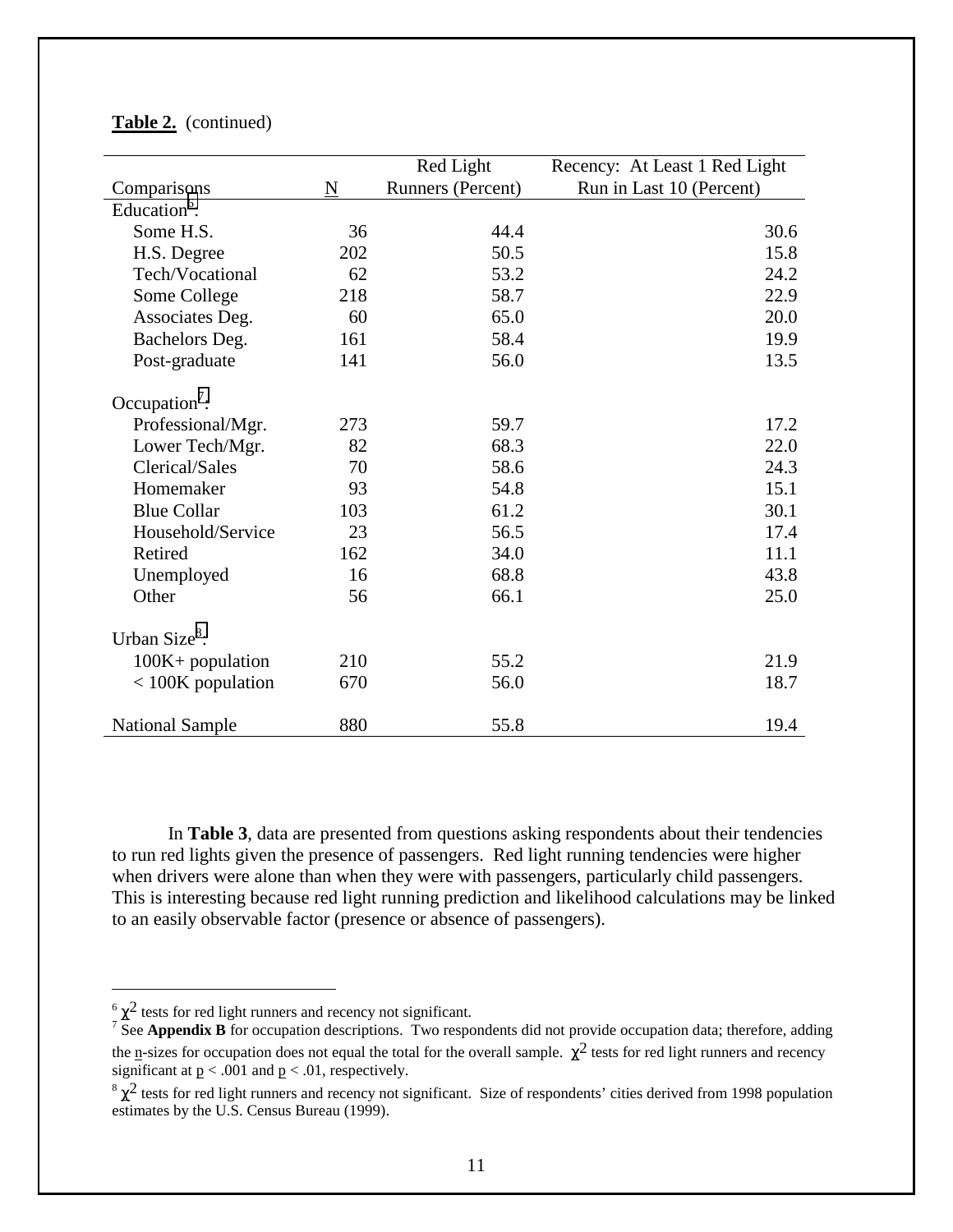**Table 2.** (continued)

| Comparisons | N | Red Light Runners (Percent) | Recency: At Least 1 Red Light Run in Last 10 (Percent) |
|---|---|---|---|
| Education[6]: | | | |
| Some H.S. | 36 | 44.4 | 30.6 |
| H.S. Degree | 202 | 50.5 | 15.8 |
| Tech/Vocational | 62 | 53.2 | 24.2 |
| Some College | 218 | 58.7 | 22.9 |
| Associates Deg. | 60 | 65.0 | 20.0 |
| Bachelors Deg. | 161 | 58.4 | 19.9 |
| Post-graduate | 141 | 56.0 | 13.5 |
| Occupation[7]: | | | |
| Professional/Mgr. | 273 | 59.7 | 17.2 |
| Lower Tech/Mgr. | 82 | 68.3 | 22.0 |
| Clerical/Sales | 70 | 58.6 | 24.3 |
| Homemaker | 93 | 54.8 | 15.1 |
| Blue Collar | 103 | 61.2 | 30.1 |
| Household/Service | 23 | 56.5 | 17.4 |
| Retired | 162 | 34.0 | 11.1 |
| Unemployed | 16 | 68.8 | 43.8 |
| Other | 56 | 66.1 | 25.0 |
| Urban Size[8]: | | | |
| 100K+ population | 210 | 55.2 | 21.9 |
| < 100K population | 670 | 56.0 | 18.7 |
| National Sample | 880 | 55.8 | 19.4 |

In **Table 3**, data are presented from questions asking respondents about their tendencies to run red lights given the presence of passengers. Red light running tendencies were higher when drivers were alone than when they were with passengers, particularly child passengers. This is interesting because red light running prediction and likelihood calculations may be linked to an easily observable factor (presence or absence of passengers).

[6] $\chi^2$ tests for red light runners and recency not significant.

[7] See **Appendix B** for occupation descriptions. Two respondents did not provide occupation data; therefore, adding the n-sizes for occupation does not equal the total for the overall sample. $\chi^2$ tests for red light runners and recency significant at $p < .001$ and $p < .01$, respectively.

[8] $\chi^2$ tests for red light runners and recency not significant. Size of respondents' cities derived from 1998 population estimates by the U.S. Census Bureau (1999).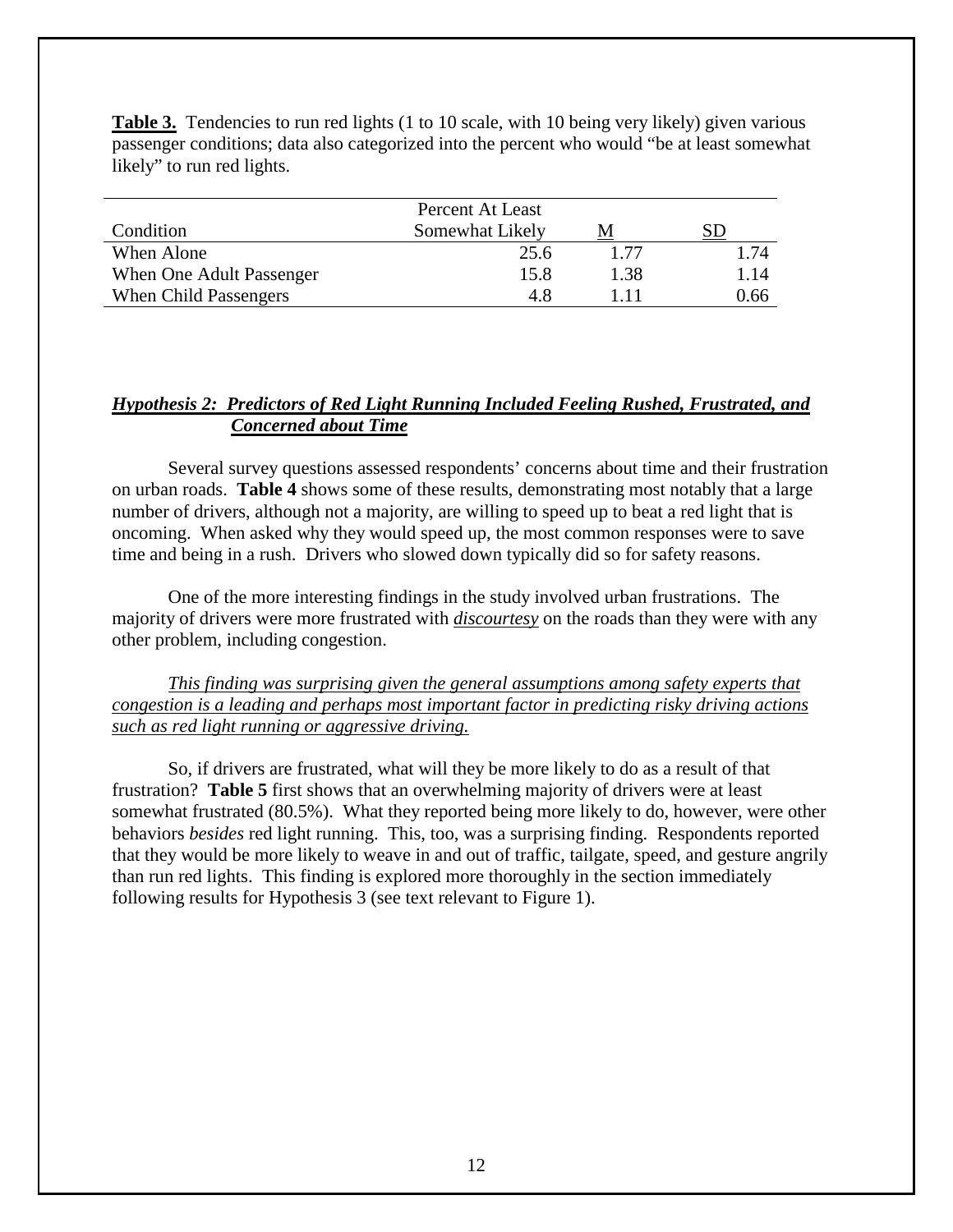**Table 3.** Tendencies to run red lights (1 to 10 scale, with 10 being very likely) given various passenger conditions; data also categorized into the percent who would "be at least somewhat likely" to run red lights.

| Condition | Percent At Least Somewhat Likely | M | SD |
|---|---|---|---|
| When Alone | 25.6 | 1.77 | 1.74 |
| When One Adult Passenger | 15.8 | 1.38 | 1.14 |
| When Child Passengers | 4.8 | 1.11 | 0.66 |

### ***Hypothesis 2: Predictors of Red Light Running Included Feeling Rushed, Frustrated, and Concerned about Time***

Several survey questions assessed respondents' concerns about time and their frustration on urban roads. **Table 4** shows some of these results, demonstrating most notably that a large number of drivers, although not a majority, are willing to speed up to beat a red light that is oncoming. When asked why they would speed up, the most common responses were to save time and being in a rush. Drivers who slowed down typically did so for safety reasons.

One of the more interesting findings in the study involved urban frustrations. The majority of drivers were more frustrated with ***discourtesy*** on the roads than they were with any other problem, including congestion.

*This finding was surprising given the general assumptions among safety experts that congestion is a leading and perhaps most important factor in predicting risky driving actions such as red light running or aggressive driving.*

So, if drivers are frustrated, what will they be more likely to do as a result of that frustration? **Table 5** first shows that an overwhelming majority of drivers were at least somewhat frustrated (80.5%). What they reported being more likely to do, however, were other behaviors *besides* red light running. This, too, was a surprising finding. Respondents reported that they would be more likely to weave in and out of traffic, tailgate, speed, and gesture angrily than run red lights. This finding is explored more thoroughly in the section immediately following results for Hypothesis 3 (see text relevant to Figure 1).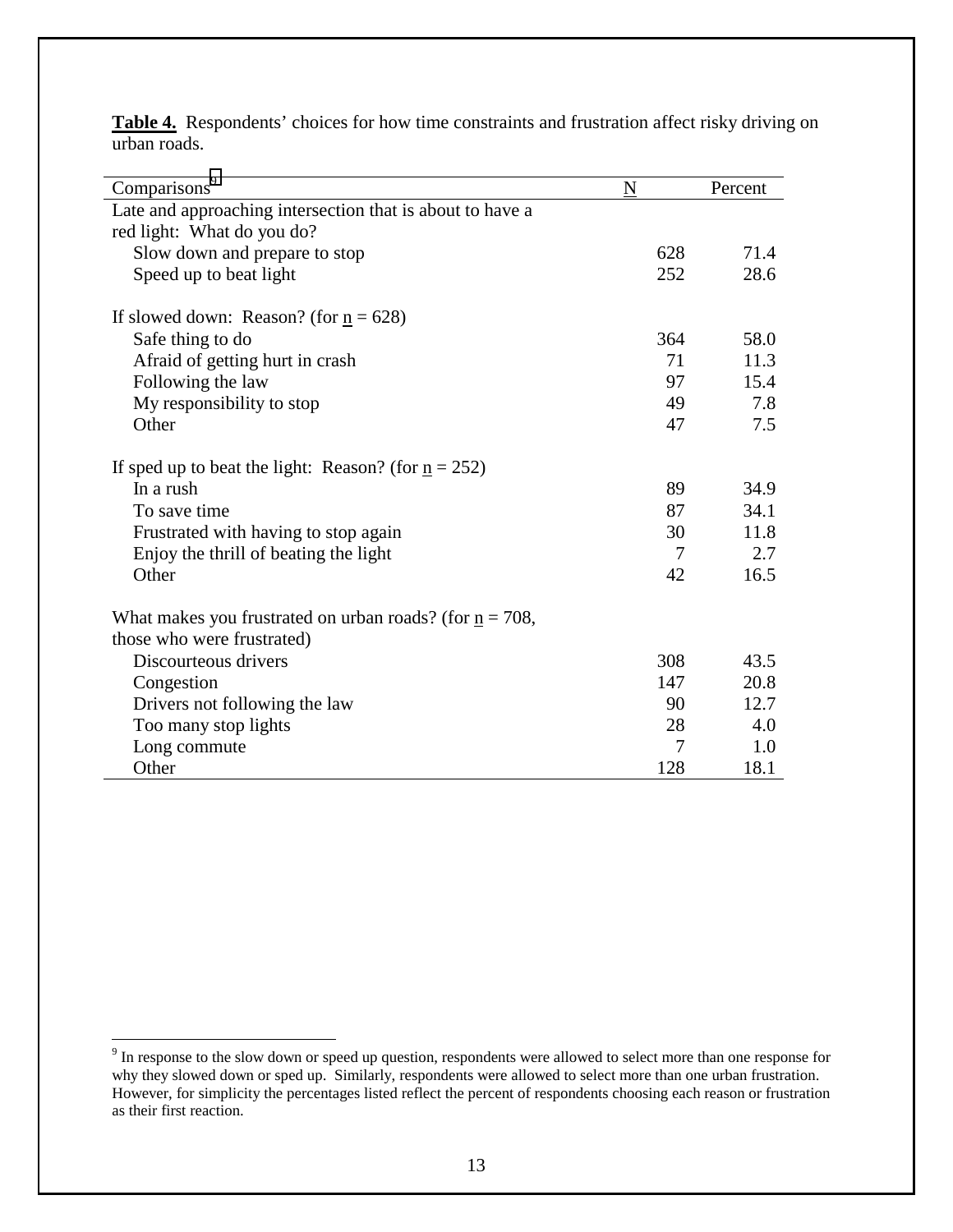**Table 4.** Respondents' choices for how time constraints and frustration affect risky driving on urban roads.

| Comparisons[9] | N | Percent |
|---|---|---|
| Late and approaching intersection that is about to have a red light: What do you do? | | |
| Slow down and prepare to stop | 628 | 71.4 |
| Speed up to beat light | 252 | 28.6 |
| | | |
| If slowed down: Reason? (for n = 628) | | |
| Safe thing to do | 364 | 58.0 |
| Afraid of getting hurt in crash | 71 | 11.3 |
| Following the law | 97 | 15.4 |
| My responsibility to stop | 49 | 7.8 |
| Other | 47 | 7.5 |
| | | |
| If sped up to beat the light: Reason? (for n = 252) | | |
| In a rush | 89 | 34.9 |
| To save time | 87 | 34.1 |
| Frustrated with having to stop again | 30 | 11.8 |
| Enjoy the thrill of beating the light | 7 | 2.7 |
| Other | 42 | 16.5 |
| | | |
| What makes you frustrated on urban roads? (for n = 708, those who were frustrated) | | |
| Discourteous drivers | 308 | 43.5 |
| Congestion | 147 | 20.8 |
| Drivers not following the law | 90 | 12.7 |
| Too many stop lights | 28 | 4.0 |
| Long commute | 7 | 1.0 |
| Other | 128 | 18.1 |

[9] In response to the slow down or speed up question, respondents were allowed to select more than one response for why they slowed down or sped up. Similarly, respondents were allowed to select more than one urban frustration. However, for simplicity the percentages listed reflect the percent of respondents choosing each reason or frustration as their first reaction.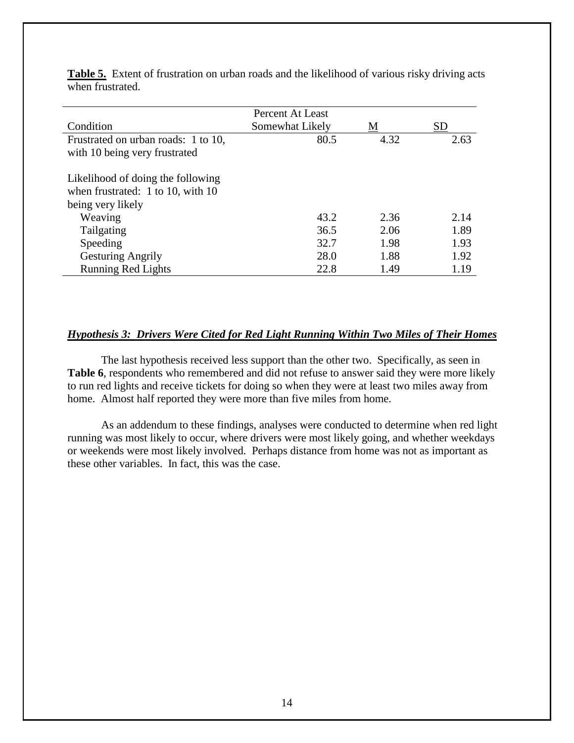**Table 5.** Extent of frustration on urban roads and the likelihood of various risky driving acts when frustrated.

| Condition | Percent At Least Somewhat Likely | M | SD |
|---|---|---|---|
| Frustrated on urban roads: 1 to 10, with 10 being very frustrated | 80.5 | 4.32 | 2.63 |
| Likelihood of doing the following when frustrated: 1 to 10, with 10 being very likely | | | |
| Weaving | 43.2 | 2.36 | 2.14 |
| Tailgating | 36.5 | 2.06 | 1.89 |
| Speeding | 32.7 | 1.98 | 1.93 |
| Gesturing Angrily | 28.0 | 1.88 | 1.92 |
| Running Red Lights | 22.8 | 1.49 | 1.19 |

### ***Hypothesis 3: Drivers Were Cited for Red Light Running Within Two Miles of Their Homes***

The last hypothesis received less support than the other two. Specifically, as seen in **Table 6**, respondents who remembered and did not refuse to answer said they were more likely to run red lights and receive tickets for doing so when they were at least two miles away from home. Almost half reported they were more than five miles from home.

As an addendum to these findings, analyses were conducted to determine when red light running was most likely to occur, where drivers were most likely going, and whether weekdays or weekends were most likely involved. Perhaps distance from home was not as important as these other variables. In fact, this was the case.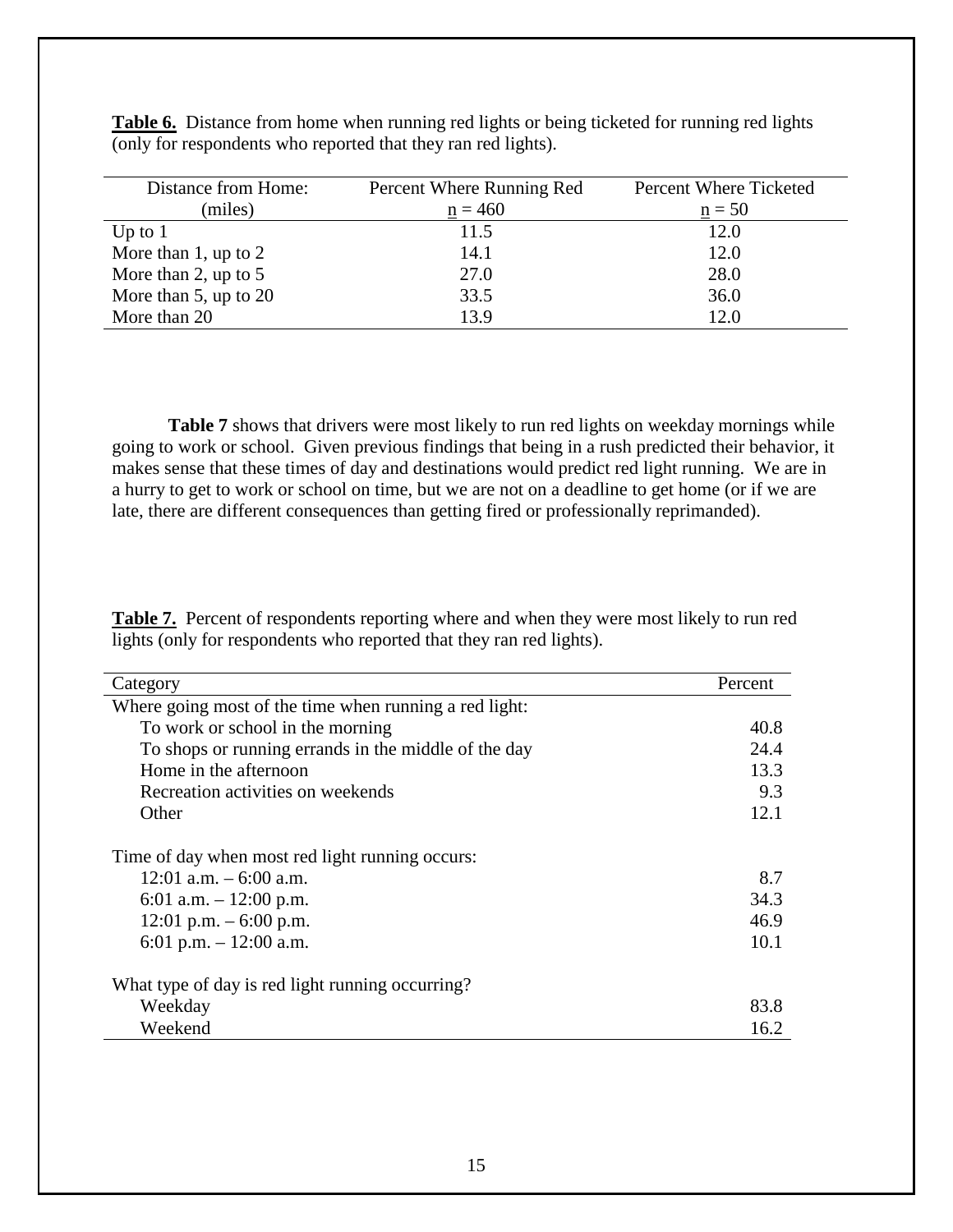**Table 6.** Distance from home when running red lights or being ticketed for running red lights (only for respondents who reported that they ran red lights).

| Distance from Home: (miles) | Percent Where Running Red n = 460 | Percent Where Ticketed n = 50 |
|---|---|---|
| Up to 1 | 11.5 | 12.0 |
| More than 1, up to 2 | 14.1 | 12.0 |
| More than 2, up to 5 | 27.0 | 28.0 |
| More than 5, up to 20 | 33.5 | 36.0 |
| More than 20 | 13.9 | 12.0 |

**Table 7** shows that drivers were most likely to run red lights on weekday mornings while going to work or school. Given previous findings that being in a rush predicted their behavior, it makes sense that these times of day and destinations would predict red light running. We are in a hurry to get to work or school on time, but we are not on a deadline to get home (or if we are late, there are different consequences than getting fired or professionally reprimanded).

**Table 7.** Percent of respondents reporting where and when they were most likely to run red lights (only for respondents who reported that they ran red lights).

| Category | Percent |
|---|---|
| Where going most of the time when running a red light: | |
| To work or school in the morning | 40.8 |
| To shops or running errands in the middle of the day | 24.4 |
| Home in the afternoon | 13.3 |
| Recreation activities on weekends | 9.3 |
| Other | 12.1 |
| Time of day when most red light running occurs: | |
| 12:01 a.m. – 6:00 a.m. | 8.7 |
| 6:01 a.m. – 12:00 p.m. | 34.3 |
| 12:01 p.m. – 6:00 p.m. | 46.9 |
| 6:01 p.m. – 12:00 a.m. | 10.1 |
| What type of day is red light running occurring? | |
| Weekday | 83.8 |
| Weekend | 16.2 |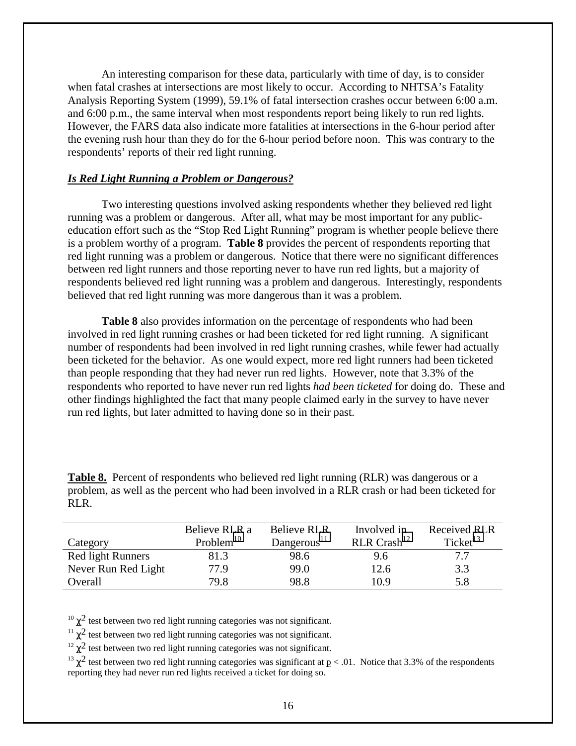An interesting comparison for these data, particularly with time of day, is to consider when fatal crashes at intersections are most likely to occur. According to NHTSA's Fatality Analysis Reporting System (1999), 59.1% of fatal intersection crashes occur between 6:00 a.m. and 6:00 p.m., the same interval when most respondents report being likely to run red lights. However, the FARS data also indicate more fatalities at intersections in the 6-hour period after the evening rush hour than they do for the 6-hour period before noon. This was contrary to the respondents' reports of their red light running.

***Is Red Light Running a Problem or Dangerous?***

Two interesting questions involved asking respondents whether they believed red light running was a problem or dangerous. After all, what may be most important for any public-education effort such as the "Stop Red Light Running" program is whether people believe there is a problem worthy of a program. **Table 8** provides the percent of respondents reporting that red light running was a problem or dangerous. Notice that there were no significant differences between red light runners and those reporting never to have run red lights, but a majority of respondents believed red light running was a problem and dangerous. Interestingly, respondents believed that red light running was more dangerous than it was a problem.

**Table 8** also provides information on the percentage of respondents who had been involved in red light running crashes or had been ticketed for red light running. A significant number of respondents had been involved in red light running crashes, while fewer had actually been ticketed for the behavior. As one would expect, more red light runners had been ticketed than people responding that they had never run red lights. However, note that 3.3% of the respondents who reported to have never run red lights *had been ticketed* for doing do. These and other findings highlighted the fact that many people claimed early in the survey to have never run red lights, but later admitted to having done so in their past.

**Table 8.** Percent of respondents who believed red light running (RLR) was dangerous or a problem, as well as the percent who had been involved in a RLR crash or had been ticketed for RLR.

| Category | Believe RLR a Problem[10] | Believe RLR Dangerous[11] | Involved in RLR Crash[12] | Received RLR Ticket[13] |
|---|---|---|---|---|
| Red light Runners | 81.3 | 98.6 | 9.6 | 7.7 |
| Never Run Red Light | 77.9 | 99.0 | 12.6 | 3.3 |
| Overall | 79.8 | 98.8 | 10.9 | 5.8 |

[10] $\chi^2$ test between two red light running categories was not significant.

[11] $\chi^2$ test between two red light running categories was not significant.

[12] $\chi^2$ test between two red light running categories was not significant.

[13] $\chi^2$ test between two red light running categories was significant at $p < .01$. Notice that 3.3% of the respondents reporting they had never run red lights received a ticket for doing so.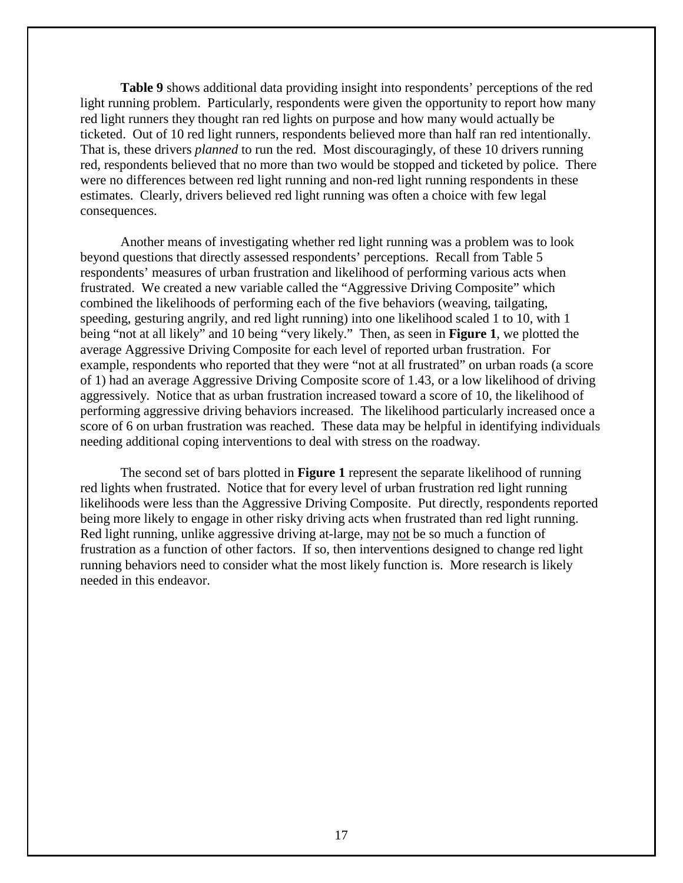**Table 9** shows additional data providing insight into respondents' perceptions of the red light running problem. Particularly, respondents were given the opportunity to report how many red light runners they thought ran red lights on purpose and how many would actually be ticketed. Out of 10 red light runners, respondents believed more than half ran red intentionally. That is, these drivers *planned* to run the red. Most discouragingly, of these 10 drivers running red, respondents believed that no more than two would be stopped and ticketed by police. There were no differences between red light running and non-red light running respondents in these estimates. Clearly, drivers believed red light running was often a choice with few legal consequences.

Another means of investigating whether red light running was a problem was to look beyond questions that directly assessed respondents' perceptions. Recall from Table 5 respondents' measures of urban frustration and likelihood of performing various acts when frustrated. We created a new variable called the "Aggressive Driving Composite" which combined the likelihoods of performing each of the five behaviors (weaving, tailgating, speeding, gesturing angrily, and red light running) into one likelihood scaled 1 to 10, with 1 being "not at all likely" and 10 being "very likely." Then, as seen in **Figure 1**, we plotted the average Aggressive Driving Composite for each level of reported urban frustration. For example, respondents who reported that they were "not at all frustrated" on urban roads (a score of 1) had an average Aggressive Driving Composite score of 1.43, or a low likelihood of driving aggressively. Notice that as urban frustration increased toward a score of 10, the likelihood of performing aggressive driving behaviors increased. The likelihood particularly increased once a score of 6 on urban frustration was reached. These data may be helpful in identifying individuals needing additional coping interventions to deal with stress on the roadway.

The second set of bars plotted in **Figure 1** represent the separate likelihood of running red lights when frustrated. Notice that for every level of urban frustration red light running likelihoods were less than the Aggressive Driving Composite. Put directly, respondents reported being more likely to engage in other risky driving acts when frustrated than red light running. Red light running, unlike aggressive driving at-large, may <u>not</u> be so much a function of frustration as a function of other factors. If so, then interventions designed to change red light running behaviors need to consider what the most likely function is. More research is likely needed in this endeavor.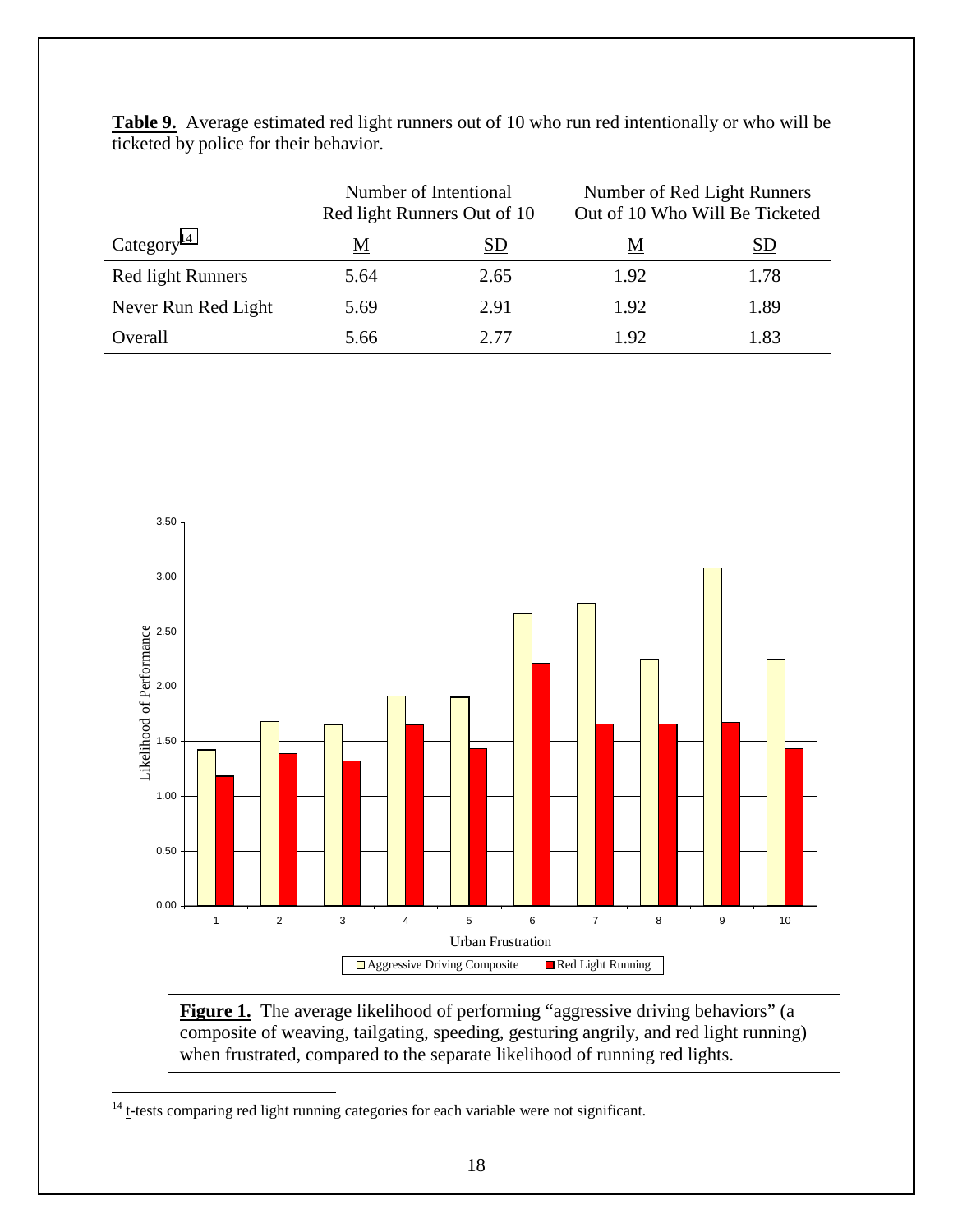**Table 9.** Average estimated red light runners out of 10 who run red intentionally or who will be ticketed by police for their behavior.

| | Number of Intentional Red light Runners Out of 10 | | Number of Red Light Runners Out of 10 Who Will Be Ticketed | |
|---|---|---|---|---|
| Category[14] | M | SD | M | SD |
| Red light Runners | 5.64 | 2.65 | 1.92 | 1.78 |
| Never Run Red Light | 5.69 | 2.91 | 1.92 | 1.89 |
| Overall | 5.66 | 2.77 | 1.92 | 1.83 |

**Figure 1.** The average likelihood of performing "aggressive driving behaviors" (a composite of weaving, tailgating, speeding, gesturing angrily, and red light running) when frustrated, compared to the separate likelihood of running red lights.

[14] t-tests comparing red light running categories for each variable were not significant.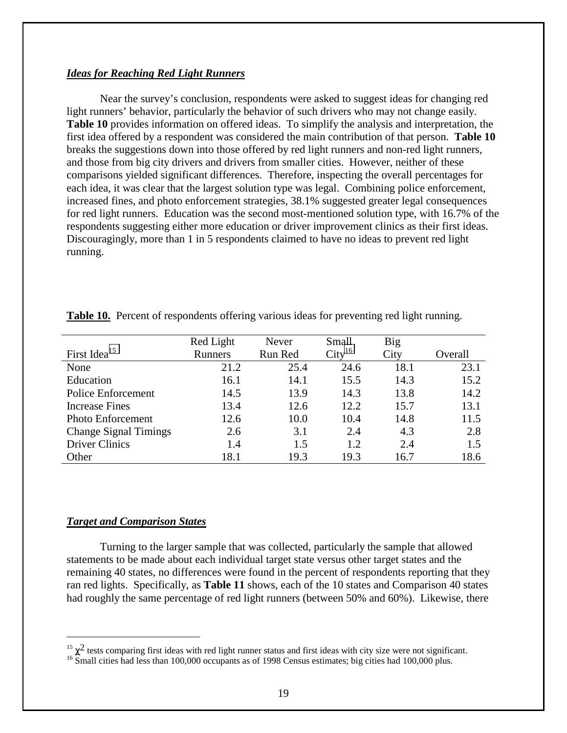### *Ideas for Reaching Red Light Runners*

Near the survey's conclusion, respondents were asked to suggest ideas for changing red light runners' behavior, particularly the behavior of such drivers who may not change easily. **Table 10** provides information on offered ideas. To simplify the analysis and interpretation, the first idea offered by a respondent was considered the main contribution of that person. **Table 10** breaks the suggestions down into those offered by red light runners and non-red light runners, and those from big city drivers and drivers from smaller cities. However, neither of these comparisons yielded significant differences. Therefore, inspecting the overall percentages for each idea, it was clear that the largest solution type was legal. Combining police enforcement, increased fines, and photo enforcement strategies, 38.1% suggested greater legal consequences for red light runners. Education was the second most-mentioned solution type, with 16.7% of the respondents suggesting either more education or driver improvement clinics as their first ideas. Discouragingly, more than 1 in 5 respondents claimed to have no ideas to prevent red light running.

**Table 10.** Percent of respondents offering various ideas for preventing red light running.

| First Idea[15] | Red Light Runners | Never Run Red | Small City[16] | Big City | Overall |
|---|---|---|---|---|---|
| None | 21.2 | 25.4 | 24.6 | 18.1 | 23.1 |
| Education | 16.1 | 14.1 | 15.5 | 14.3 | 15.2 |
| Police Enforcement | 14.5 | 13.9 | 14.3 | 13.8 | 14.2 |
| Increase Fines | 13.4 | 12.6 | 12.2 | 15.7 | 13.1 |
| Photo Enforcement | 12.6 | 10.0 | 10.4 | 14.8 | 11.5 |
| Change Signal Timings | 2.6 | 3.1 | 2.4 | 4.3 | 2.8 |
| Driver Clinics | 1.4 | 1.5 | 1.2 | 2.4 | 1.5 |
| Other | 18.1 | 19.3 | 19.3 | 16.7 | 18.6 |

### *Target and Comparison States*

Turning to the larger sample that was collected, particularly the sample that allowed statements to be made about each individual target state versus other target states and the remaining 40 states, no differences were found in the percent of respondents reporting that they ran red lights. Specifically, as **Table 11** shows, each of the 10 states and Comparison 40 states had roughly the same percentage of red light runners (between 50% and 60%). Likewise, there

---

[15] $\chi^2$ tests comparing first ideas with red light runner status and first ideas with city size were not significant.

[16] Small cities had less than 100,000 occupants as of 1998 Census estimates; big cities had 100,000 plus.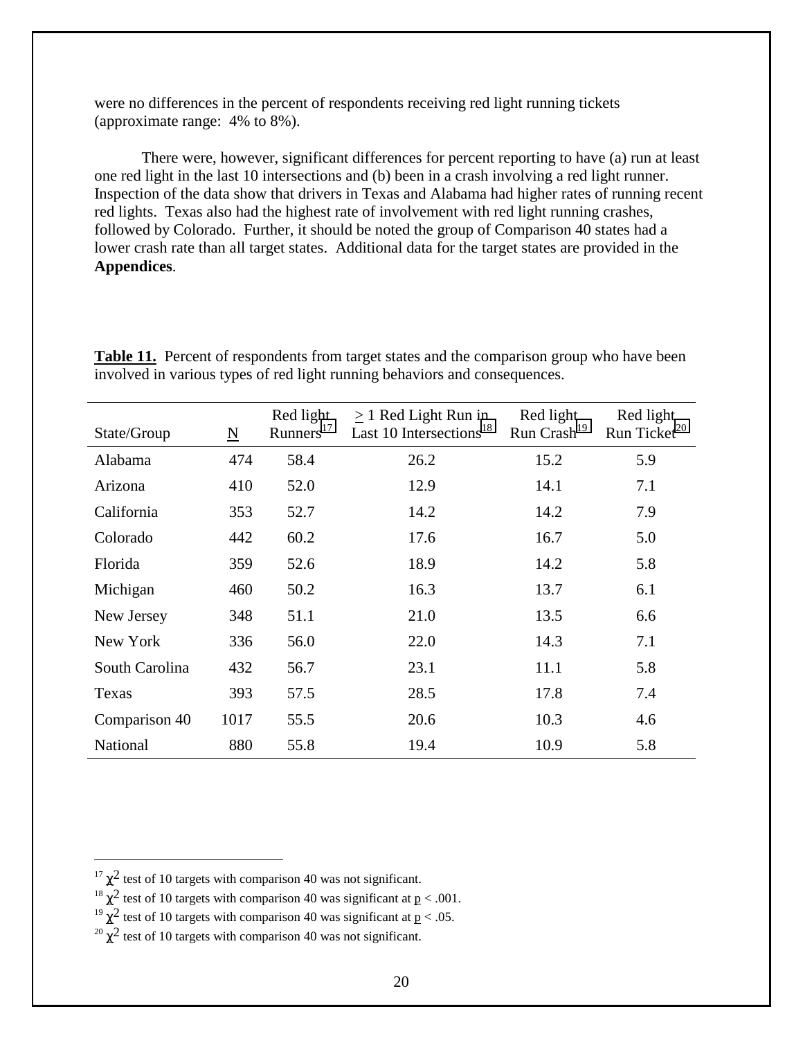were no differences in the percent of respondents receiving red light running tickets (approximate range: 4% to 8%).

There were, however, significant differences for percent reporting to have (a) run at least one red light in the last 10 intersections and (b) been in a crash involving a red light runner. Inspection of the data show that drivers in Texas and Alabama had higher rates of running recent red lights. Texas also had the highest rate of involvement with red light running crashes, followed by Colorado. Further, it should be noted the group of Comparison 40 states had a lower crash rate than all target states. Additional data for the target states are provided in the **Appendices**.

**Table 11.** Percent of respondents from target states and the comparison group who have been involved in various types of red light running behaviors and consequences.

| State/Group | N | Red light Runners[17] | $\geq$ 1 Red Light Run in Last 10 Intersections[18] | Red light Run Crash[19] | Red light Run Ticket[20] |
|---|---|---|---|---|---|
| Alabama | 474 | 58.4 | 26.2 | 15.2 | 5.9 |
| Arizona | 410 | 52.0 | 12.9 | 14.1 | 7.1 |
| California | 353 | 52.7 | 14.2 | 14.2 | 7.9 |
| Colorado | 442 | 60.2 | 17.6 | 16.7 | 5.0 |
| Florida | 359 | 52.6 | 18.9 | 14.2 | 5.8 |
| Michigan | 460 | 50.2 | 16.3 | 13.7 | 6.1 |
| New Jersey | 348 | 51.1 | 21.0 | 13.5 | 6.6 |
| New York | 336 | 56.0 | 22.0 | 14.3 | 7.1 |
| South Carolina | 432 | 56.7 | 23.1 | 11.1 | 5.8 |
| Texas | 393 | 57.5 | 28.5 | 17.8 | 7.4 |
| Comparison 40 | 1017 | 55.5 | 20.6 | 10.3 | 4.6 |
| National | 880 | 55.8 | 19.4 | 10.9 | 5.8 |

[17] $\chi^2$ test of 10 targets with comparison 40 was not significant.

[18] $\chi^2$ test of 10 targets with comparison 40 was significant at $p < .001$.

[19] $\chi^2$ test of 10 targets with comparison 40 was significant at $p < .05$.

[20] $\chi^2$ test of 10 targets with comparison 40 was not significant.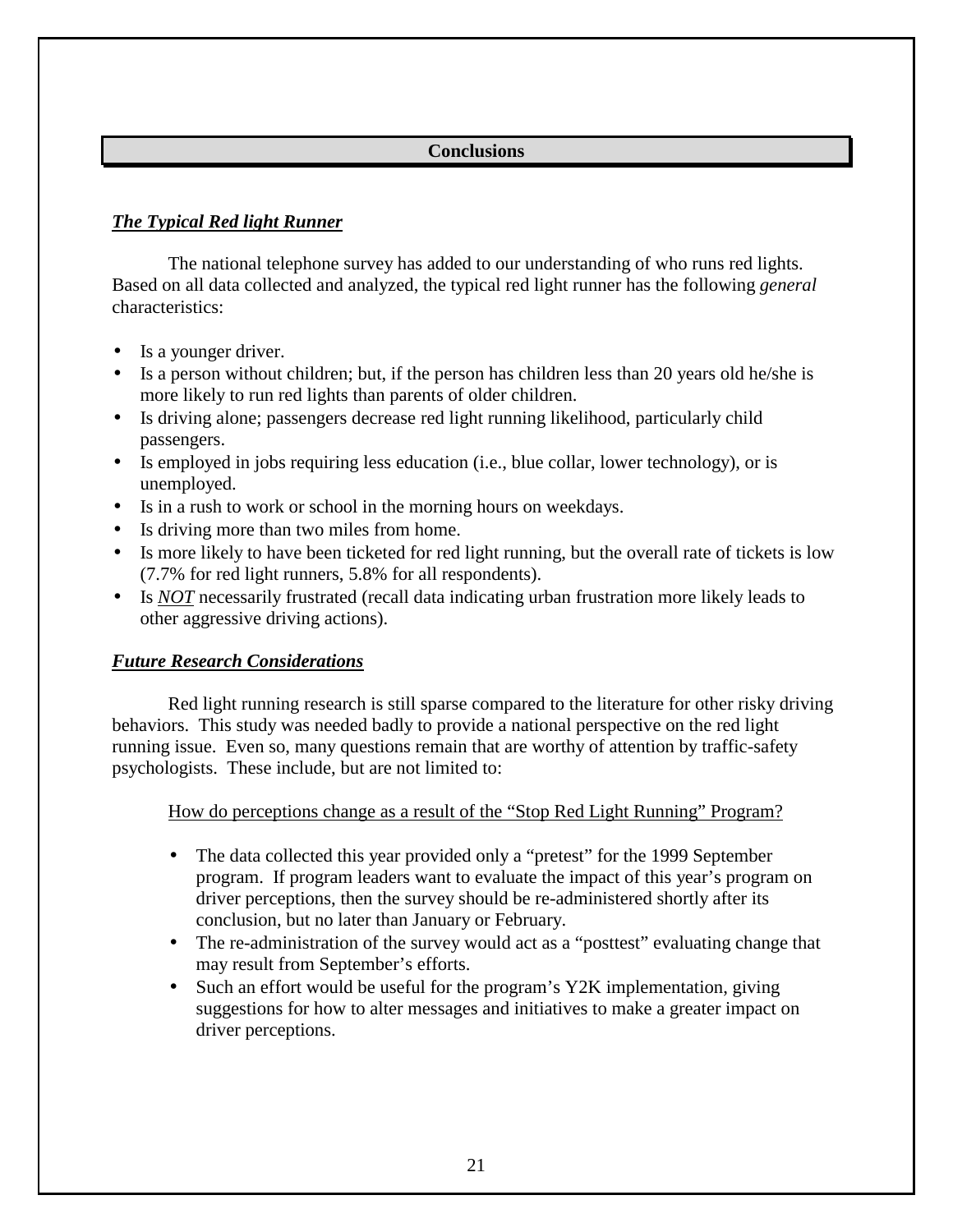## Conclusions

### ***The Typical Red light Runner***

The national telephone survey has added to our understanding of who runs red lights. Based on all data collected and analyzed, the typical red light runner has the following *general* characteristics:

- Is a younger driver.
- Is a person without children; but, if the person has children less than 20 years old he/she is more likely to run red lights than parents of older children.
- Is driving alone; passengers decrease red light running likelihood, particularly child passengers.
- Is employed in jobs requiring less education (i.e., blue collar, lower technology), or is unemployed.
- Is in a rush to work or school in the morning hours on weekdays.
- Is driving more than two miles from home.
- Is more likely to have been ticketed for red light running, but the overall rate of tickets is low (7.7% for red light runners, 5.8% for all respondents).
- Is ***NOT*** necessarily frustrated (recall data indicating urban frustration more likely leads to other aggressive driving actions).

### ***Future Research Considerations***

Red light running research is still sparse compared to the literature for other risky driving behaviors. This study was needed badly to provide a national perspective on the red light running issue. Even so, many questions remain that are worthy of attention by traffic-safety psychologists. These include, but are not limited to:

How do perceptions change as a result of the "Stop Red Light Running" Program?

- The data collected this year provided only a "pretest" for the 1999 September program. If program leaders want to evaluate the impact of this year's program on driver perceptions, then the survey should be re-administered shortly after its conclusion, but no later than January or February.
- The re-administration of the survey would act as a "posttest" evaluating change that may result from September's efforts.
- Such an effort would be useful for the program's Y2K implementation, giving suggestions for how to alter messages and initiatives to make a greater impact on driver perceptions.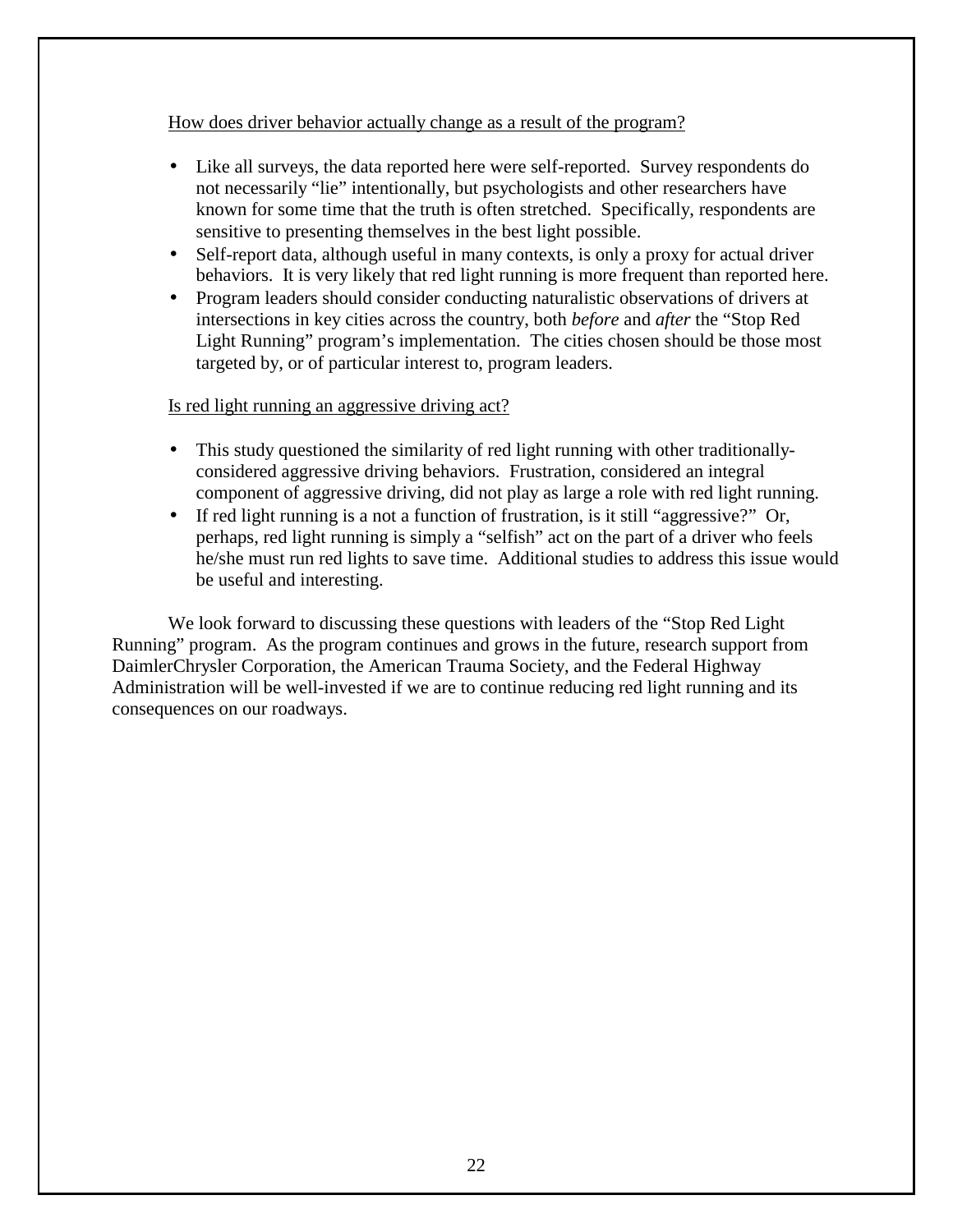<u>How does driver behavior actually change as a result of the program?</u>

- Like all surveys, the data reported here were self-reported. Survey respondents do not necessarily "lie" intentionally, but psychologists and other researchers have known for some time that the truth is often stretched. Specifically, respondents are sensitive to presenting themselves in the best light possible.
- Self-report data, although useful in many contexts, is only a proxy for actual driver behaviors. It is very likely that red light running is more frequent than reported here.
- Program leaders should consider conducting naturalistic observations of drivers at intersections in key cities across the country, both *before* and *after* the "Stop Red Light Running" program's implementation. The cities chosen should be those most targeted by, or of particular interest to, program leaders.

<u>Is red light running an aggressive driving act?</u>

- This study questioned the similarity of red light running with other traditionally-considered aggressive driving behaviors. Frustration, considered an integral component of aggressive driving, did not play as large a role with red light running.
- If red light running is a not a function of frustration, is it still "aggressive?" Or, perhaps, red light running is simply a "selfish" act on the part of a driver who feels he/she must run red lights to save time. Additional studies to address this issue would be useful and interesting.

We look forward to discussing these questions with leaders of the "Stop Red Light Running" program. As the program continues and grows in the future, research support from DaimlerChrysler Corporation, the American Trauma Society, and the Federal Highway Administration will be well-invested if we are to continue reducing red light running and its consequences on our roadways.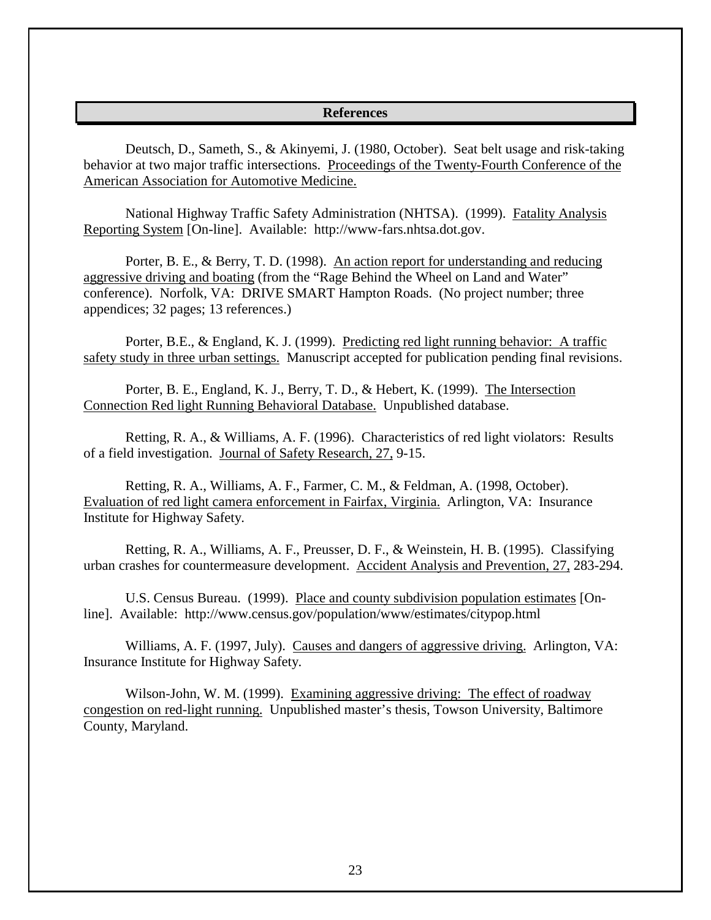## References

Deutsch, D., Sameth, S., & Akinyemi, J. (1980, October). Seat belt usage and risk-taking behavior at two major traffic intersections. Proceedings of the Twenty-Fourth Conference of the American Association for Automotive Medicine.

National Highway Traffic Safety Administration (NHTSA). (1999). Fatality Analysis Reporting System [On-line]. Available: http://www-fars.nhtsa.dot.gov.

Porter, B. E., & Berry, T. D. (1998). An action report for understanding and reducing aggressive driving and boating (from the "Rage Behind the Wheel on Land and Water" conference). Norfolk, VA: DRIVE SMART Hampton Roads. (No project number; three appendices; 32 pages; 13 references.)

Porter, B.E., & England, K. J. (1999). Predicting red light running behavior: A traffic safety study in three urban settings. Manuscript accepted for publication pending final revisions.

Porter, B. E., England, K. J., Berry, T. D., & Hebert, K. (1999). The Intersection Connection Red light Running Behavioral Database. Unpublished database.

Retting, R. A., & Williams, A. F. (1996). Characteristics of red light violators: Results of a field investigation. Journal of Safety Research, 27, 9-15.

Retting, R. A., Williams, A. F., Farmer, C. M., & Feldman, A. (1998, October). Evaluation of red light camera enforcement in Fairfax, Virginia. Arlington, VA: Insurance Institute for Highway Safety.

Retting, R. A., Williams, A. F., Preusser, D. F., & Weinstein, H. B. (1995). Classifying urban crashes for countermeasure development. Accident Analysis and Prevention, 27, 283-294.

U.S. Census Bureau. (1999). Place and county subdivision population estimates [On-line]. Available: http://www.census.gov/population/www/estimates/citypop.html

Williams, A. F. (1997, July). Causes and dangers of aggressive driving. Arlington, VA: Insurance Institute for Highway Safety.

Wilson-John, W. M. (1999). Examining aggressive driving: The effect of roadway congestion on red-light running. Unpublished master's thesis, Towson University, Baltimore County, Maryland.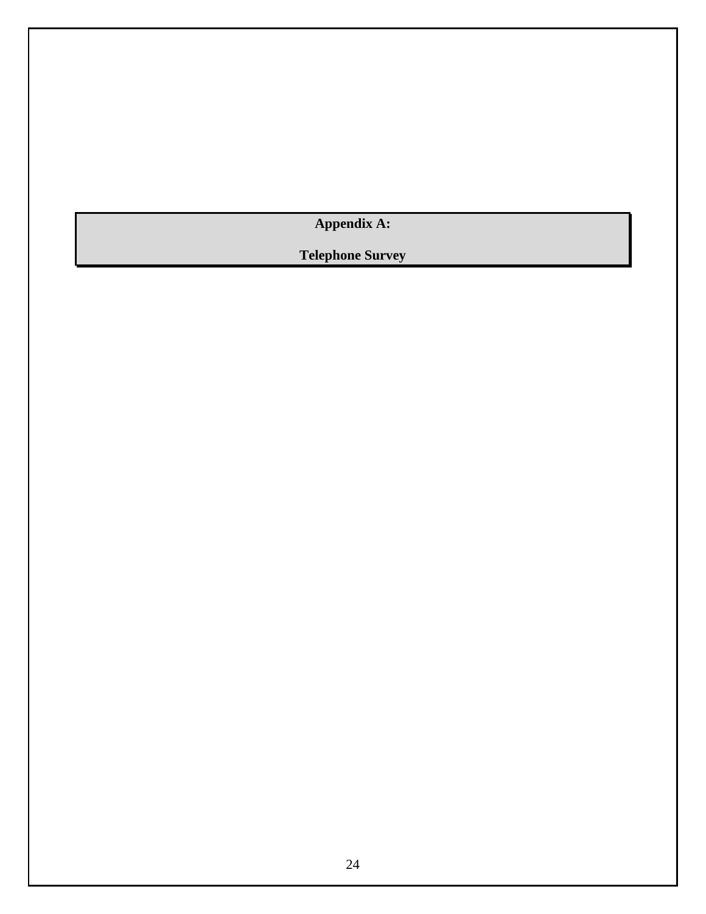# Appendix A:

# Telephone Survey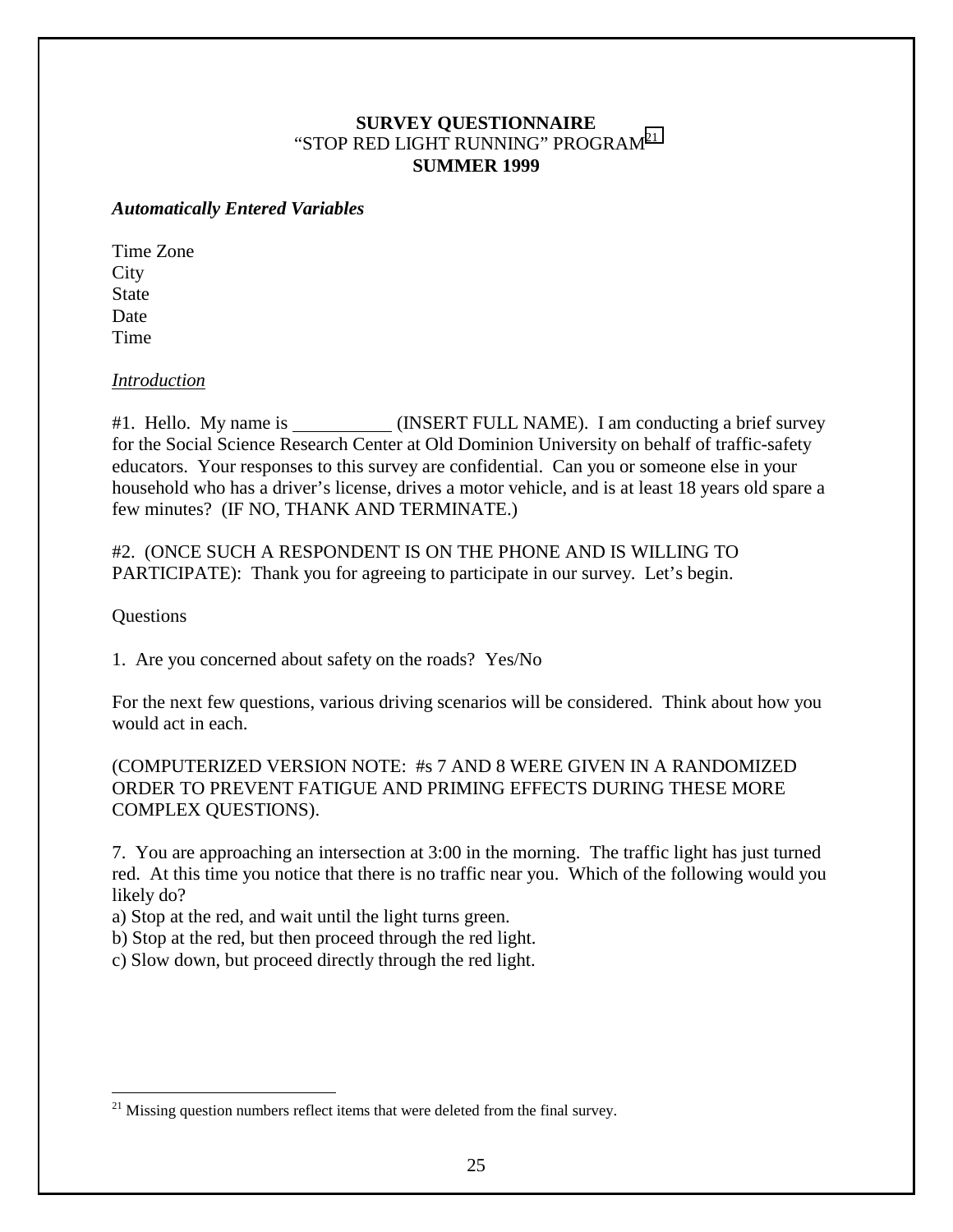**SURVEY QUESTIONNAIRE**
"STOP RED LIGHT RUNNING" PROGRAM[21]
**SUMMER 1999**

***Automatically Entered Variables***

Time Zone
City
State
Date
Time

<u>*Introduction*</u>

#1. Hello. My name is \_\_\_\_\_\_\_\_\_\_\_ (INSERT FULL NAME). I am conducting a brief survey for the Social Science Research Center at Old Dominion University on behalf of traffic-safety educators. Your responses to this survey are confidential. Can you or someone else in your household who has a driver's license, drives a motor vehicle, and is at least 18 years old spare a few minutes? (IF NO, THANK AND TERMINATE.)

#2. (ONCE SUCH A RESPONDENT IS ON THE PHONE AND IS WILLING TO PARTICIPATE): Thank you for agreeing to participate in our survey. Let's begin.

Questions

1. Are you concerned about safety on the roads? Yes/No

For the next few questions, various driving scenarios will be considered. Think about how you would act in each.

(COMPUTERIZED VERSION NOTE: #s 7 AND 8 WERE GIVEN IN A RANDOMIZED ORDER TO PREVENT FATIGUE AND PRIMING EFFECTS DURING THESE MORE COMPLEX QUESTIONS).

7. You are approaching an intersection at 3:00 in the morning. The traffic light has just turned red. At this time you notice that there is no traffic near you. Which of the following would you likely do?
a) Stop at the red, and wait until the light turns green.
b) Stop at the red, but then proceed through the red light.
c) Slow down, but proceed directly through the red light.

[21] Missing question numbers reflect items that were deleted from the final survey.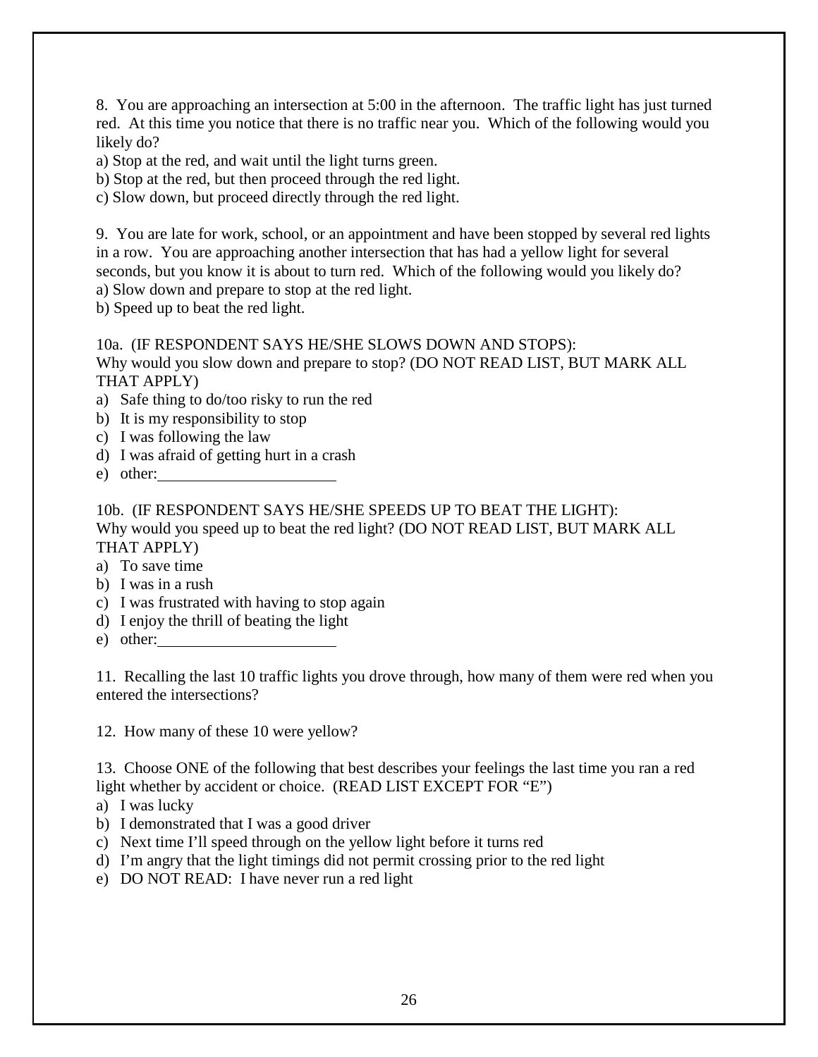8. You are approaching an intersection at 5:00 in the afternoon. The traffic light has just turned red. At this time you notice that there is no traffic near you. Which of the following would you likely do?

a) Stop at the red, and wait until the light turns green.
b) Stop at the red, but then proceed through the red light.
c) Slow down, but proceed directly through the red light.

9. You are late for work, school, or an appointment and have been stopped by several red lights in a row. You are approaching another intersection that has had a yellow light for several seconds, but you know it is about to turn red. Which of the following would you likely do?

a) Slow down and prepare to stop at the red light.
b) Speed up to beat the red light.

10a. (IF RESPONDENT SAYS HE/SHE SLOWS DOWN AND STOPS):
Why would you slow down and prepare to stop? (DO NOT READ LIST, BUT MARK ALL THAT APPLY)

a) Safe thing to do/too risky to run the red
b) It is my responsibility to stop
c) I was following the law
d) I was afraid of getting hurt in a crash
e) other:______________________

10b. (IF RESPONDENT SAYS HE/SHE SPEEDS UP TO BEAT THE LIGHT):
Why would you speed up to beat the red light? (DO NOT READ LIST, BUT MARK ALL THAT APPLY)

a) To save time
b) I was in a rush
c) I was frustrated with having to stop again
d) I enjoy the thrill of beating the light
e) other:______________________

11. Recalling the last 10 traffic lights you drove through, how many of them were red when you entered the intersections?

12. How many of these 10 were yellow?

13. Choose ONE of the following that best describes your feelings the last time you ran a red light whether by accident or choice. (READ LIST EXCEPT FOR "E")

a) I was lucky
b) I demonstrated that I was a good driver
c) Next time I'll speed through on the yellow light before it turns red
d) I'm angry that the light timings did not permit crossing prior to the red light
e) DO NOT READ: I have never run a red light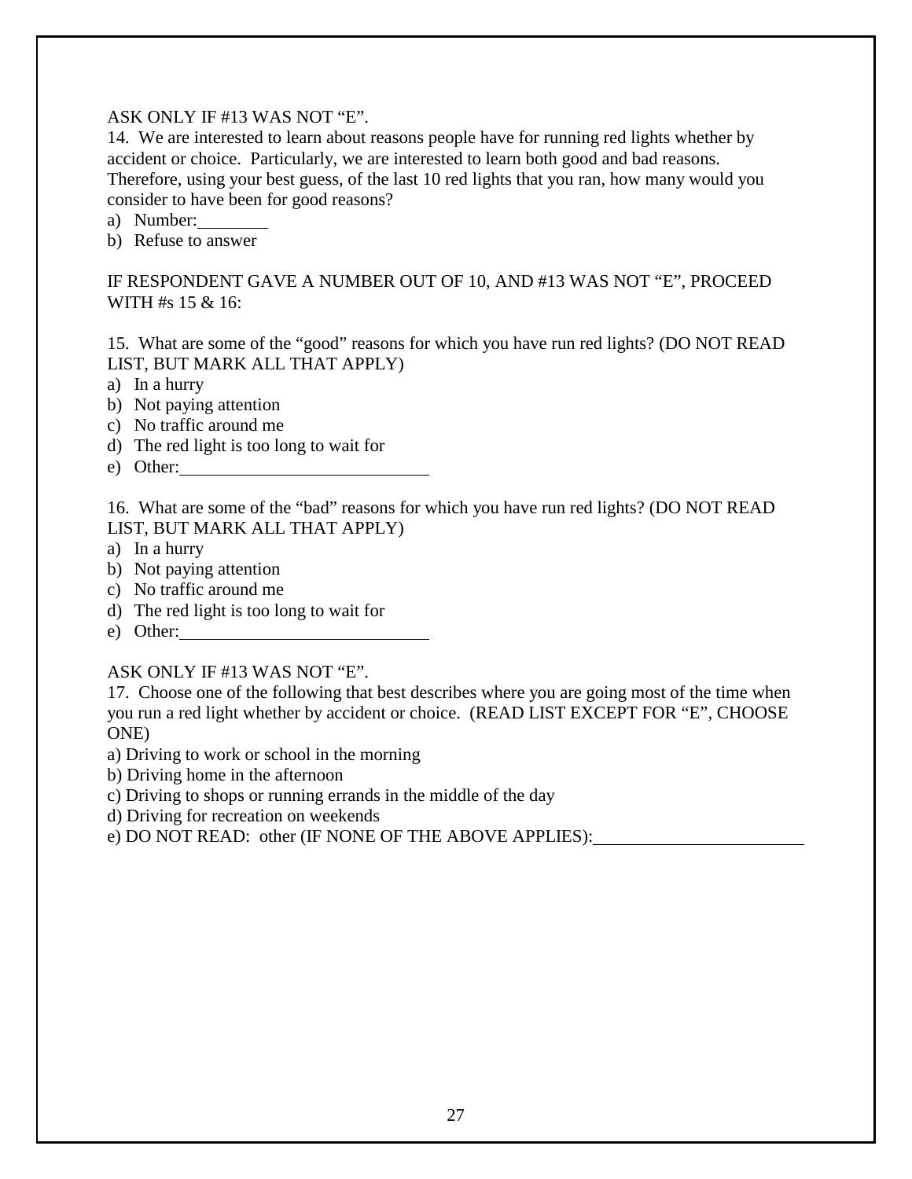ASK ONLY IF #13 WAS NOT "E".

14. We are interested to learn about reasons people have for running red lights whether by accident or choice. Particularly, we are interested to learn both good and bad reasons. Therefore, using your best guess, of the last 10 red lights that you ran, how many would you consider to have been for good reasons?

a) Number:________
b) Refuse to answer

IF RESPONDENT GAVE A NUMBER OUT OF 10, AND #13 WAS NOT "E", PROCEED WITH #s 15 & 16:

15. What are some of the "good" reasons for which you have run red lights? (DO NOT READ LIST, BUT MARK ALL THAT APPLY)

a) In a hurry
b) Not paying attention
c) No traffic around me
d) The red light is too long to wait for
e) Other:____________________________

16. What are some of the "bad" reasons for which you have run red lights? (DO NOT READ LIST, BUT MARK ALL THAT APPLY)

a) In a hurry
b) Not paying attention
c) No traffic around me
d) The red light is too long to wait for
e) Other:____________________________

ASK ONLY IF #13 WAS NOT "E".

17. Choose one of the following that best describes where you are going most of the time when you run a red light whether by accident or choice. (READ LIST EXCEPT FOR "E", CHOOSE ONE)

a) Driving to work or school in the morning
b) Driving home in the afternoon
c) Driving to shops or running errands in the middle of the day
d) Driving for recreation on weekends
e) DO NOT READ: other (IF NONE OF THE ABOVE APPLIES):______________________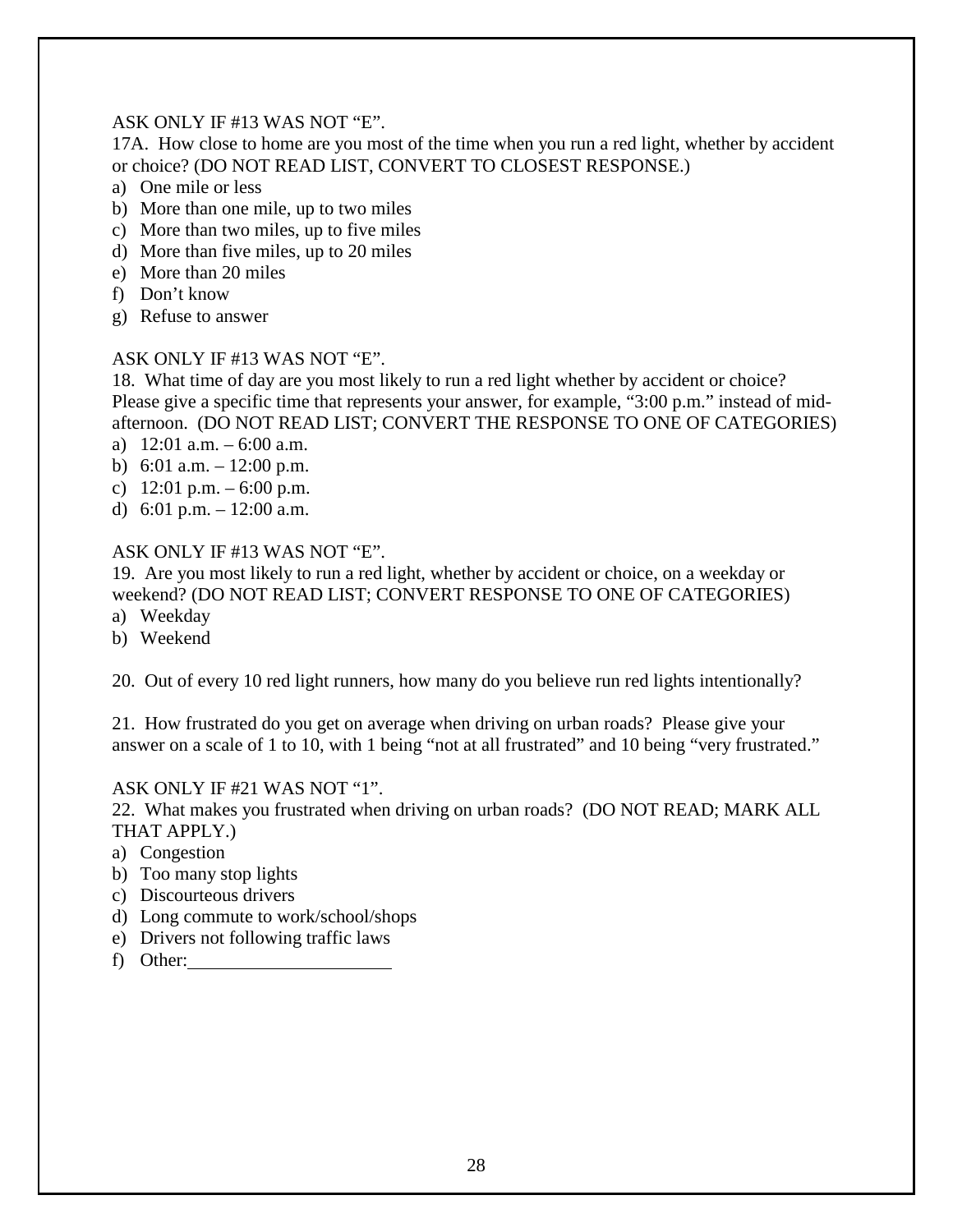ASK ONLY IF #13 WAS NOT "E".

17A. How close to home are you most of the time when you run a red light, whether by accident or choice? (DO NOT READ LIST, CONVERT TO CLOSEST RESPONSE.)

a) One mile or less
b) More than one mile, up to two miles
c) More than two miles, up to five miles
d) More than five miles, up to 20 miles
e) More than 20 miles
f) Don't know
g) Refuse to answer

ASK ONLY IF #13 WAS NOT "E".

18. What time of day are you most likely to run a red light whether by accident or choice? Please give a specific time that represents your answer, for example, "3:00 p.m." instead of mid-afternoon. (DO NOT READ LIST; CONVERT THE RESPONSE TO ONE OF CATEGORIES)

a) 12:01 a.m. – 6:00 a.m.
b) 6:01 a.m. – 12:00 p.m.
c) 12:01 p.m. – 6:00 p.m.
d) 6:01 p.m. – 12:00 a.m.

ASK ONLY IF #13 WAS NOT "E".

19. Are you most likely to run a red light, whether by accident or choice, on a weekday or weekend? (DO NOT READ LIST; CONVERT RESPONSE TO ONE OF CATEGORIES)

a) Weekday
b) Weekend

20. Out of every 10 red light runners, how many do you believe run red lights intentionally?

21. How frustrated do you get on average when driving on urban roads? Please give your answer on a scale of 1 to 10, with 1 being "not at all frustrated" and 10 being "very frustrated."

ASK ONLY IF #21 WAS NOT "1".

22. What makes you frustrated when driving on urban roads? (DO NOT READ; MARK ALL THAT APPLY.)

a) Congestion
b) Too many stop lights
c) Discourteous drivers
d) Long commute to work/school/shops
e) Drivers not following traffic laws
f) Other:______________________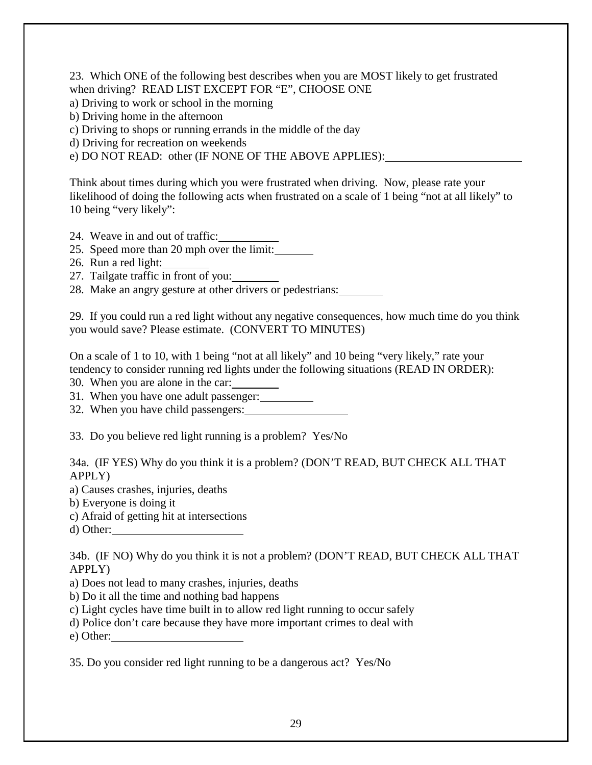23. Which ONE of the following best describes when you are MOST likely to get frustrated when driving? READ LIST EXCEPT FOR "E", CHOOSE ONE

a) Driving to work or school in the morning
b) Driving home in the afternoon
c) Driving to shops or running errands in the middle of the day
d) Driving for recreation on weekends
e) DO NOT READ: other (IF NONE OF THE ABOVE APPLIES):\_\_\_\_\_\_\_\_\_\_\_\_\_\_\_\_\_\_\_\_

Think about times during which you were frustrated when driving. Now, please rate your likelihood of doing the following acts when frustrated on a scale of 1 being "not at all likely" to 10 being "very likely":

24. Weave in and out of traffic:\_\_\_\_\_\_\_\_\_
25. Speed more than 20 mph over the limit:\_\_\_\_\_\_
26. Run a red light:\_\_\_\_\_\_\_
27. Tailgate traffic in front of you:\_\_\_\_\_\_\_
28. Make an angry gesture at other drivers or pedestrians:\_\_\_\_\_\_\_

29. If you could run a red light without any negative consequences, how much time do you think you would save? Please estimate. (CONVERT TO MINUTES)

On a scale of 1 to 10, with 1 being "not at all likely" and 10 being "very likely," rate your tendency to consider running red lights under the following situations (READ IN ORDER):

30. When you are alone in the car:\_\_\_\_\_\_\_
31. When you have one adult passenger:\_\_\_\_\_\_\_\_
32. When you have child passengers:\_\_\_\_\_\_\_\_\_\_\_\_\_\_\_

33. Do you believe red light running is a problem? Yes/No

34a. (IF YES) Why do you think it is a problem? (DON'T READ, BUT CHECK ALL THAT APPLY)

a) Causes crashes, injuries, deaths
b) Everyone is doing it
c) Afraid of getting hit at intersections
d) Other:\_\_\_\_\_\_\_\_\_\_\_\_\_\_\_\_\_\_\_\_

34b. (IF NO) Why do you think it is not a problem? (DON'T READ, BUT CHECK ALL THAT APPLY)

a) Does not lead to many crashes, injuries, deaths
b) Do it all the time and nothing bad happens
c) Light cycles have time built in to allow red light running to occur safely
d) Police don't care because they have more important crimes to deal with
e) Other:\_\_\_\_\_\_\_\_\_\_\_\_\_\_\_\_\_\_\_\_

35. Do you consider red light running to be a dangerous act? Yes/No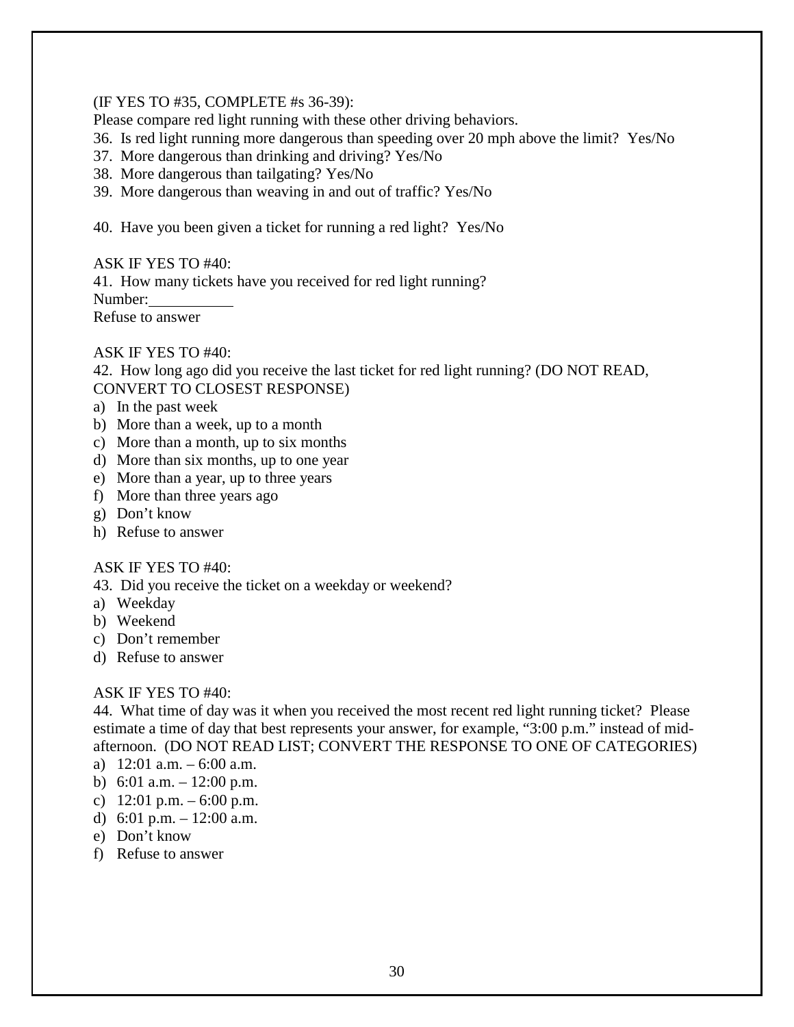(IF YES TO #35, COMPLETE #s 36-39):

Please compare red light running with these other driving behaviors.

36. Is red light running more dangerous than speeding over 20 mph above the limit? Yes/No

37. More dangerous than drinking and driving? Yes/No

38. More dangerous than tailgating? Yes/No

39. More dangerous than weaving in and out of traffic? Yes/No

40. Have you been given a ticket for running a red light? Yes/No

ASK IF YES TO #40:

41. How many tickets have you received for red light running?

Number:___________

Refuse to answer

ASK IF YES TO #40:

42. How long ago did you receive the last ticket for red light running? (DO NOT READ, CONVERT TO CLOSEST RESPONSE)

a) In the past week
b) More than a week, up to a month
c) More than a month, up to six months
d) More than six months, up to one year
e) More than a year, up to three years
f) More than three years ago
g) Don't know
h) Refuse to answer

ASK IF YES TO #40:

43. Did you receive the ticket on a weekday or weekend?

a) Weekday
b) Weekend
c) Don't remember
d) Refuse to answer

ASK IF YES TO #40:

44. What time of day was it when you received the most recent red light running ticket? Please estimate a time of day that best represents your answer, for example, "3:00 p.m." instead of mid-afternoon. (DO NOT READ LIST; CONVERT THE RESPONSE TO ONE OF CATEGORIES)

a) 12:01 a.m. – 6:00 a.m.
b) 6:01 a.m. – 12:00 p.m.
c) 12:01 p.m. – 6:00 p.m.
d) 6:01 p.m. – 12:00 a.m.
e) Don't know
f) Refuse to answer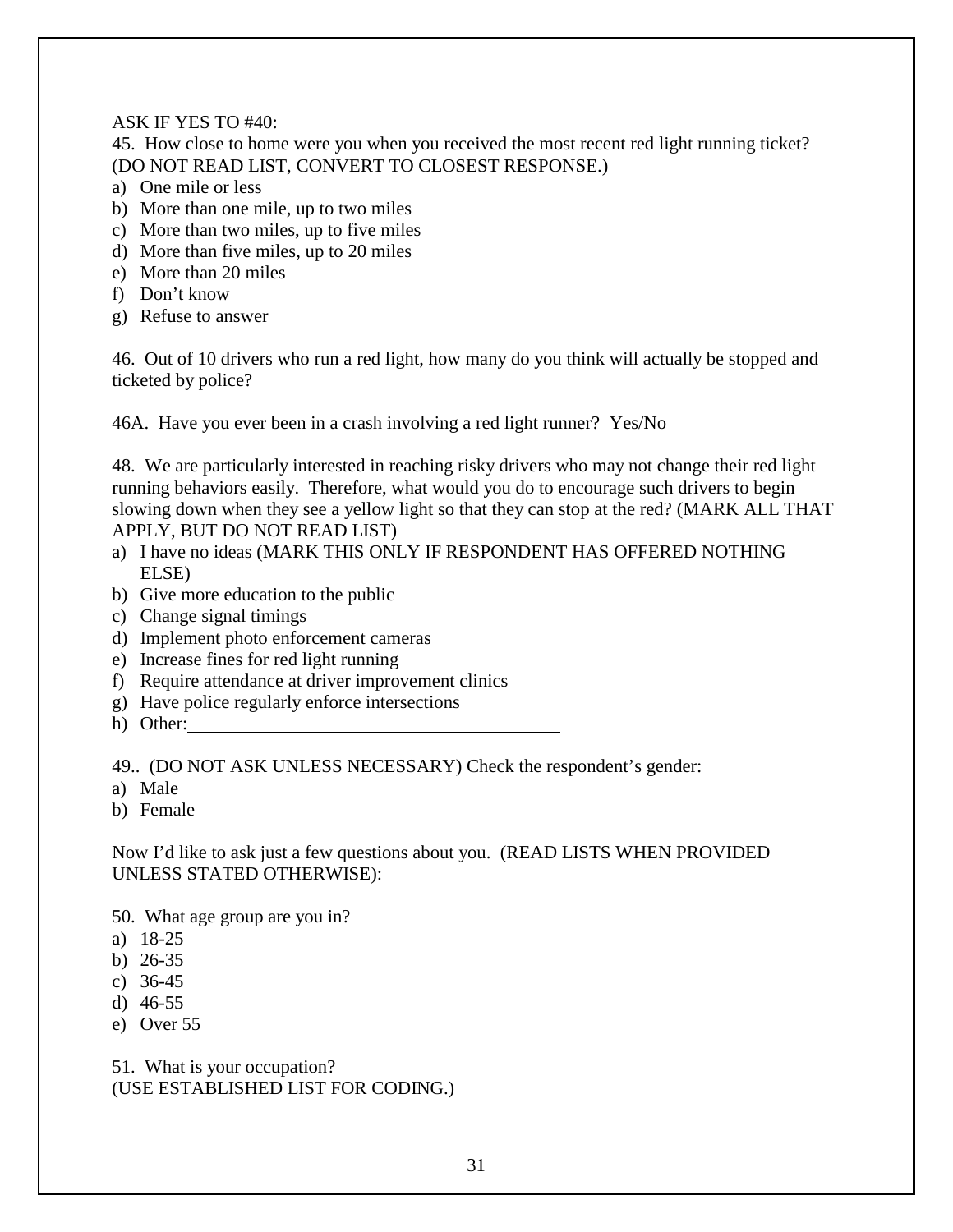ASK IF YES TO #40:

45. How close to home were you when you received the most recent red light running ticket? (DO NOT READ LIST, CONVERT TO CLOSEST RESPONSE.)

a) One mile or less
b) More than one mile, up to two miles
c) More than two miles, up to five miles
d) More than five miles, up to 20 miles
e) More than 20 miles
f) Don't know
g) Refuse to answer

46. Out of 10 drivers who run a red light, how many do you think will actually be stopped and ticketed by police?

46A. Have you ever been in a crash involving a red light runner? Yes/No

48. We are particularly interested in reaching risky drivers who may not change their red light running behaviors easily. Therefore, what would you do to encourage such drivers to begin slowing down when they see a yellow light so that they can stop at the red? (MARK ALL THAT APPLY, BUT DO NOT READ LIST)

a) I have no ideas (MARK THIS ONLY IF RESPONDENT HAS OFFERED NOTHING ELSE)
b) Give more education to the public
c) Change signal timings
d) Implement photo enforcement cameras
e) Increase fines for red light running
f) Require attendance at driver improvement clinics
g) Have police regularly enforce intersections
h) Other:\_\_\_\_\_\_\_\_\_\_\_\_\_\_\_\_\_\_\_\_\_\_\_\_\_\_\_\_\_\_\_\_\_\_\_\_\_\_\_\_

49.. (DO NOT ASK UNLESS NECESSARY) Check the respondent's gender:

a) Male
b) Female

Now I'd like to ask just a few questions about you. (READ LISTS WHEN PROVIDED UNLESS STATED OTHERWISE):

50. What age group are you in?

a) 18-25
b) 26-35
c) 36-45
d) 46-55
e) Over 55

51. What is your occupation?
(USE ESTABLISHED LIST FOR CODING.)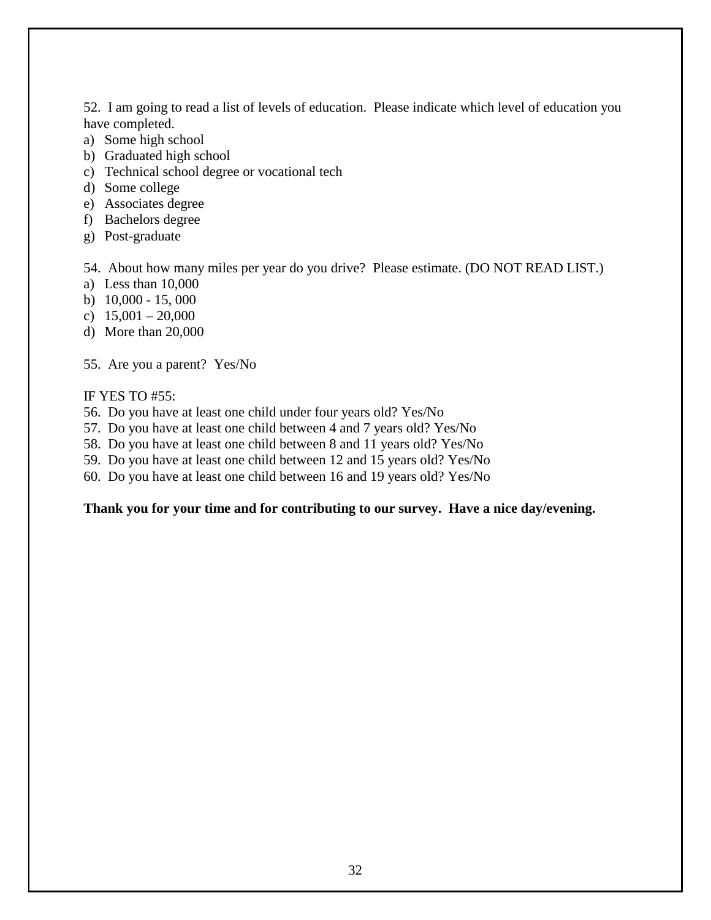52. I am going to read a list of levels of education. Please indicate which level of education you have completed.

a) Some high school
b) Graduated high school
c) Technical school degree or vocational tech
d) Some college
e) Associates degree
f) Bachelors degree
g) Post-graduate

54. About how many miles per year do you drive? Please estimate. (DO NOT READ LIST.)

a) Less than 10,000
b) 10,000 - 15, 000
c) 15,001 – 20,000
d) More than 20,000

55. Are you a parent? Yes/No

IF YES TO #55:

56. Do you have at least one child under four years old? Yes/No
57. Do you have at least one child between 4 and 7 years old? Yes/No
58. Do you have at least one child between 8 and 11 years old? Yes/No
59. Do you have at least one child between 12 and 15 years old? Yes/No
60. Do you have at least one child between 16 and 19 years old? Yes/No

**Thank you for your time and for contributing to our survey. Have a nice day/evening.**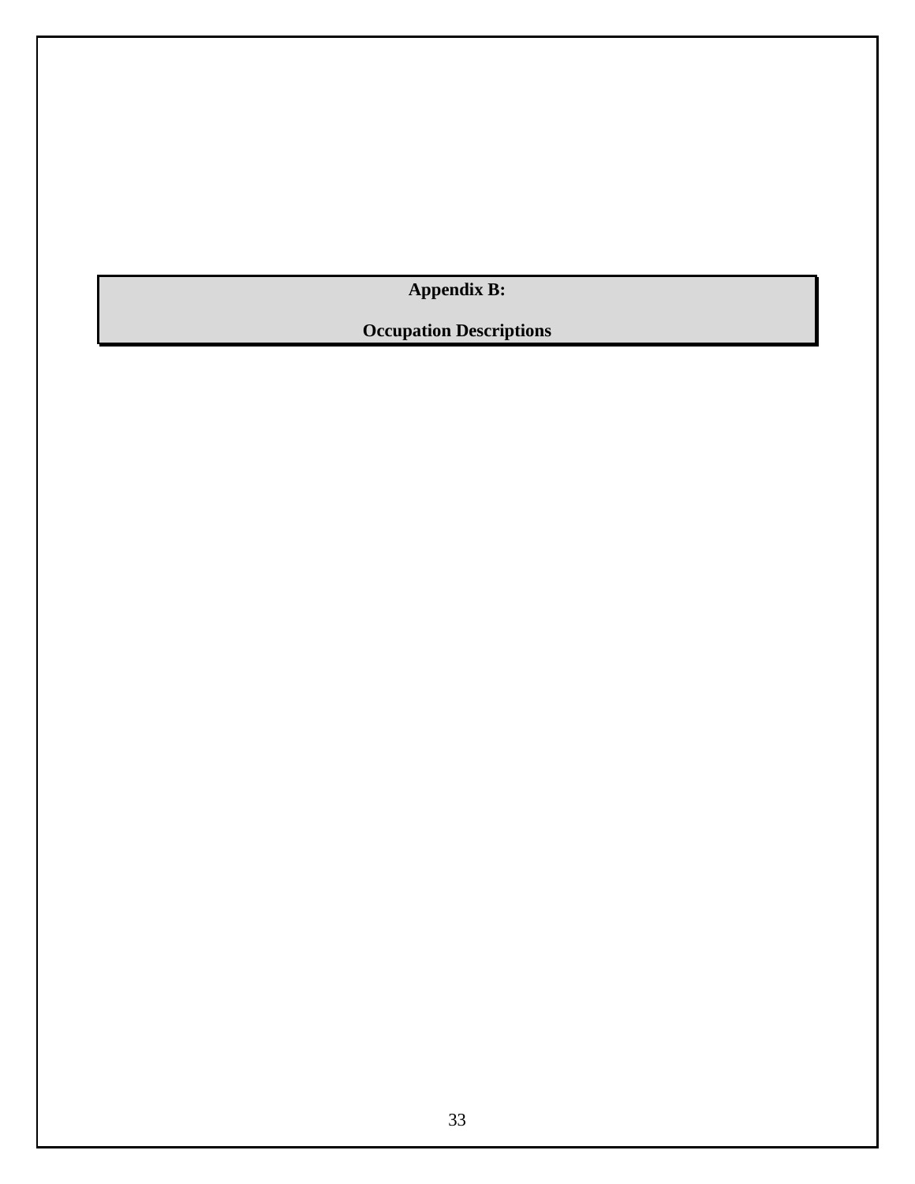# Appendix B:

# Occupation Descriptions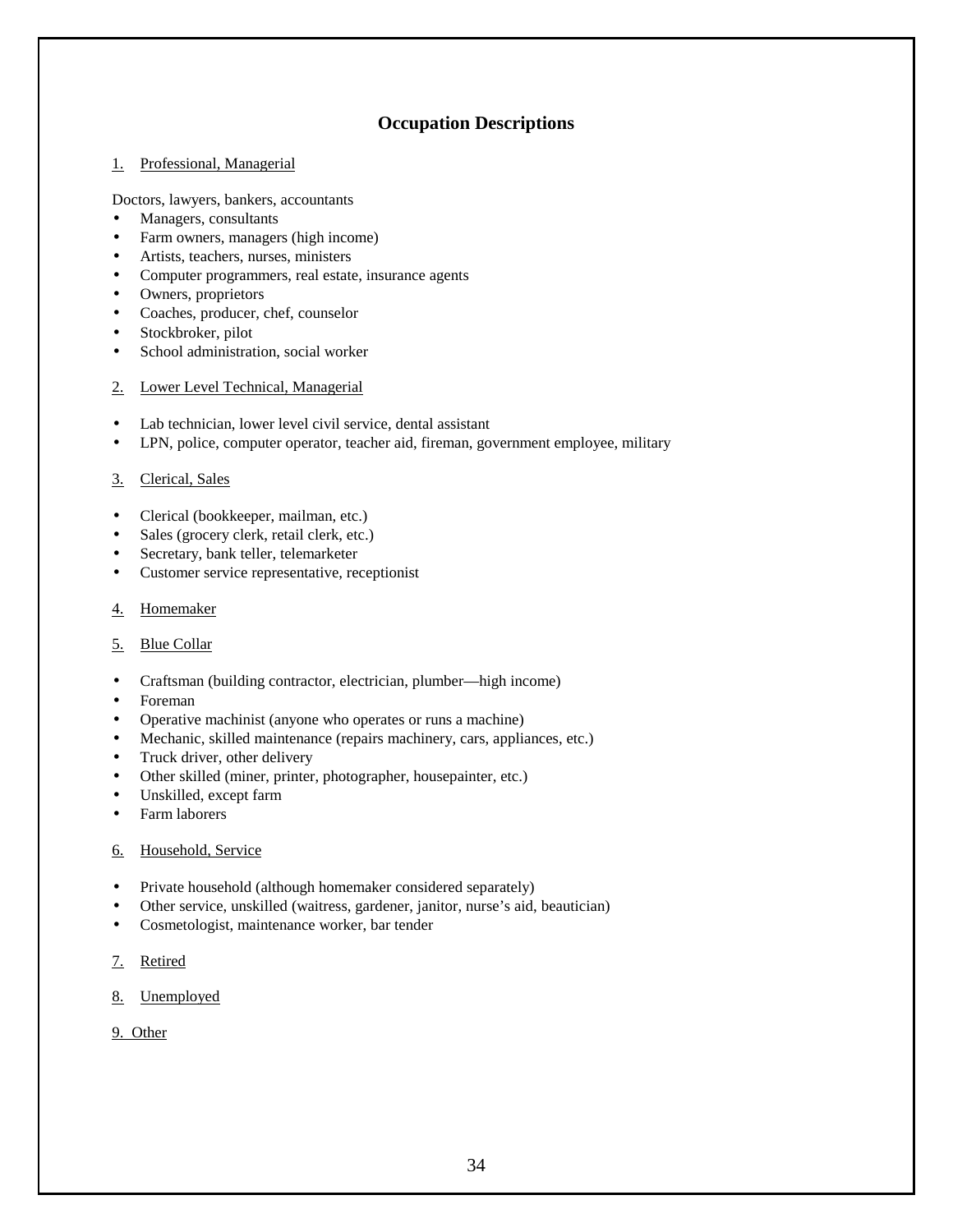## Occupation Descriptions

1. Professional, Managerial

Doctors, lawyers, bankers, accountants

- Managers, consultants
- Farm owners, managers (high income)
- Artists, teachers, nurses, ministers
- Computer programmers, real estate, insurance agents
- Owners, proprietors
- Coaches, producer, chef, counselor
- Stockbroker, pilot
- School administration, social worker

2. Lower Level Technical, Managerial

- Lab technician, lower level civil service, dental assistant
- LPN, police, computer operator, teacher aid, fireman, government employee, military

3. Clerical, Sales

- Clerical (bookkeeper, mailman, etc.)
- Sales (grocery clerk, retail clerk, etc.)
- Secretary, bank teller, telemarketer
- Customer service representative, receptionist

4. Homemaker

5. Blue Collar

- Craftsman (building contractor, electrician, plumber—high income)
- Foreman
- Operative machinist (anyone who operates or runs a machine)
- Mechanic, skilled maintenance (repairs machinery, cars, appliances, etc.)
- Truck driver, other delivery
- Other skilled (miner, printer, photographer, housepainter, etc.)
- Unskilled, except farm
- Farm laborers

6. Household, Service

- Private household (although homemaker considered separately)
- Other service, unskilled (waitress, gardener, janitor, nurse's aid, beautician)
- Cosmetologist, maintenance worker, bar tender

7. Retired

8. Unemployed

9. Other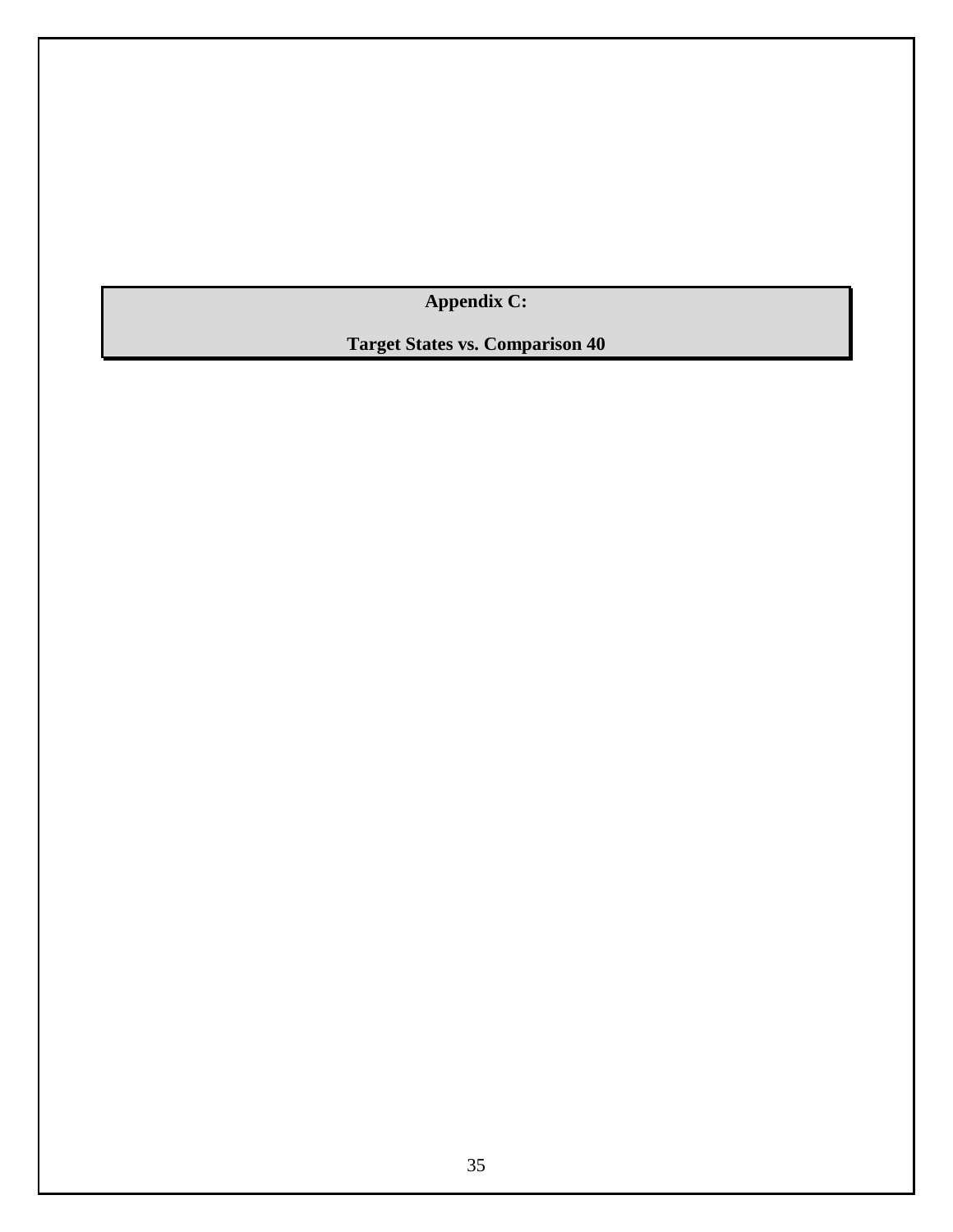# Appendix C:

## Target States vs. Comparison 40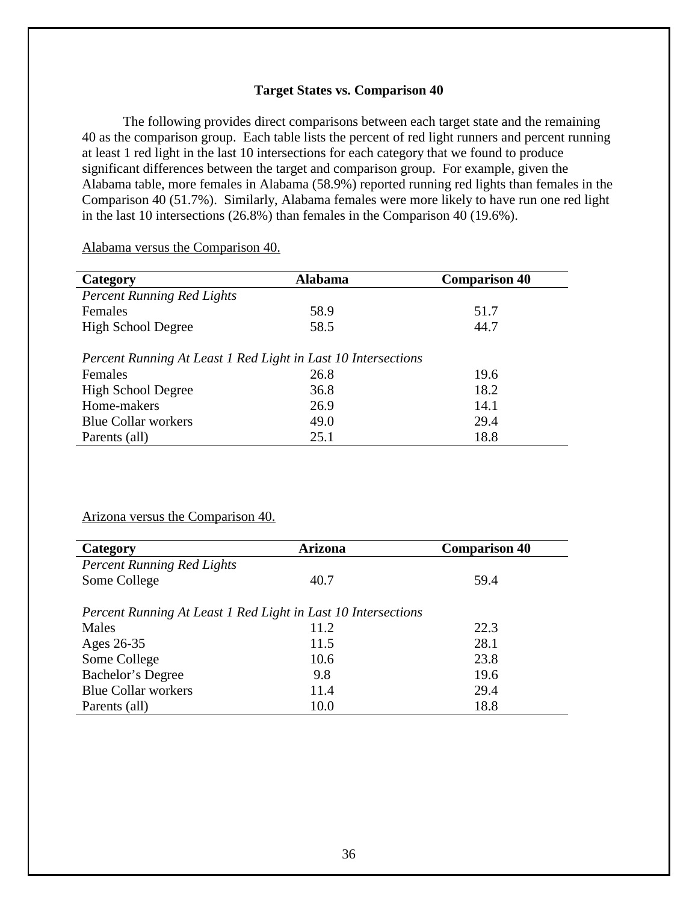### Target States vs. Comparison 40

The following provides direct comparisons between each target state and the remaining 40 as the comparison group. Each table lists the percent of red light runners and percent running at least 1 red light in the last 10 intersections for each category that we found to produce significant differences between the target and comparison group. For example, given the Alabama table, more females in Alabama (58.9%) reported running red lights than females in the Comparison 40 (51.7%). Similarly, Alabama females were more likely to have run one red light in the last 10 intersections (26.8%) than females in the Comparison 40 (19.6%).

Alabama versus the Comparison 40.

| Category | Alabama | Comparison 40 |
|---|---|---|
| *Percent Running Red Lights* | | |
| Females | 58.9 | 51.7 |
| High School Degree | 58.5 | 44.7 |
| *Percent Running At Least 1 Red Light in Last 10 Intersections* | | |
| Females | 26.8 | 19.6 |
| High School Degree | 36.8 | 18.2 |
| Home-makers | 26.9 | 14.1 |
| Blue Collar workers | 49.0 | 29.4 |
| Parents (all) | 25.1 | 18.8 |

Arizona versus the Comparison 40.

| Category | Arizona | Comparison 40 |
|---|---|---|
| *Percent Running Red Lights* | | |
| Some College | 40.7 | 59.4 |
| *Percent Running At Least 1 Red Light in Last 10 Intersections* | | |
| Males | 11.2 | 22.3 |
| Ages 26-35 | 11.5 | 28.1 |
| Some College | 10.6 | 23.8 |
| Bachelor's Degree | 9.8 | 19.6 |
| Blue Collar workers | 11.4 | 29.4 |
| Parents (all) | 10.0 | 18.8 |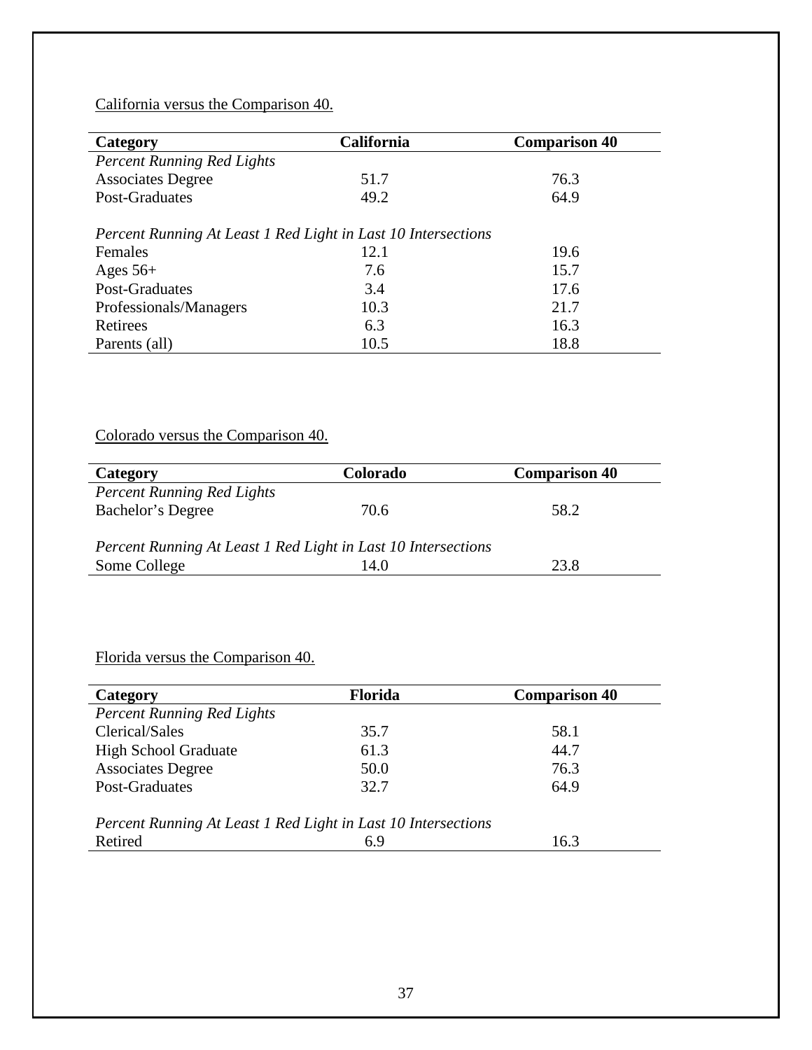<u>California versus the Comparison 40.</u>

| **Category** | **California** | **Comparison 40** |
|---|---|---|
| *Percent Running Red Lights* | | |
| Associates Degree | 51.7 | 76.3 |
| Post-Graduates | 49.2 | 64.9 |
| | | |
| *Percent Running At Least 1 Red Light in Last 10 Intersections* | | |
| Females | 12.1 | 19.6 |
| Ages 56+ | 7.6 | 15.7 |
| Post-Graduates | 3.4 | 17.6 |
| Professionals/Managers | 10.3 | 21.7 |
| Retirees | 6.3 | 16.3 |
| Parents (all) | 10.5 | 18.8 |

<u>Colorado versus the Comparison 40.</u>

| **Category** | **Colorado** | **Comparison 40** |
|---|---|---|
| *Percent Running Red Lights* | | |
| Bachelor's Degree | 70.6 | 58.2 |
| | | |
| *Percent Running At Least 1 Red Light in Last 10 Intersections* | | |
| Some College | 14.0 | 23.8 |

<u>Florida versus the Comparison 40.</u>

| **Category** | **Florida** | **Comparison 40** |
|---|---|---|
| *Percent Running Red Lights* | | |
| Clerical/Sales | 35.7 | 58.1 |
| High School Graduate | 61.3 | 44.7 |
| Associates Degree | 50.0 | 76.3 |
| Post-Graduates | 32.7 | 64.9 |
| | | |
| *Percent Running At Least 1 Red Light in Last 10 Intersections* | | |
| Retired | 6.9 | 16.3 |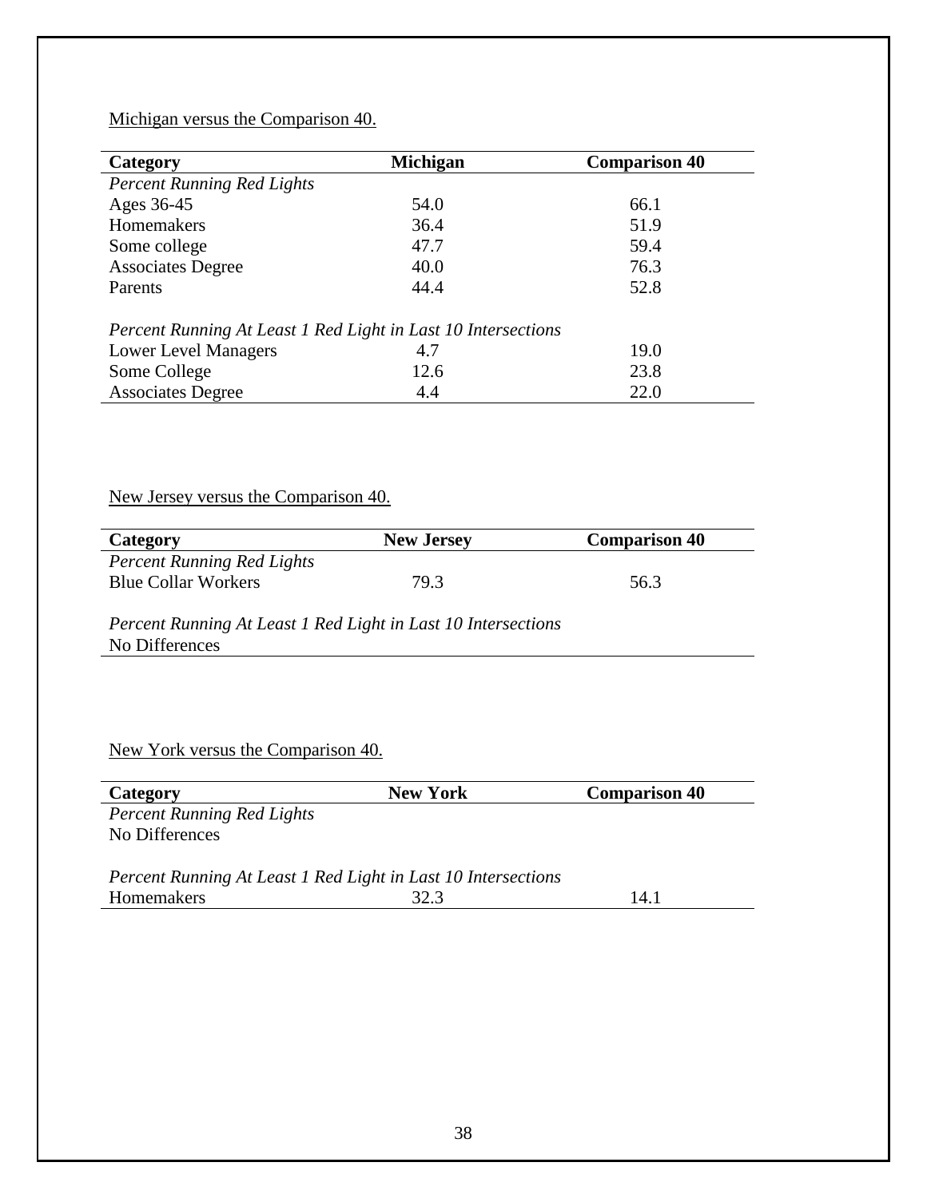<u>Michigan versus the Comparison 40.</u>

| Category | Michigan | Comparison 40 |
|---|---|---|
| *Percent Running Red Lights* | | |
| Ages 36-45 | 54.0 | 66.1 |
| Homemakers | 36.4 | 51.9 |
| Some college | 47.7 | 59.4 |
| Associates Degree | 40.0 | 76.3 |
| Parents | 44.4 | 52.8 |
| *Percent Running At Least 1 Red Light in Last 10 Intersections* | | |
| Lower Level Managers | 4.7 | 19.0 |
| Some College | 12.6 | 23.8 |
| Associates Degree | 4.4 | 22.0 |

<u>New Jersey versus the Comparison 40.</u>

| Category | New Jersey | Comparison 40 |
|---|---|---|
| *Percent Running Red Lights* | | |
| Blue Collar Workers | 79.3 | 56.3 |
| *Percent Running At Least 1 Red Light in Last 10 Intersections* | | |
| No Differences | | |

<u>New York versus the Comparison 40.</u>

| Category | New York | Comparison 40 |
|---|---|---|
| *Percent Running Red Lights* | | |
| No Differences | | |
| *Percent Running At Least 1 Red Light in Last 10 Intersections* | | |
| Homemakers | 32.3 | 14.1 |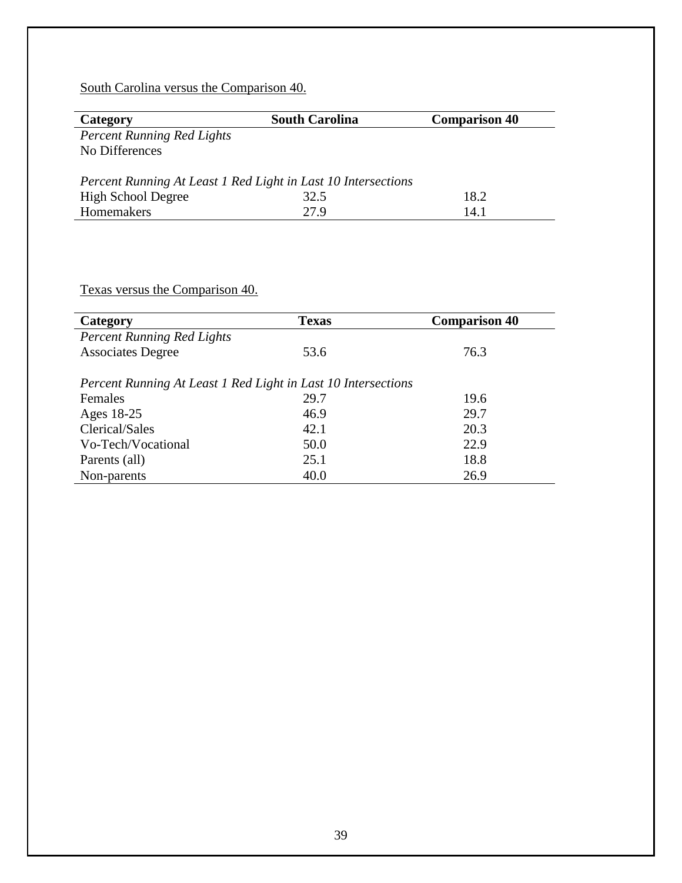South Carolina versus the Comparison 40.

| Category | South Carolina | Comparison 40 |
|---|---|---|
| *Percent Running Red Lights* | | |
| No Differences | | |
| | | |
| *Percent Running At Least 1 Red Light in Last 10 Intersections* | | |
| High School Degree | 32.5 | 18.2 |
| Homemakers | 27.9 | 14.1 |

Texas versus the Comparison 40.

| Category | Texas | Comparison 40 |
|---|---|---|
| *Percent Running Red Lights* | | |
| Associates Degree | 53.6 | 76.3 |
| | | |
| *Percent Running At Least 1 Red Light in Last 10 Intersections* | | |
| Females | 29.7 | 19.6 |
| Ages 18-25 | 46.9 | 29.7 |
| Clerical/Sales | 42.1 | 20.3 |
| Vo-Tech/Vocational | 50.0 | 22.9 |
| Parents (all) | 25.1 | 18.8 |
| Non-parents | 40.0 | 26.9 |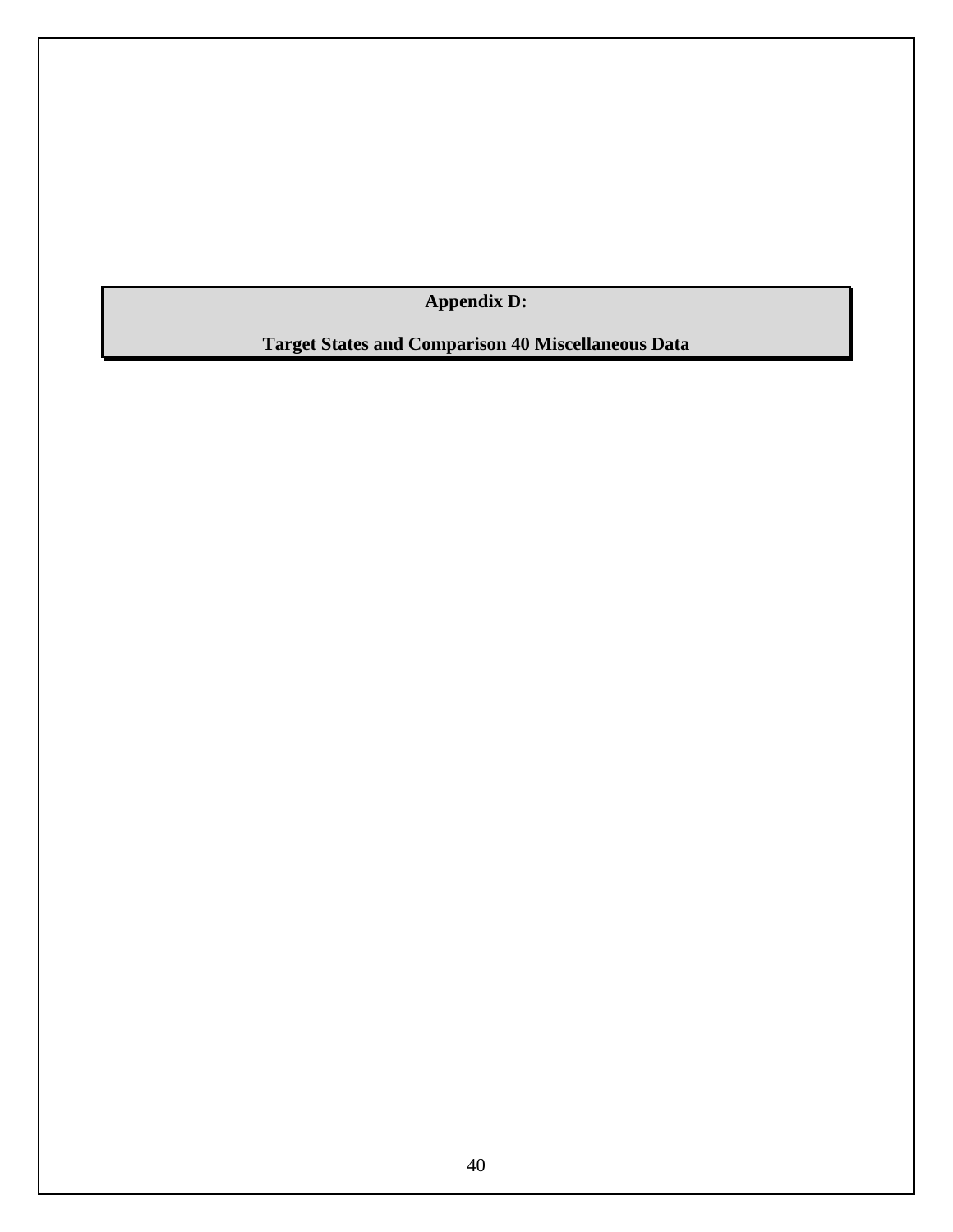# Appendix D:

## Target States and Comparison 40 Miscellaneous Data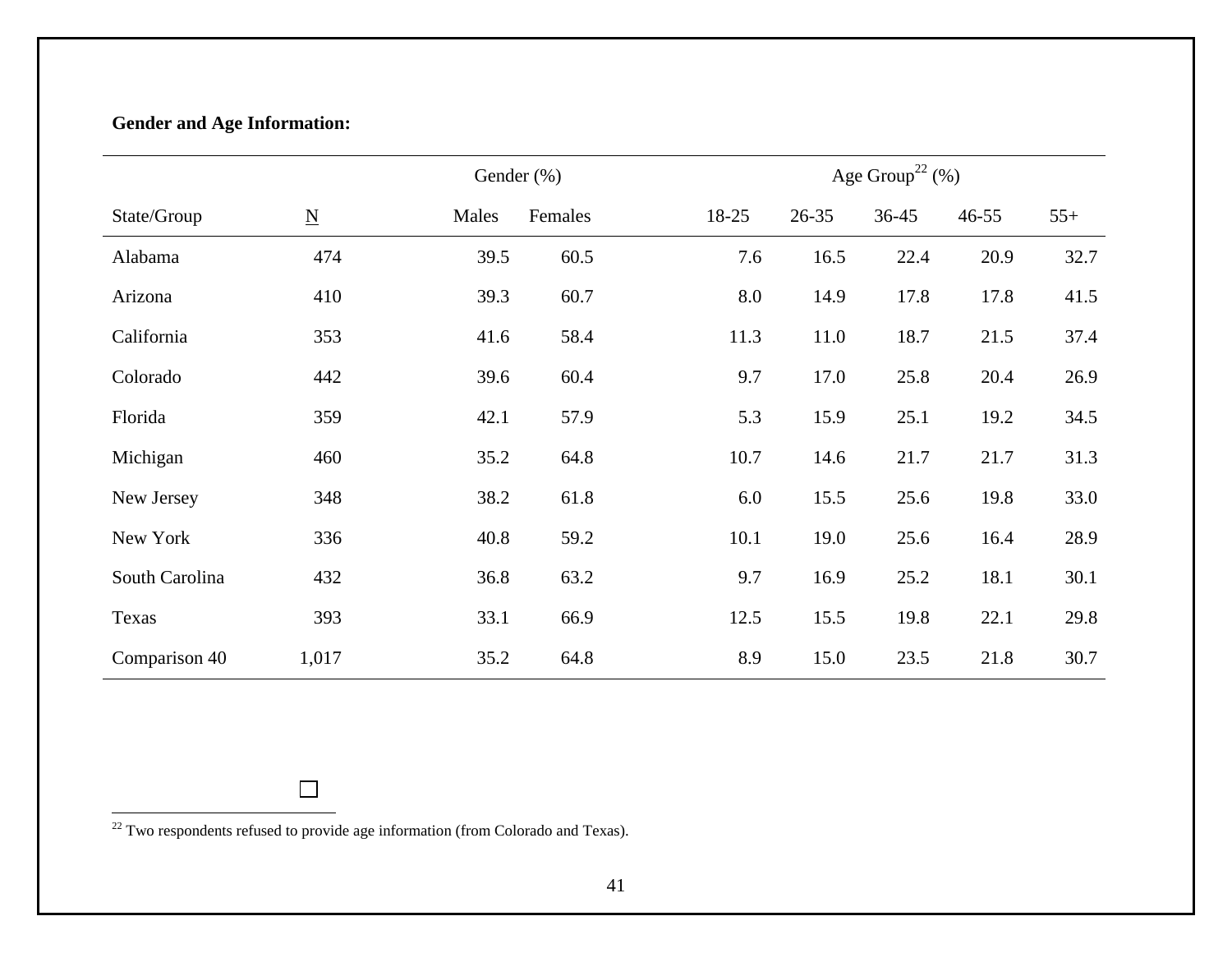**Gender and Age Information:**

| | | Gender (%) | | Age Group[22] (%) | | | | |
|---|---|---|---|---|---|---|---|---|
| State/Group | N | Males | Females | 18-25 | 26-35 | 36-45 | 46-55 | 55+ |
| Alabama | 474 | 39.5 | 60.5 | 7.6 | 16.5 | 22.4 | 20.9 | 32.7 |
| Arizona | 410 | 39.3 | 60.7 | 8.0 | 14.9 | 17.8 | 17.8 | 41.5 |
| California | 353 | 41.6 | 58.4 | 11.3 | 11.0 | 18.7 | 21.5 | 37.4 |
| Colorado | 442 | 39.6 | 60.4 | 9.7 | 17.0 | 25.8 | 20.4 | 26.9 |
| Florida | 359 | 42.1 | 57.9 | 5.3 | 15.9 | 25.1 | 19.2 | 34.5 |
| Michigan | 460 | 35.2 | 64.8 | 10.7 | 14.6 | 21.7 | 21.7 | 31.3 |
| New Jersey | 348 | 38.2 | 61.8 | 6.0 | 15.5 | 25.6 | 19.8 | 33.0 |
| New York | 336 | 40.8 | 59.2 | 10.1 | 19.0 | 25.6 | 16.4 | 28.9 |
| South Carolina | 432 | 36.8 | 63.2 | 9.7 | 16.9 | 25.2 | 18.1 | 30.1 |
| Texas | 393 | 33.1 | 66.9 | 12.5 | 15.5 | 19.8 | 22.1 | 29.8 |
| Comparison 40 | 1,017 | 35.2 | 64.8 | 8.9 | 15.0 | 23.5 | 21.8 | 30.7 |

[22] Two respondents refused to provide age information (from Colorado and Texas).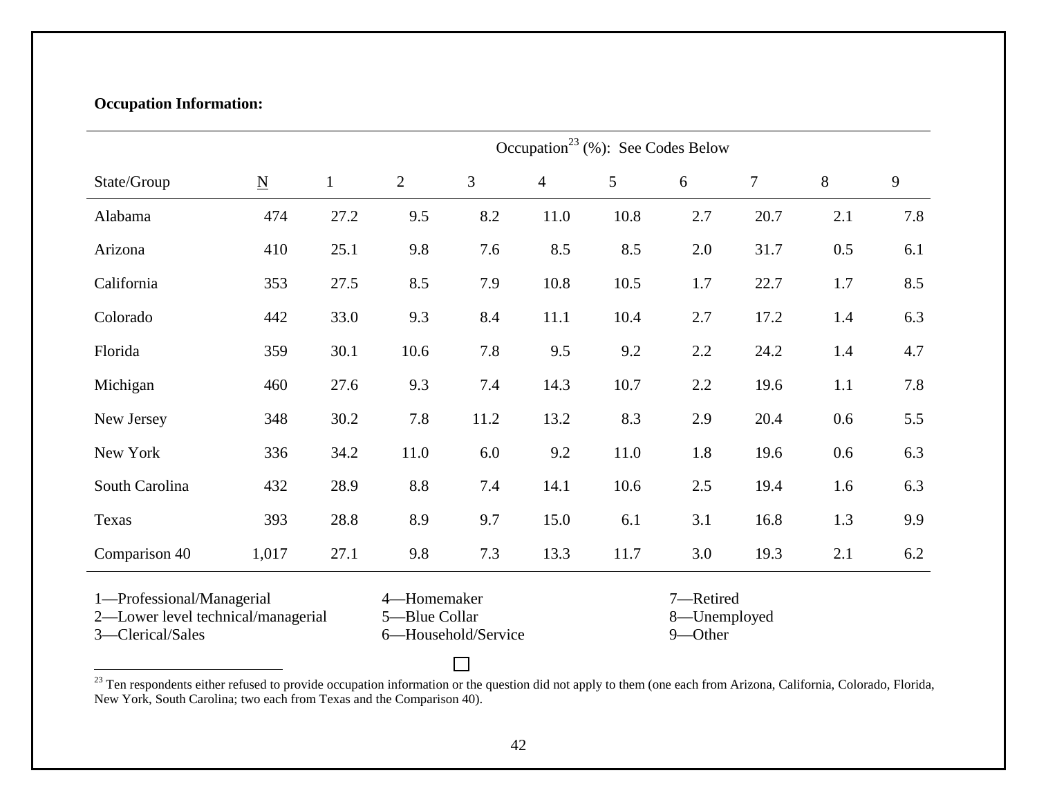**Occupation Information:**

| | | Occupation[23] (%): See Codes Below | | | | | | | | |
|---|---|---|---|---|---|---|---|---|---|---|
| State/Group | N | 1 | 2 | 3 | 4 | 5 | 6 | 7 | 8 | 9 |
| Alabama | 474 | 27.2 | 9.5 | 8.2 | 11.0 | 10.8 | 2.7 | 20.7 | 2.1 | 7.8 |
| Arizona | 410 | 25.1 | 9.8 | 7.6 | 8.5 | 8.5 | 2.0 | 31.7 | 0.5 | 6.1 |
| California | 353 | 27.5 | 8.5 | 7.9 | 10.8 | 10.5 | 1.7 | 22.7 | 1.7 | 8.5 |
| Colorado | 442 | 33.0 | 9.3 | 8.4 | 11.1 | 10.4 | 2.7 | 17.2 | 1.4 | 6.3 |
| Florida | 359 | 30.1 | 10.6 | 7.8 | 9.5 | 9.2 | 2.2 | 24.2 | 1.4 | 4.7 |
| Michigan | 460 | 27.6 | 9.3 | 7.4 | 14.3 | 10.7 | 2.2 | 19.6 | 1.1 | 7.8 |
| New Jersey | 348 | 30.2 | 7.8 | 11.2 | 13.2 | 8.3 | 2.9 | 20.4 | 0.6 | 5.5 |
| New York | 336 | 34.2 | 11.0 | 6.0 | 9.2 | 11.0 | 1.8 | 19.6 | 0.6 | 6.3 |
| South Carolina | 432 | 28.9 | 8.8 | 7.4 | 14.1 | 10.6 | 2.5 | 19.4 | 1.6 | 6.3 |
| Texas | 393 | 28.8 | 8.9 | 9.7 | 15.0 | 6.1 | 3.1 | 16.8 | 1.3 | 9.9 |
| Comparison 40 | 1,017 | 27.1 | 9.8 | 7.3 | 13.3 | 11.7 | 3.0 | 19.3 | 2.1 | 6.2 |

1—Professional/Managerial
2—Lower level technical/managerial
3—Clerical/Sales
4—Homemaker
5—Blue Collar
6—Household/Service
7—Retired
8—Unemployed
9—Other

[23] Ten respondents either refused to provide occupation information or the question did not apply to them (one each from Arizona, California, Colorado, Florida, New York, South Carolina; two each from Texas and the Comparison 40).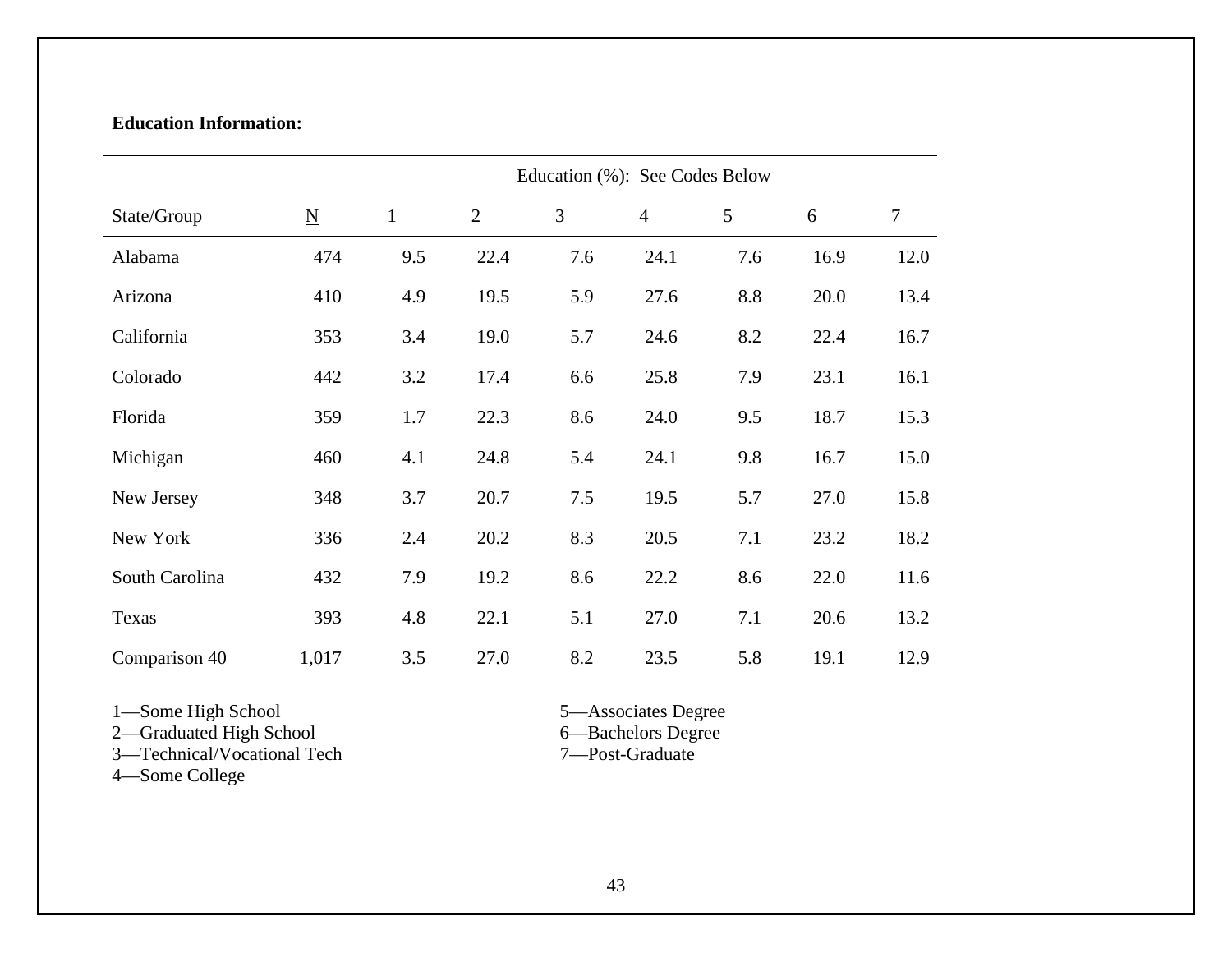**Education Information:**

| State/Group | N | Education (%): See Codes Below | | | | | | |
|---|---|---|---|---|---|---|---|---|
| | | 1 | 2 | 3 | 4 | 5 | 6 | 7 |
| Alabama | 474 | 9.5 | 22.4 | 7.6 | 24.1 | 7.6 | 16.9 | 12.0 |
| Arizona | 410 | 4.9 | 19.5 | 5.9 | 27.6 | 8.8 | 20.0 | 13.4 |
| California | 353 | 3.4 | 19.0 | 5.7 | 24.6 | 8.2 | 22.4 | 16.7 |
| Colorado | 442 | 3.2 | 17.4 | 6.6 | 25.8 | 7.9 | 23.1 | 16.1 |
| Florida | 359 | 1.7 | 22.3 | 8.6 | 24.0 | 9.5 | 18.7 | 15.3 |
| Michigan | 460 | 4.1 | 24.8 | 5.4 | 24.1 | 9.8 | 16.7 | 15.0 |
| New Jersey | 348 | 3.7 | 20.7 | 7.5 | 19.5 | 5.7 | 27.0 | 15.8 |
| New York | 336 | 2.4 | 20.2 | 8.3 | 20.5 | 7.1 | 23.2 | 18.2 |
| South Carolina | 432 | 7.9 | 19.2 | 8.6 | 22.2 | 8.6 | 22.0 | 11.6 |
| Texas | 393 | 4.8 | 22.1 | 5.1 | 27.0 | 7.1 | 20.6 | 13.2 |
| Comparison 40 | 1,017 | 3.5 | 27.0 | 8.2 | 23.5 | 5.8 | 19.1 | 12.9 |

1—Some High School
2—Graduated High School
3—Technical/Vocational Tech
4—Some College
5—Associates Degree
6—Bachelors Degree
7—Post-Graduate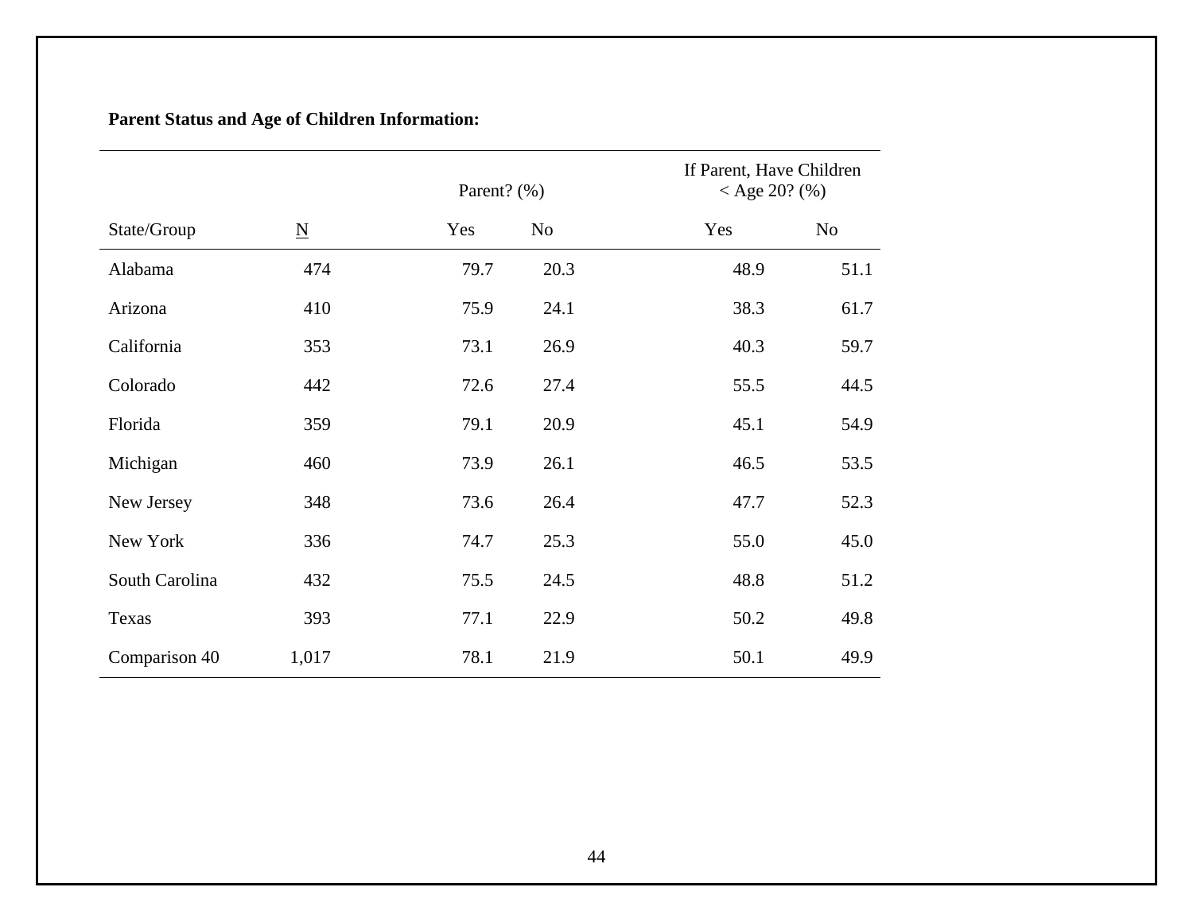**Parent Status and Age of Children Information:**

| | | Parent? (%) | | If Parent, Have Children < Age 20? (%) | |
|---|---|---|---|---|---|
| State/Group | N | Yes | No | Yes | No |
| Alabama | 474 | 79.7 | 20.3 | 48.9 | 51.1 |
| Arizona | 410 | 75.9 | 24.1 | 38.3 | 61.7 |
| California | 353 | 73.1 | 26.9 | 40.3 | 59.7 |
| Colorado | 442 | 72.6 | 27.4 | 55.5 | 44.5 |
| Florida | 359 | 79.1 | 20.9 | 45.1 | 54.9 |
| Michigan | 460 | 73.9 | 26.1 | 46.5 | 53.5 |
| New Jersey | 348 | 73.6 | 26.4 | 47.7 | 52.3 |
| New York | 336 | 74.7 | 25.3 | 55.0 | 45.0 |
| South Carolina | 432 | 75.5 | 24.5 | 48.8 | 51.2 |
| Texas | 393 | 77.1 | 22.9 | 50.2 | 49.8 |
| Comparison 40 | 1,017 | 78.1 | 21.9 | 50.1 | 49.9 |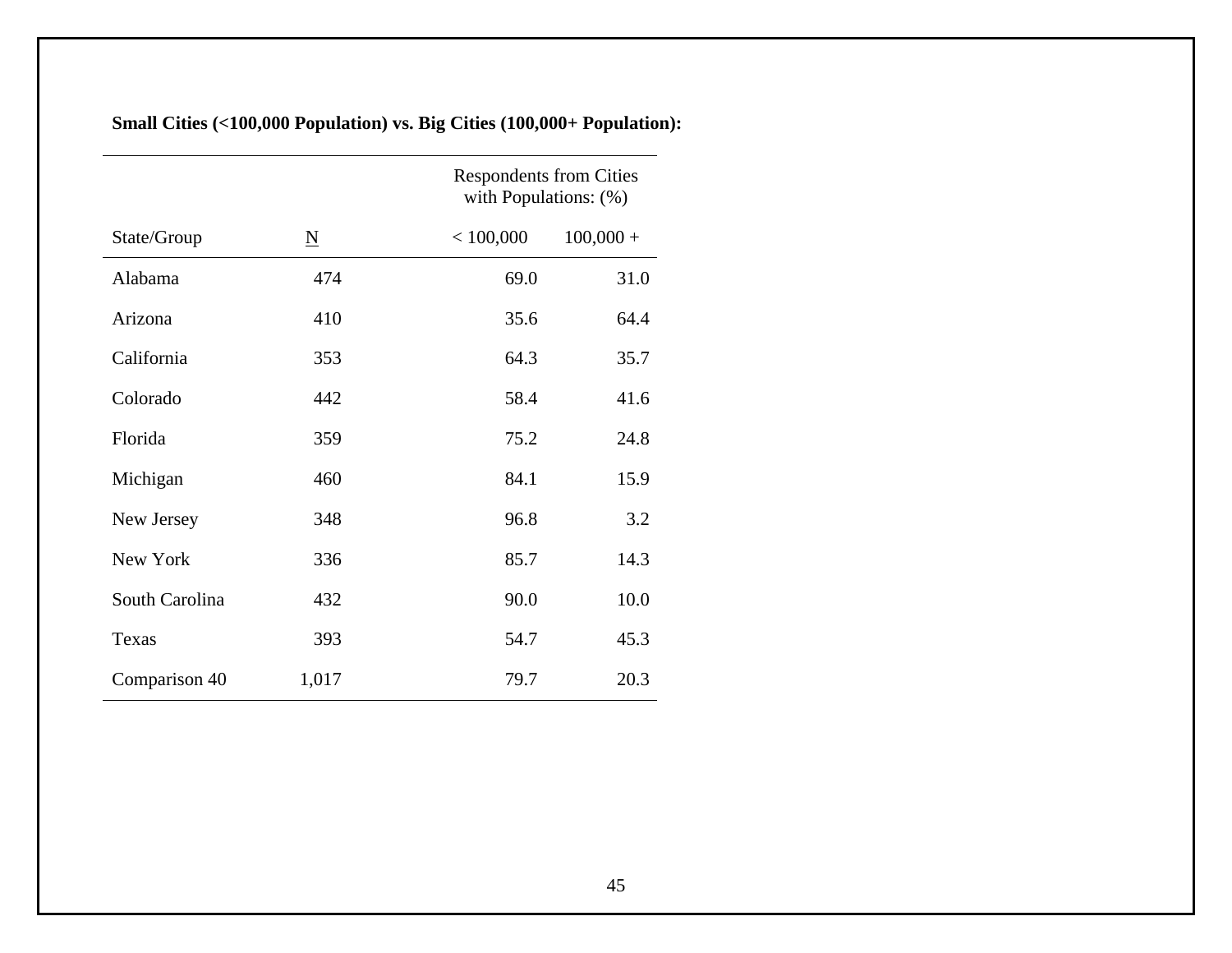**Small Cities (<100,000 Population) vs. Big Cities (100,000+ Population):**

| | | Respondents from Cities with Populations: (%) | |
|---|---|---|---|
| State/Group | N | < 100,000 | 100,000 + |
| Alabama | 474 | 69.0 | 31.0 |
| Arizona | 410 | 35.6 | 64.4 |
| California | 353 | 64.3 | 35.7 |
| Colorado | 442 | 58.4 | 41.6 |
| Florida | 359 | 75.2 | 24.8 |
| Michigan | 460 | 84.1 | 15.9 |
| New Jersey | 348 | 96.8 | 3.2 |
| New York | 336 | 85.7 | 14.3 |
| South Carolina | 432 | 90.0 | 10.0 |
| Texas | 393 | 54.7 | 45.3 |
| Comparison 40 | 1,017 | 79.7 | 20.3 |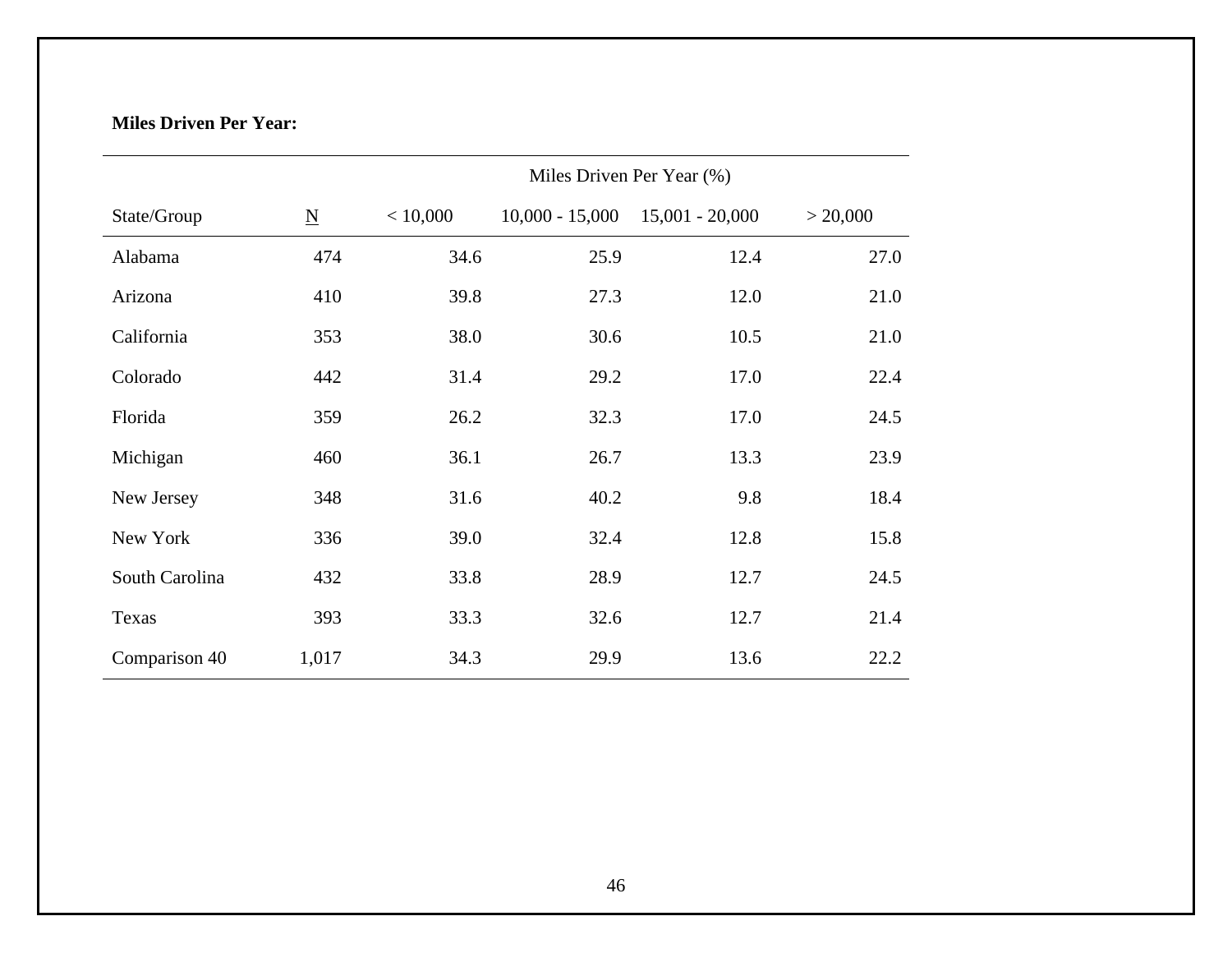**Miles Driven Per Year:**

| | | Miles Driven Per Year (%) | | | |
|---|---|---|---|---|---|
| State/Group | N | < 10,000 | 10,000 - 15,000 | 15,001 - 20,000 | > 20,000 |
| Alabama | 474 | 34.6 | 25.9 | 12.4 | 27.0 |
| Arizona | 410 | 39.8 | 27.3 | 12.0 | 21.0 |
| California | 353 | 38.0 | 30.6 | 10.5 | 21.0 |
| Colorado | 442 | 31.4 | 29.2 | 17.0 | 22.4 |
| Florida | 359 | 26.2 | 32.3 | 17.0 | 24.5 |
| Michigan | 460 | 36.1 | 26.7 | 13.3 | 23.9 |
| New Jersey | 348 | 31.6 | 40.2 | 9.8 | 18.4 |
| New York | 336 | 39.0 | 32.4 | 12.8 | 15.8 |
| South Carolina | 432 | 33.8 | 28.9 | 12.7 | 24.5 |
| Texas | 393 | 33.3 | 32.6 | 12.7 | 21.4 |
| Comparison 40 | 1,017 | 34.3 | 29.9 | 13.6 | 22.2 |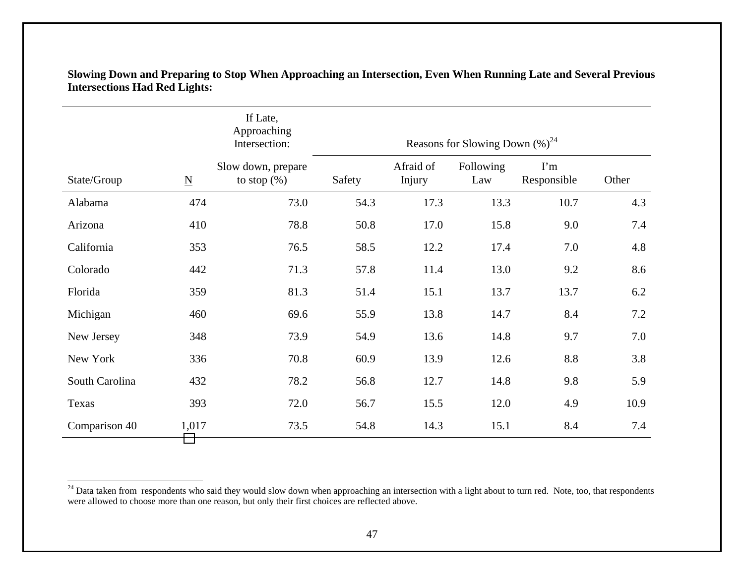**Slowing Down and Preparing to Stop When Approaching an Intersection, Even When Running Late and Several Previous Intersections Had Red Lights:**

| | | If Late, Approaching Intersection: | Reasons for Slowing Down (%)[24] | | | | |
|---|---|---|---|---|---|---|---|
| State/Group | N | Slow down, prepare to stop (%) | Safety | Afraid of Injury | Following Law | I'm Responsible | Other |
| Alabama | 474 | 73.0 | 54.3 | 17.3 | 13.3 | 10.7 | 4.3 |
| Arizona | 410 | 78.8 | 50.8 | 17.0 | 15.8 | 9.0 | 7.4 |
| California | 353 | 76.5 | 58.5 | 12.2 | 17.4 | 7.0 | 4.8 |
| Colorado | 442 | 71.3 | 57.8 | 11.4 | 13.0 | 9.2 | 8.6 |
| Florida | 359 | 81.3 | 51.4 | 15.1 | 13.7 | 13.7 | 6.2 |
| Michigan | 460 | 69.6 | 55.9 | 13.8 | 14.7 | 8.4 | 7.2 |
| New Jersey | 348 | 73.9 | 54.9 | 13.6 | 14.8 | 9.7 | 7.0 |
| New York | 336 | 70.8 | 60.9 | 13.9 | 12.6 | 8.8 | 3.8 |
| South Carolina | 432 | 78.2 | 56.8 | 12.7 | 14.8 | 9.8 | 5.9 |
| Texas | 393 | 72.0 | 56.7 | 15.5 | 12.0 | 4.9 | 10.9 |
| Comparison 40 | 1,017 | 73.5 | 54.8 | 14.3 | 15.1 | 8.4 | 7.4 |

[24] Data taken from respondents who said they would slow down when approaching an intersection with a light about to turn red. Note, too, that respondents were allowed to choose more than one reason, but only their first choices are reflected above.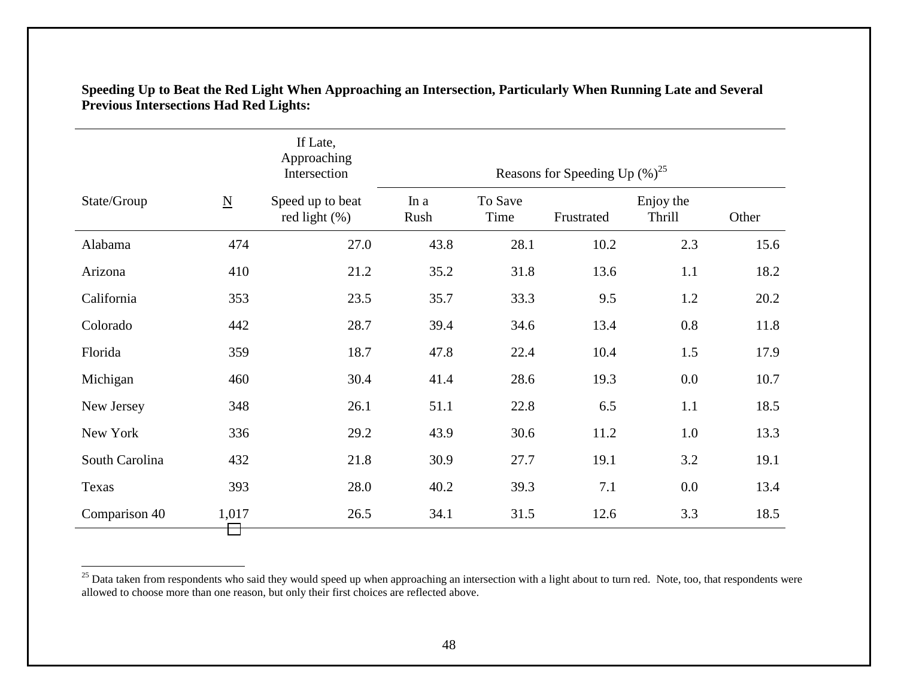**Speeding Up to Beat the Red Light When Approaching an Intersection, Particularly When Running Late and Several Previous Intersections Had Red Lights:**

| | | If Late, Approaching Intersection | Reasons for Speeding Up (%)[25] | | | | |
|---|---|---|---|---|---|---|---|
| State/Group | N | Speed up to beat red light (%) | In a Rush | To Save Time | Frustrated | Enjoy the Thrill | Other |
| Alabama | 474 | 27.0 | 43.8 | 28.1 | 10.2 | 2.3 | 15.6 |
| Arizona | 410 | 21.2 | 35.2 | 31.8 | 13.6 | 1.1 | 18.2 |
| California | 353 | 23.5 | 35.7 | 33.3 | 9.5 | 1.2 | 20.2 |
| Colorado | 442 | 28.7 | 39.4 | 34.6 | 13.4 | 0.8 | 11.8 |
| Florida | 359 | 18.7 | 47.8 | 22.4 | 10.4 | 1.5 | 17.9 |
| Michigan | 460 | 30.4 | 41.4 | 28.6 | 19.3 | 0.0 | 10.7 |
| New Jersey | 348 | 26.1 | 51.1 | 22.8 | 6.5 | 1.1 | 18.5 |
| New York | 336 | 29.2 | 43.9 | 30.6 | 11.2 | 1.0 | 13.3 |
| South Carolina | 432 | 21.8 | 30.9 | 27.7 | 19.1 | 3.2 | 19.1 |
| Texas | 393 | 28.0 | 40.2 | 39.3 | 7.1 | 0.0 | 13.4 |
| Comparison 40 | 1,017 | 26.5 | 34.1 | 31.5 | 12.6 | 3.3 | 18.5 |

[25] Data taken from respondents who said they would speed up when approaching an intersection with a light about to turn red. Note, too, that respondents were allowed to choose more than one reason, but only their first choices are reflected above.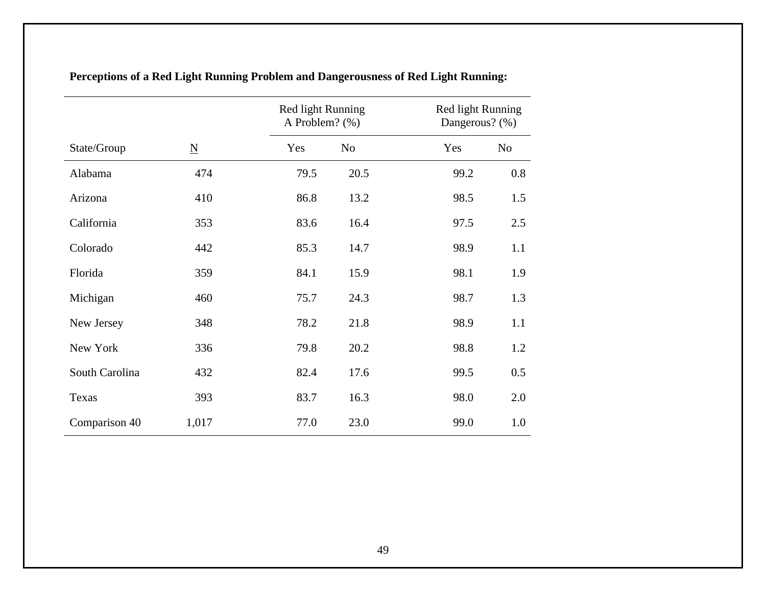**Perceptions of a Red Light Running Problem and Dangerousness of Red Light Running:**

| | | Red light Running A Problem? (%) | | Red light Running Dangerous? (%) | |
|---|---|---|---|---|---|
| State/Group | N | Yes | No | Yes | No |
| Alabama | 474 | 79.5 | 20.5 | 99.2 | 0.8 |
| Arizona | 410 | 86.8 | 13.2 | 98.5 | 1.5 |
| California | 353 | 83.6 | 16.4 | 97.5 | 2.5 |
| Colorado | 442 | 85.3 | 14.7 | 98.9 | 1.1 |
| Florida | 359 | 84.1 | 15.9 | 98.1 | 1.9 |
| Michigan | 460 | 75.7 | 24.3 | 98.7 | 1.3 |
| New Jersey | 348 | 78.2 | 21.8 | 98.9 | 1.1 |
| New York | 336 | 79.8 | 20.2 | 98.8 | 1.2 |
| South Carolina | 432 | 82.4 | 17.6 | 99.5 | 0.5 |
| Texas | 393 | 83.7 | 16.3 | 98.0 | 2.0 |
| Comparison 40 | 1,017 | 77.0 | 23.0 | 99.0 | 1.0 |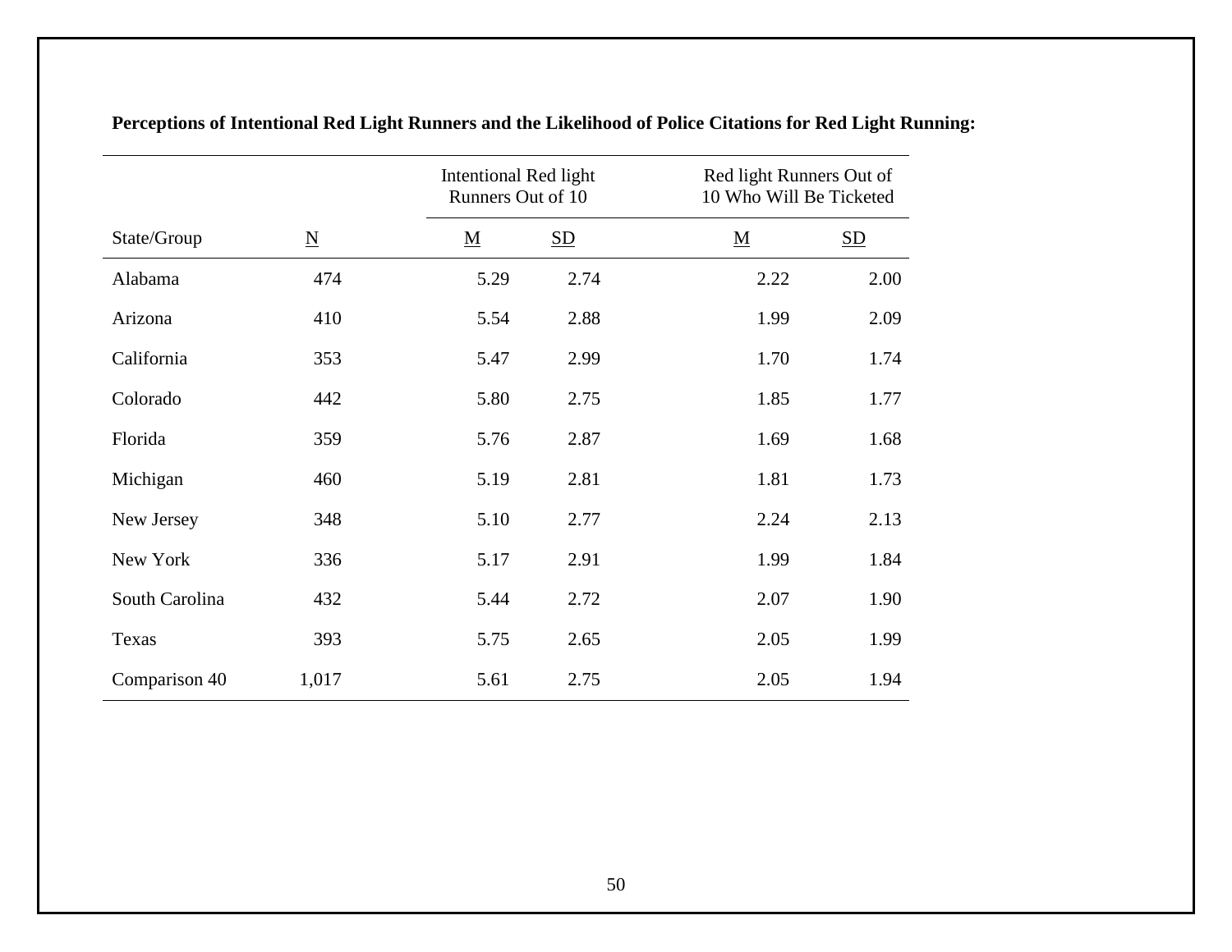**Perceptions of Intentional Red Light Runners and the Likelihood of Police Citations for Red Light Running:**

| | | Intentional Red light Runners Out of 10 | | Red light Runners Out of 10 Who Will Be Ticketed | |
|---|---|---|---|---|---|
| State/Group | N | M | SD | M | SD |
| Alabama | 474 | 5.29 | 2.74 | 2.22 | 2.00 |
| Arizona | 410 | 5.54 | 2.88 | 1.99 | 2.09 |
| California | 353 | 5.47 | 2.99 | 1.70 | 1.74 |
| Colorado | 442 | 5.80 | 2.75 | 1.85 | 1.77 |
| Florida | 359 | 5.76 | 2.87 | 1.69 | 1.68 |
| Michigan | 460 | 5.19 | 2.81 | 1.81 | 1.73 |
| New Jersey | 348 | 5.10 | 2.77 | 2.24 | 2.13 |
| New York | 336 | 5.17 | 2.91 | 1.99 | 1.84 |
| South Carolina | 432 | 5.44 | 2.72 | 2.07 | 1.90 |
| Texas | 393 | 5.75 | 2.65 | 2.05 | 1.99 |
| Comparison 40 | 1,017 | 5.61 | 2.75 | 2.05 | 1.94 |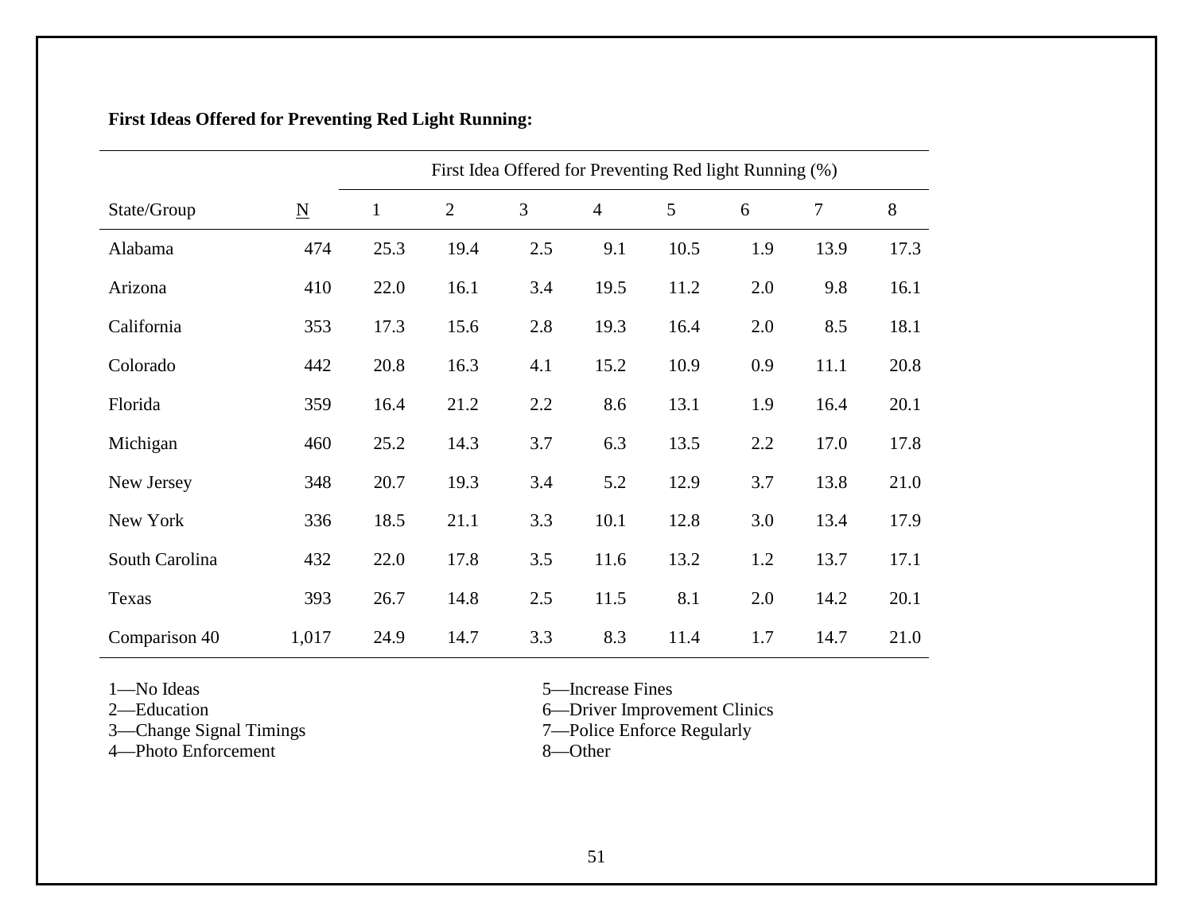**First Ideas Offered for Preventing Red Light Running:**

| | | First Idea Offered for Preventing Red light Running (%) | | | | | | | |
|---|---|---|---|---|---|---|---|---|---|
| State/Group | N | 1 | 2 | 3 | 4 | 5 | 6 | 7 | 8 |
| Alabama | 474 | 25.3 | 19.4 | 2.5 | 9.1 | 10.5 | 1.9 | 13.9 | 17.3 |
| Arizona | 410 | 22.0 | 16.1 | 3.4 | 19.5 | 11.2 | 2.0 | 9.8 | 16.1 |
| California | 353 | 17.3 | 15.6 | 2.8 | 19.3 | 16.4 | 2.0 | 8.5 | 18.1 |
| Colorado | 442 | 20.8 | 16.3 | 4.1 | 15.2 | 10.9 | 0.9 | 11.1 | 20.8 |
| Florida | 359 | 16.4 | 21.2 | 2.2 | 8.6 | 13.1 | 1.9 | 16.4 | 20.1 |
| Michigan | 460 | 25.2 | 14.3 | 3.7 | 6.3 | 13.5 | 2.2 | 17.0 | 17.8 |
| New Jersey | 348 | 20.7 | 19.3 | 3.4 | 5.2 | 12.9 | 3.7 | 13.8 | 21.0 |
| New York | 336 | 18.5 | 21.1 | 3.3 | 10.1 | 12.8 | 3.0 | 13.4 | 17.9 |
| South Carolina | 432 | 22.0 | 17.8 | 3.5 | 11.6 | 13.2 | 1.2 | 13.7 | 17.1 |
| Texas | 393 | 26.7 | 14.8 | 2.5 | 11.5 | 8.1 | 2.0 | 14.2 | 20.1 |
| Comparison 40 | 1,017 | 24.9 | 14.7 | 3.3 | 8.3 | 11.4 | 1.7 | 14.7 | 21.0 |

1—No Ideas
2—Education
3—Change Signal Timings
4—Photo Enforcement
5—Increase Fines
6—Driver Improvement Clinics
7—Police Enforce Regularly
8—Other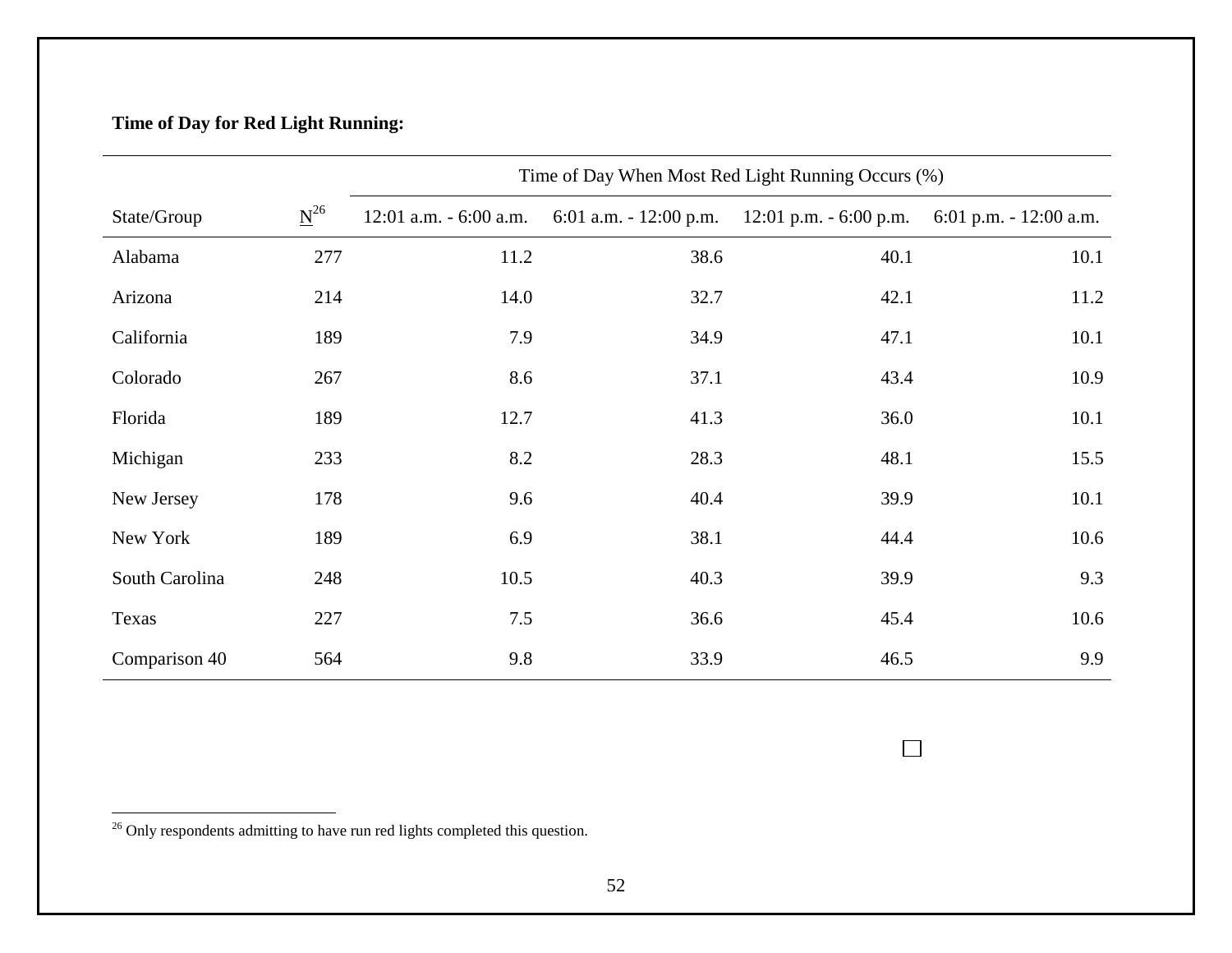**Time of Day for Red Light Running:**

| | | Time of Day When Most Red Light Running Occurs (%) | | | |
|---|---|---|---|---|---|
| State/Group | N[26] | 12:01 a.m. - 6:00 a.m. | 6:01 a.m. - 12:00 p.m. | 12:01 p.m. - 6:00 p.m. | 6:01 p.m. - 12:00 a.m. |
| Alabama | 277 | 11.2 | 38.6 | 40.1 | 10.1 |
| Arizona | 214 | 14.0 | 32.7 | 42.1 | 11.2 |
| California | 189 | 7.9 | 34.9 | 47.1 | 10.1 |
| Colorado | 267 | 8.6 | 37.1 | 43.4 | 10.9 |
| Florida | 189 | 12.7 | 41.3 | 36.0 | 10.1 |
| Michigan | 233 | 8.2 | 28.3 | 48.1 | 15.5 |
| New Jersey | 178 | 9.6 | 40.4 | 39.9 | 10.1 |
| New York | 189 | 6.9 | 38.1 | 44.4 | 10.6 |
| South Carolina | 248 | 10.5 | 40.3 | 39.9 | 9.3 |
| Texas | 227 | 7.5 | 36.6 | 45.4 | 10.6 |
| Comparison 40 | 564 | 9.8 | 33.9 | 46.5 | 9.9 |

[26] Only respondents admitting to have run red lights completed this question.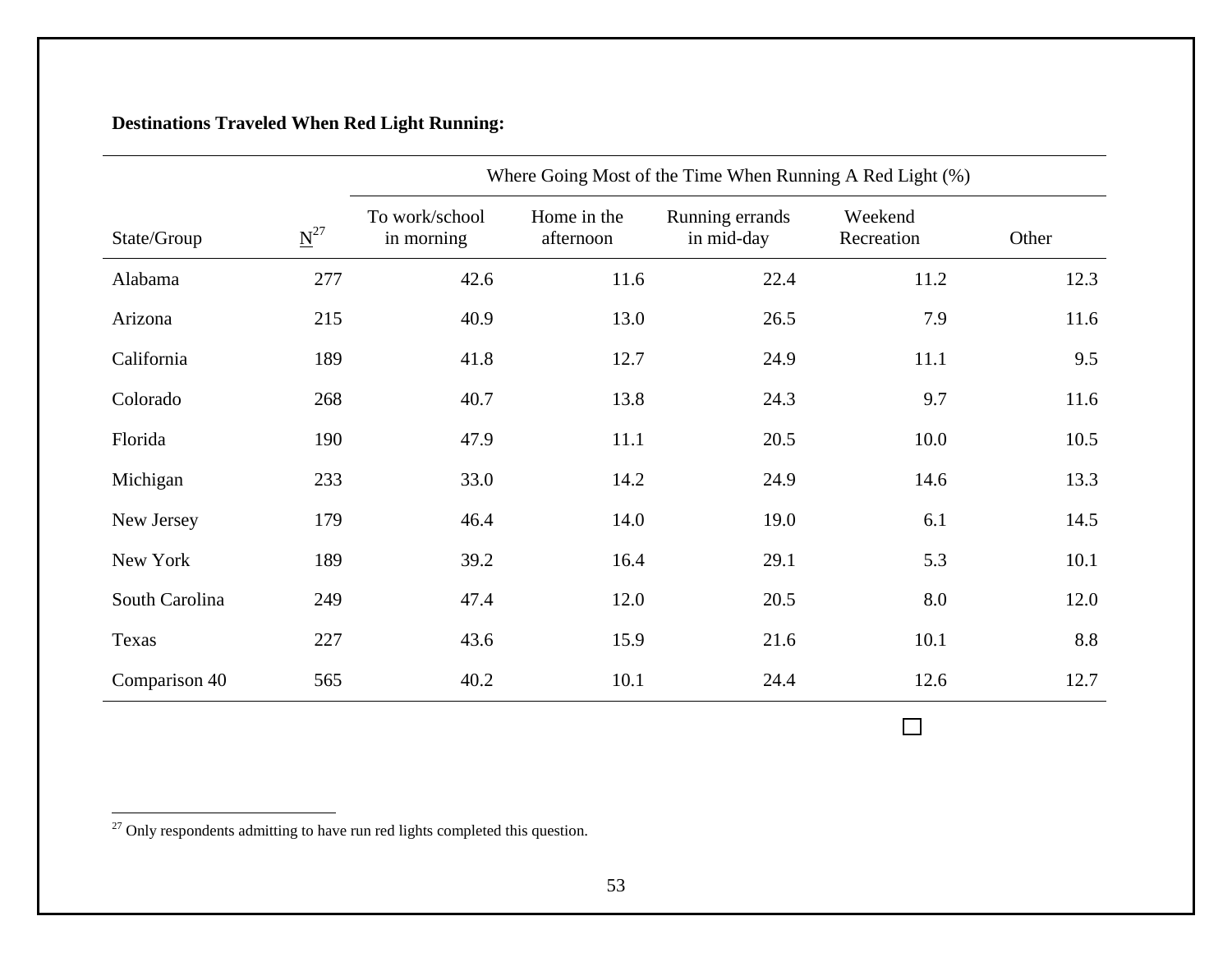**Destinations Traveled When Red Light Running:**

| State/Group | N[27] | Where Going Most of the Time When Running A Red Light (%) | | | | |
|---|---|---|---|---|---|---|
| | | To work/school in morning | Home in the afternoon | Running errands in mid-day | Weekend Recreation | Other |
| Alabama | 277 | 42.6 | 11.6 | 22.4 | 11.2 | 12.3 |
| Arizona | 215 | 40.9 | 13.0 | 26.5 | 7.9 | 11.6 |
| California | 189 | 41.8 | 12.7 | 24.9 | 11.1 | 9.5 |
| Colorado | 268 | 40.7 | 13.8 | 24.3 | 9.7 | 11.6 |
| Florida | 190 | 47.9 | 11.1 | 20.5 | 10.0 | 10.5 |
| Michigan | 233 | 33.0 | 14.2 | 24.9 | 14.6 | 13.3 |
| New Jersey | 179 | 46.4 | 14.0 | 19.0 | 6.1 | 14.5 |
| New York | 189 | 39.2 | 16.4 | 29.1 | 5.3 | 10.1 |
| South Carolina | 249 | 47.4 | 12.0 | 20.5 | 8.0 | 12.0 |
| Texas | 227 | 43.6 | 15.9 | 21.6 | 10.1 | 8.8 |
| Comparison 40 | 565 | 40.2 | 10.1 | 24.4 | 12.6 | 12.7 |

[27] Only respondents admitting to have run red lights completed this question.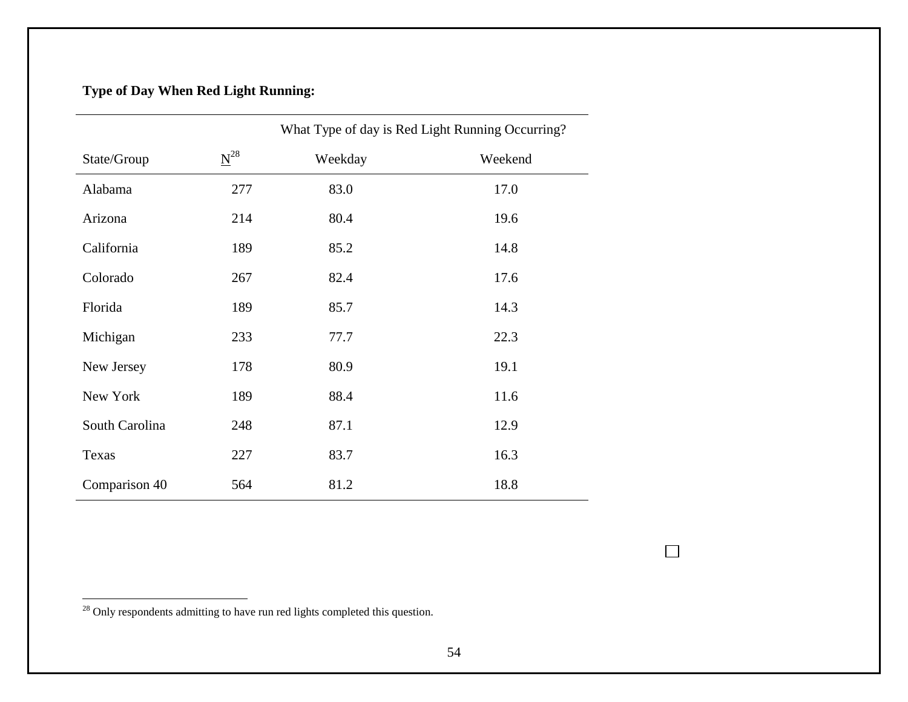**Type of Day When Red Light Running:**

| | | What Type of day is Red Light Running Occurring? | |
|---|---|---|---|
| State/Group | N[28] | Weekday | Weekend |
| Alabama | 277 | 83.0 | 17.0 |
| Arizona | 214 | 80.4 | 19.6 |
| California | 189 | 85.2 | 14.8 |
| Colorado | 267 | 82.4 | 17.6 |
| Florida | 189 | 85.7 | 14.3 |
| Michigan | 233 | 77.7 | 22.3 |
| New Jersey | 178 | 80.9 | 19.1 |
| New York | 189 | 88.4 | 11.6 |
| South Carolina | 248 | 87.1 | 12.9 |
| Texas | 227 | 83.7 | 16.3 |
| Comparison 40 | 564 | 81.2 | 18.8 |

[28] Only respondents admitting to have run red lights completed this question.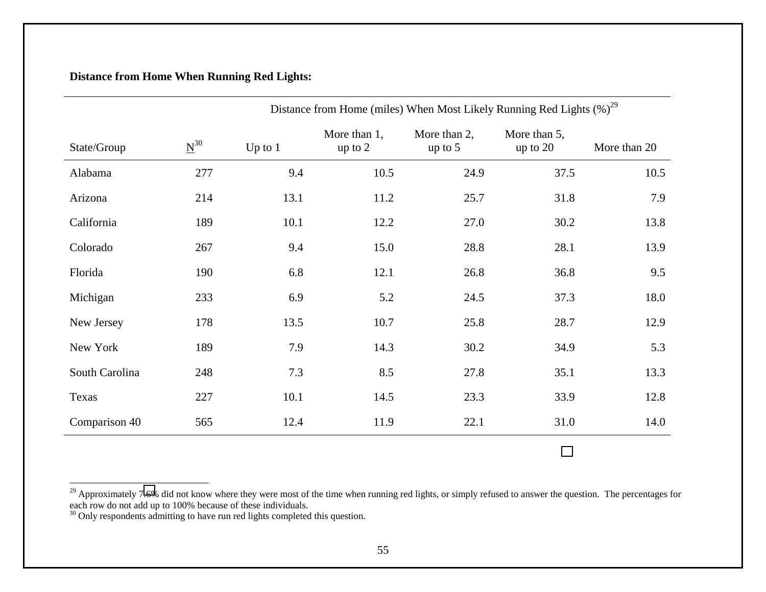**Distance from Home When Running Red Lights:**

| | | Distance from Home (miles) When Most Likely Running Red Lights (%)[29] | | | | |
|---|---|---|---|---|---|---|
| State/Group | N[30] | Up to 1 | More than 1, up to 2 | More than 2, up to 5 | More than 5, up to 20 | More than 20 |
| Alabama | 277 | 9.4 | 10.5 | 24.9 | 37.5 | 10.5 |
| Arizona | 214 | 13.1 | 11.2 | 25.7 | 31.8 | 7.9 |
| California | 189 | 10.1 | 12.2 | 27.0 | 30.2 | 13.8 |
| Colorado | 267 | 9.4 | 15.0 | 28.8 | 28.1 | 13.9 |
| Florida | 190 | 6.8 | 12.1 | 26.8 | 36.8 | 9.5 |
| Michigan | 233 | 6.9 | 5.2 | 24.5 | 37.3 | 18.0 |
| New Jersey | 178 | 13.5 | 10.7 | 25.8 | 28.7 | 12.9 |
| New York | 189 | 7.9 | 14.3 | 30.2 | 34.9 | 5.3 |
| South Carolina | 248 | 7.3 | 8.5 | 27.8 | 35.1 | 13.3 |
| Texas | 227 | 10.1 | 14.5 | 23.3 | 33.9 | 12.8 |
| Comparison 40 | 565 | 12.4 | 11.9 | 22.1 | 31.0 | 14.0 |

[29] Approximately 7.6% did not know where they were most of the time when running red lights, or simply refused to answer the question. The percentages for each row do not add up to 100% because of these individuals.
[30] Only respondents admitting to have run red lights completed this question.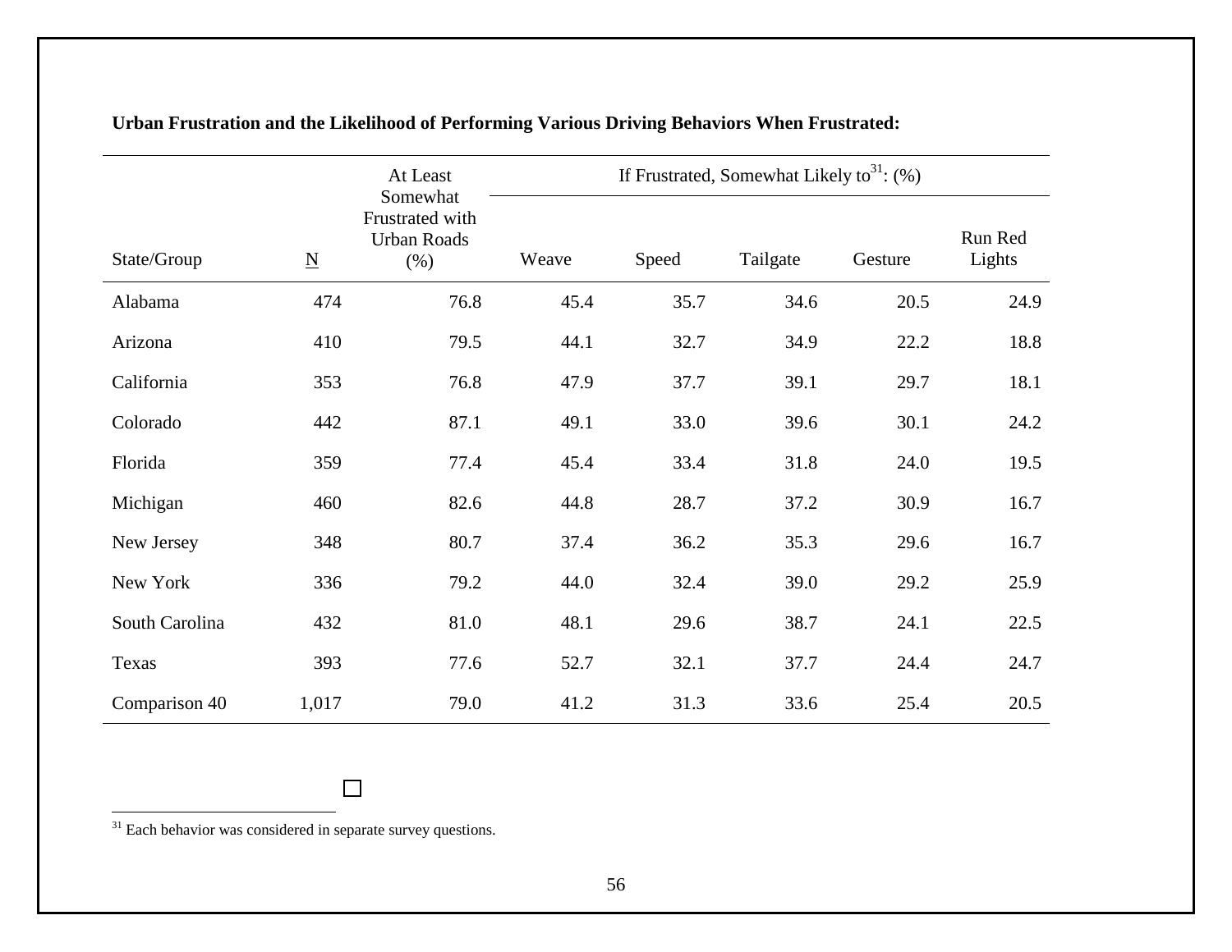**Urban Frustration and the Likelihood of Performing Various Driving Behaviors When Frustrated:**

| State/Group | N | At Least Somewhat Frustrated with Urban Roads (%) | If Frustrated, Somewhat Likely to[31]: (%) | | | | |
|---|---|---|---|---|---|---|---|
| | | | Weave | Speed | Tailgate | Gesture | Run Red Lights |
| Alabama | 474 | 76.8 | 45.4 | 35.7 | 34.6 | 20.5 | 24.9 |
| Arizona | 410 | 79.5 | 44.1 | 32.7 | 34.9 | 22.2 | 18.8 |
| California | 353 | 76.8 | 47.9 | 37.7 | 39.1 | 29.7 | 18.1 |
| Colorado | 442 | 87.1 | 49.1 | 33.0 | 39.6 | 30.1 | 24.2 |
| Florida | 359 | 77.4 | 45.4 | 33.4 | 31.8 | 24.0 | 19.5 |
| Michigan | 460 | 82.6 | 44.8 | 28.7 | 37.2 | 30.9 | 16.7 |
| New Jersey | 348 | 80.7 | 37.4 | 36.2 | 35.3 | 29.6 | 16.7 |
| New York | 336 | 79.2 | 44.0 | 32.4 | 39.0 | 29.2 | 25.9 |
| South Carolina | 432 | 81.0 | 48.1 | 29.6 | 38.7 | 24.1 | 22.5 |
| Texas | 393 | 77.6 | 52.7 | 32.1 | 37.7 | 24.4 | 24.7 |
| Comparison 40 | 1,017 | 79.0 | 41.2 | 31.3 | 33.6 | 25.4 | 20.5 |

[31] Each behavior was considered in separate survey questions.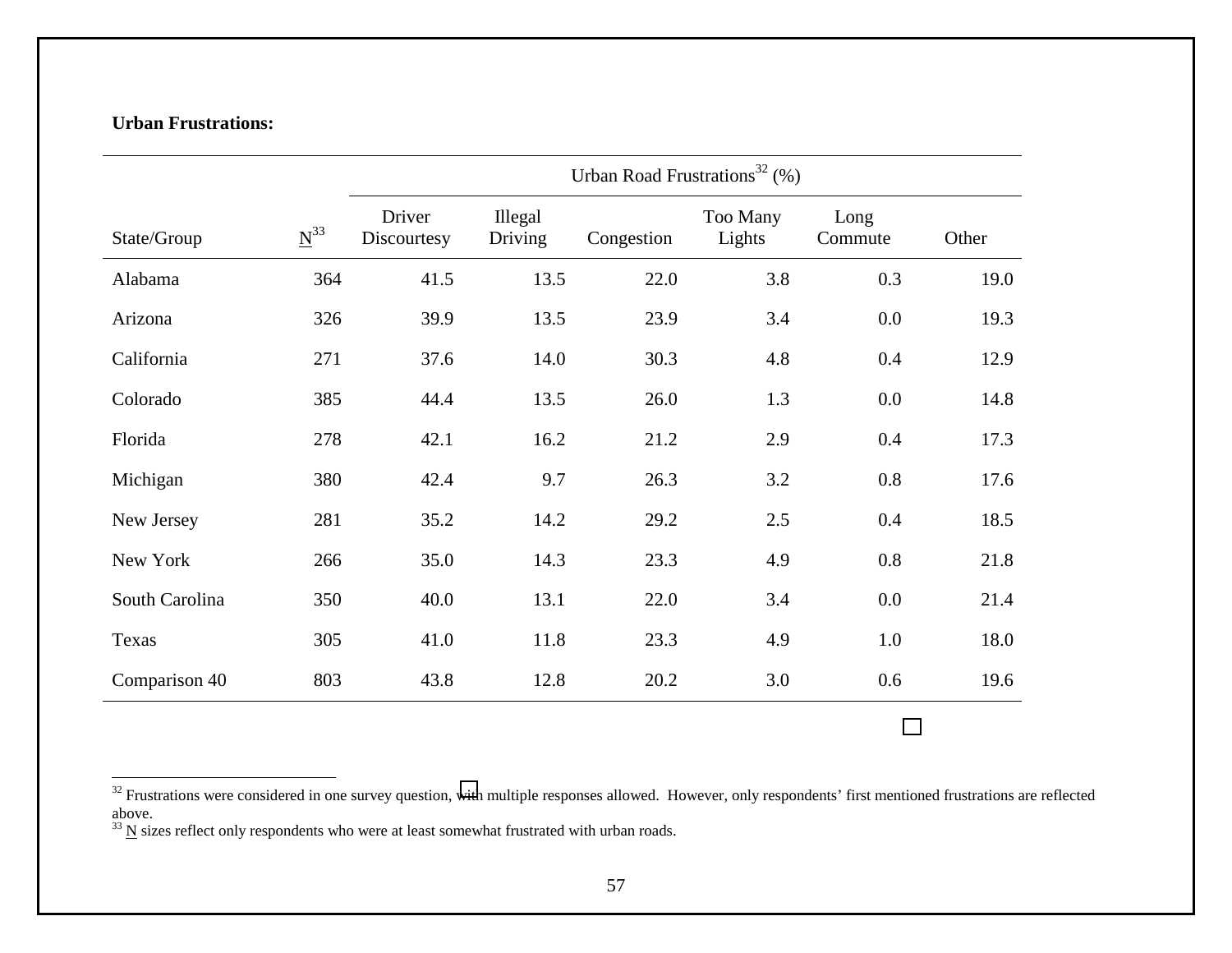**Urban Frustrations:**

| | | Urban Road Frustrations[32] (%) | | | | | |
|---|---|---|---|---|---|---|---|
| State/Group | N[33] | Driver Discourtesy | Illegal Driving | Congestion | Too Many Lights | Long Commute | Other |
| Alabama | 364 | 41.5 | 13.5 | 22.0 | 3.8 | 0.3 | 19.0 |
| Arizona | 326 | 39.9 | 13.5 | 23.9 | 3.4 | 0.0 | 19.3 |
| California | 271 | 37.6 | 14.0 | 30.3 | 4.8 | 0.4 | 12.9 |
| Colorado | 385 | 44.4 | 13.5 | 26.0 | 1.3 | 0.0 | 14.8 |
| Florida | 278 | 42.1 | 16.2 | 21.2 | 2.9 | 0.4 | 17.3 |
| Michigan | 380 | 42.4 | 9.7 | 26.3 | 3.2 | 0.8 | 17.6 |
| New Jersey | 281 | 35.2 | 14.2 | 29.2 | 2.5 | 0.4 | 18.5 |
| New York | 266 | 35.0 | 14.3 | 23.3 | 4.9 | 0.8 | 21.8 |
| South Carolina | 350 | 40.0 | 13.1 | 22.0 | 3.4 | 0.0 | 21.4 |
| Texas | 305 | 41.0 | 11.8 | 23.3 | 4.9 | 1.0 | 18.0 |
| Comparison 40 | 803 | 43.8 | 12.8 | 20.2 | 3.0 | 0.6 | 19.6 |

[32] Frustrations were considered in one survey question, with multiple responses allowed. However, only respondents' first mentioned frustrations are reflected above.

[33] N sizes reflect only respondents who were at least somewhat frustrated with urban roads.